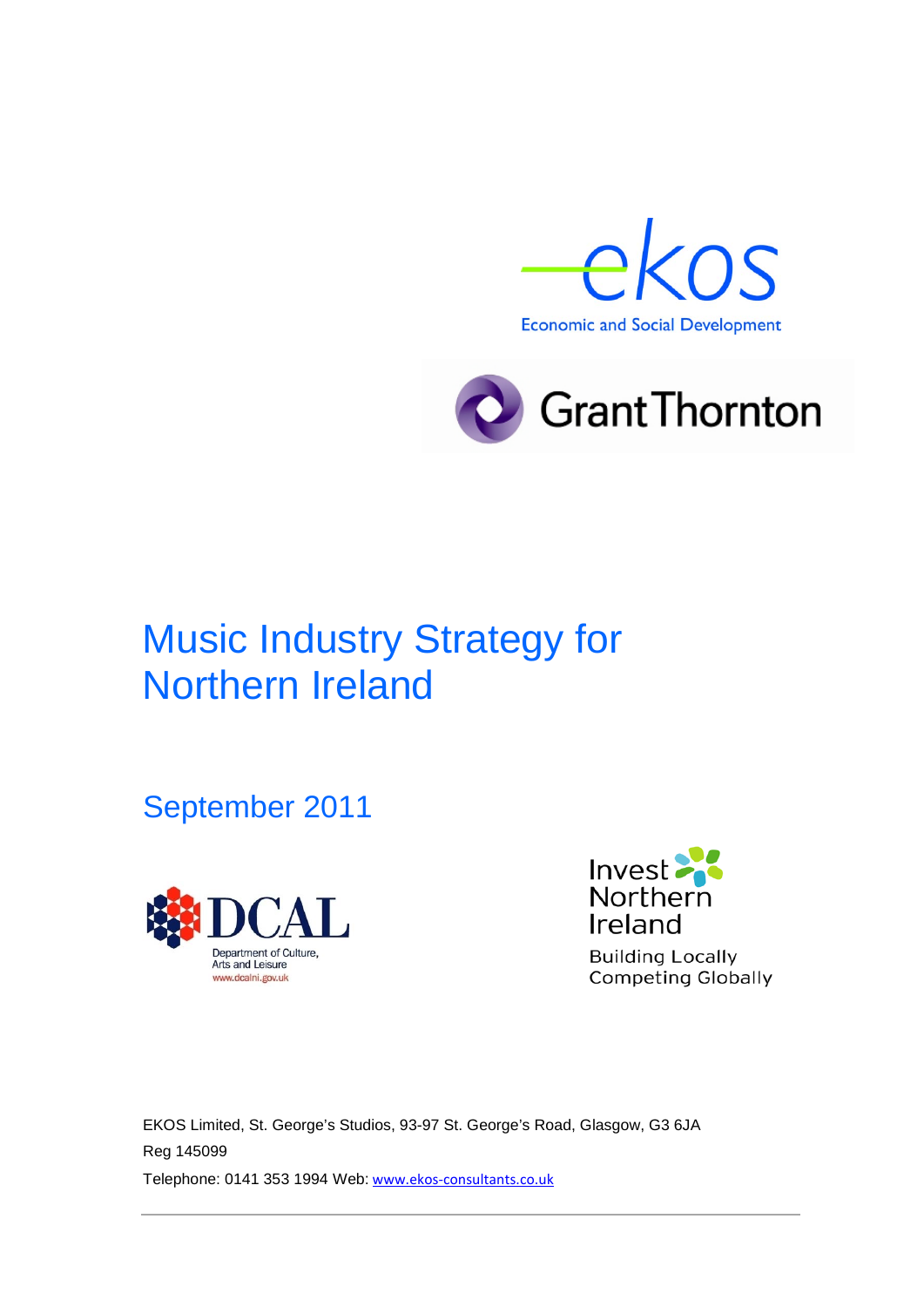ekos

Economic and Social Development

Grant Thornton

# Music Industry Strategy for Northern Ireland

## September 2011

DCAL

Department of Culture, Arts and Leisure

www.dcalni.gov.uk

Invest Northern Ireland

Building Locally Competing Globally

EKOS Limited, St. George's Studios, 93-97 St. George's Road, Glasgow, G3 6JA

Reg 145099

Telephone: 0141 353 1994 Web: www.ekos-consultants.co.uk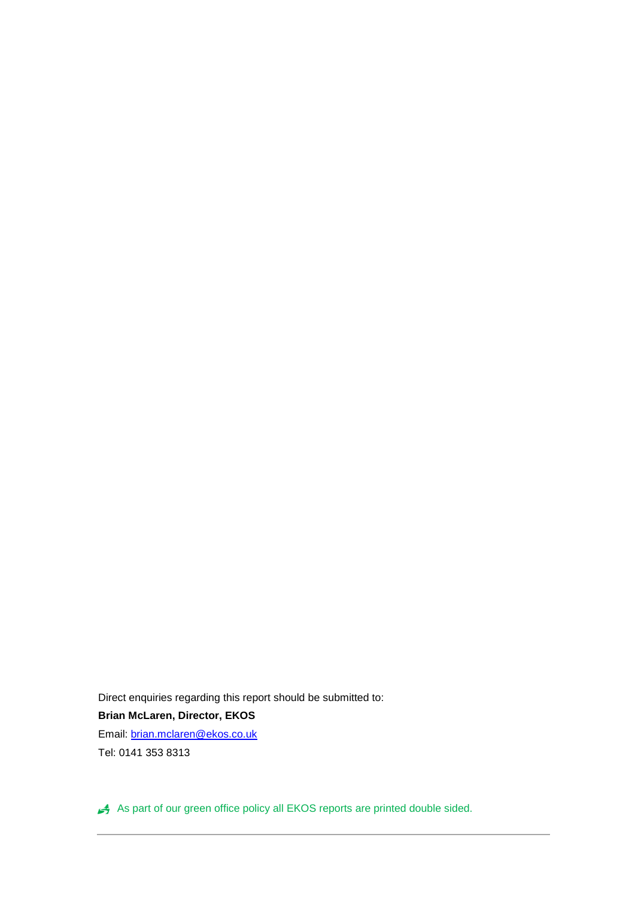Direct enquiries regarding this report should be submitted to:

**Brian McLaren, Director, EKOS**

Email: brian.mclaren@ekos.co.uk

Tel: 0141 353 8313

As part of our green office policy all EKOS reports are printed double sided.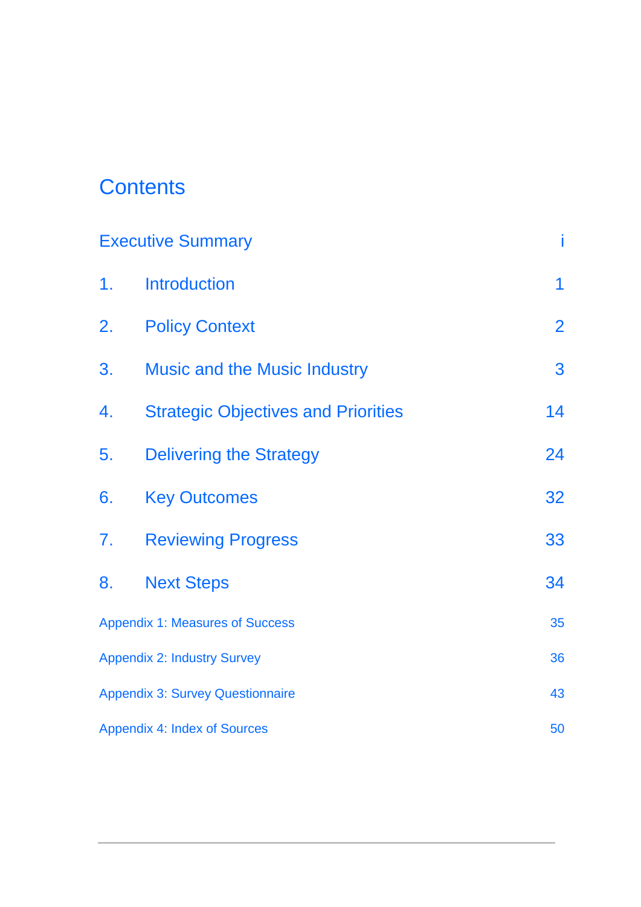# Contents

| | | |
|---|---|---|
| Executive Summary | | i |
| 1. | Introduction | 1 |
| 2. | Policy Context | 2 |
| 3. | Music and the Music Industry | 3 |
| 4. | Strategic Objectives and Priorities | 14 |
| 5. | Delivering the Strategy | 24 |
| 6. | Key Outcomes | 32 |
| 7. | Reviewing Progress | 33 |
| 8. | Next Steps | 34 |
| Appendix 1: Measures of Success | | 35 |
| Appendix 2: Industry Survey | | 36 |
| Appendix 3: Survey Questionnaire | | 43 |
| Appendix 4: Index of Sources | | 50 |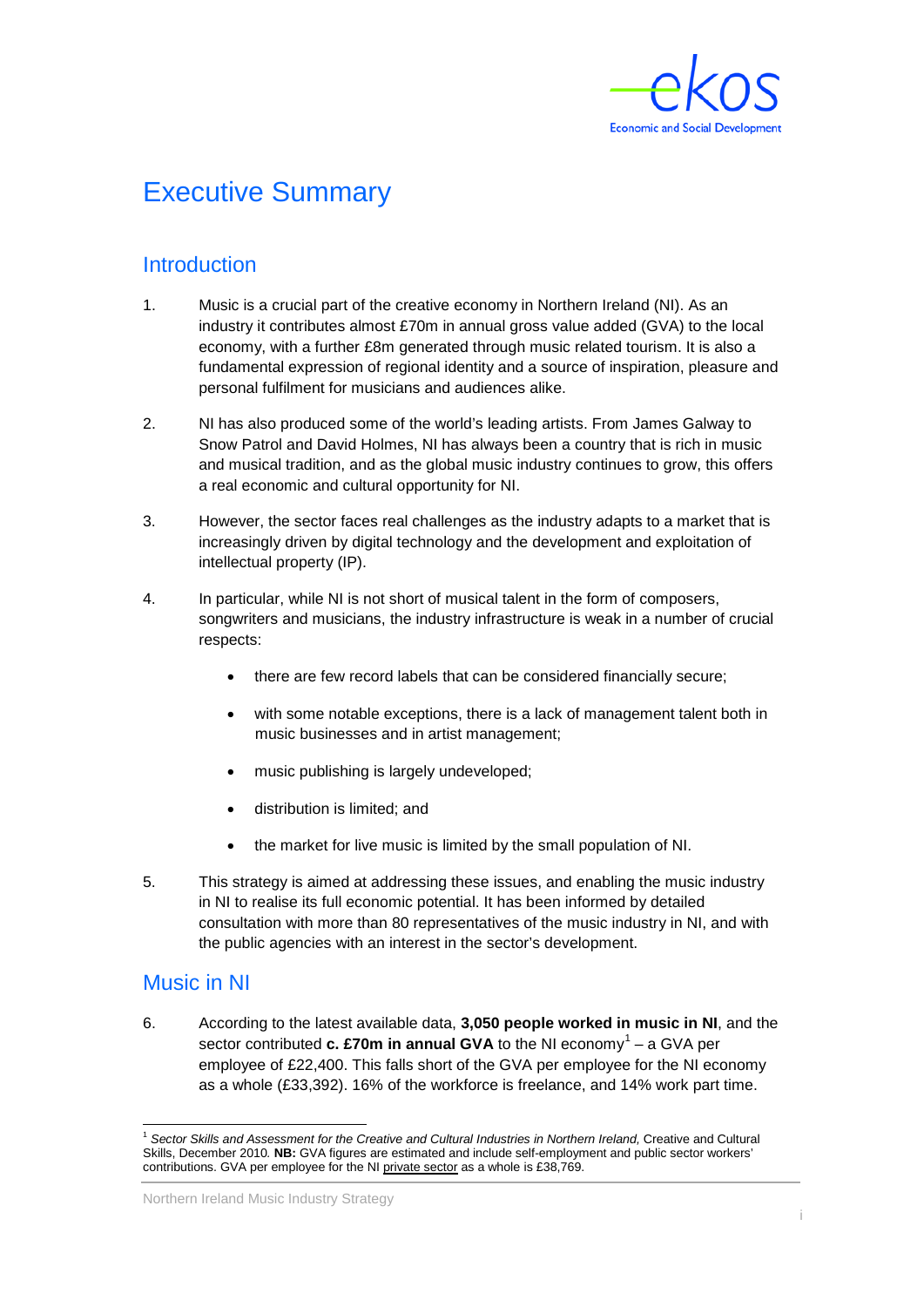# Executive Summary

## Introduction

1. Music is a crucial part of the creative economy in Northern Ireland (NI). As an industry it contributes almost £70m in annual gross value added (GVA) to the local economy, with a further £8m generated through music related tourism. It is also a fundamental expression of regional identity and a source of inspiration, pleasure and personal fulfilment for musicians and audiences alike.

2. NI has also produced some of the world's leading artists. From James Galway to Snow Patrol and David Holmes, NI has always been a country that is rich in music and musical tradition, and as the global music industry continues to grow, this offers a real economic and cultural opportunity for NI.

3. However, the sector faces real challenges as the industry adapts to a market that is increasingly driven by digital technology and the development and exploitation of intellectual property (IP).

4. In particular, while NI is not short of musical talent in the form of composers, songwriters and musicians, the industry infrastructure is weak in a number of crucial respects:

   - there are few record labels that can be considered financially secure;
   - with some notable exceptions, there is a lack of management talent both in music businesses and in artist management;
   - music publishing is largely undeveloped;
   - distribution is limited; and
   - the market for live music is limited by the small population of NI.

5. This strategy is aimed at addressing these issues, and enabling the music industry in NI to realise its full economic potential. It has been informed by detailed consultation with more than 80 representatives of the music industry in NI, and with the public agencies with an interest in the sector's development.

## Music in NI

6. According to the latest available data, **3,050 people worked in music in NI**, and the sector contributed **c. £70m in annual GVA** to the NI economy[1] – a GVA per employee of £22,400. This falls short of the GVA per employee for the NI economy as a whole (£33,392). 16% of the workforce is freelance, and 14% work part time.

---

[1] *Sector Skills and Assessment for the Creative and Cultural Industries in Northern Ireland,* Creative and Cultural Skills, December 2010. **NB:** GVA figures are estimated and include self-employment and public sector workers' contributions. GVA per employee for the NI private sector as a whole is £38,769.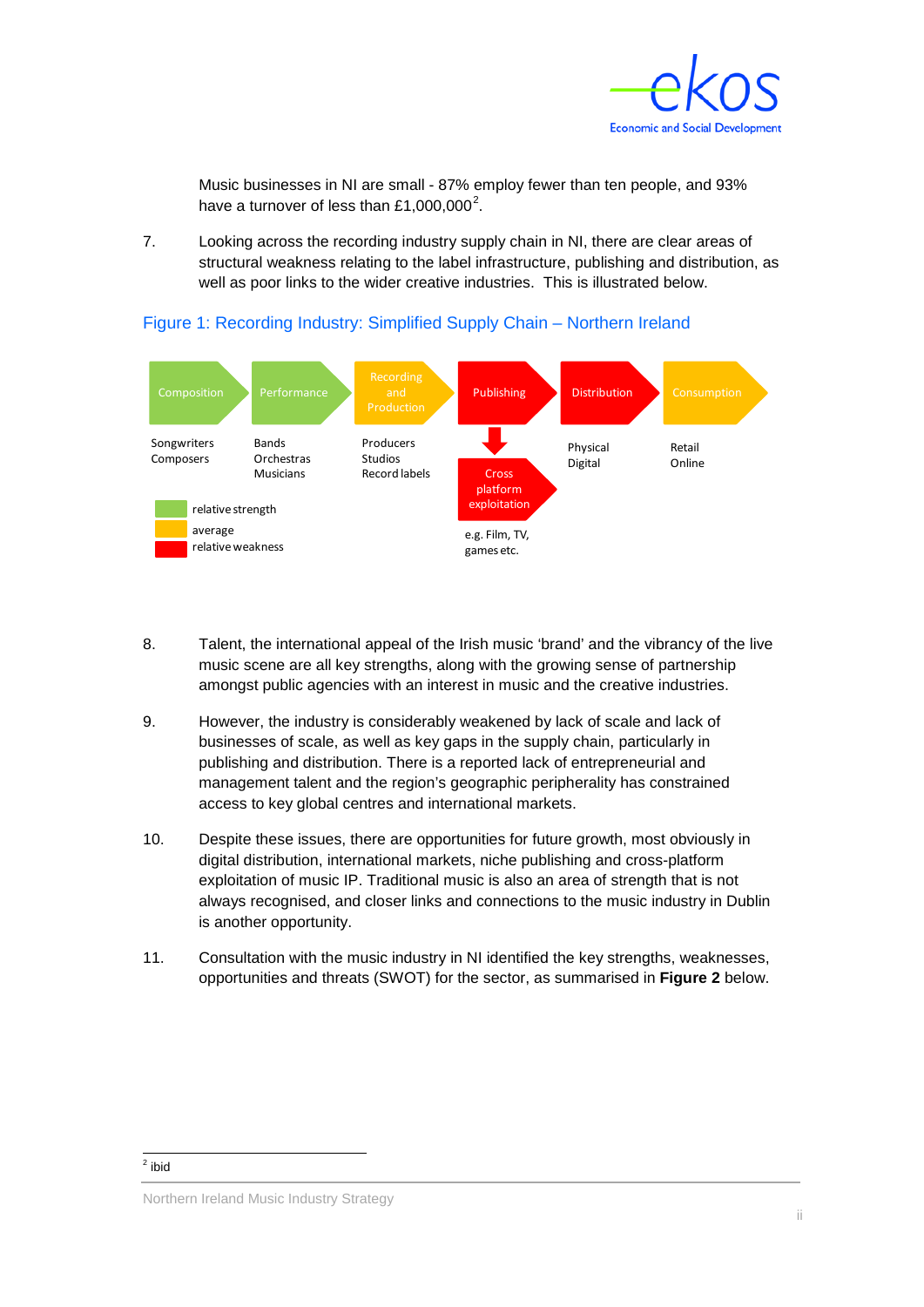Music businesses in NI are small - 87% employ fewer than ten people, and 93% have a turnover of less than £1,000,000[2].

7. Looking across the recording industry supply chain in NI, there are clear areas of structural weakness relating to the label infrastructure, publishing and distribution, as well as poor links to the wider creative industries. This is illustrated below.

Figure 1: Recording Industry: Simplified Supply Chain – Northern Ireland

| Composition | Performance | Recording and Production | Publishing | Distribution | Consumption |
|---|---|---|---|---|---|
| Songwriters<br>Composers | Bands<br>Orchestras<br>Musicians | Producers<br>Studios<br>Record labels | Cross platform exploitation<br>e.g. Film, TV, games etc. | Physical<br>Digital | Retail<br>Online |

- relative strength (Composition, Performance)
- average (Recording and Production, Consumption)
- relative weakness (Publishing, Cross platform exploitation, Distribution)

8. Talent, the international appeal of the Irish music 'brand' and the vibrancy of the live music scene are all key strengths, along with the growing sense of partnership amongst public agencies with an interest in music and the creative industries.

9. However, the industry is considerably weakened by lack of scale and lack of businesses of scale, as well as key gaps in the supply chain, particularly in publishing and distribution. There is a reported lack of entrepreneurial and management talent and the region's geographic peripherality has constrained access to key global centres and international markets.

10. Despite these issues, there are opportunities for future growth, most obviously in digital distribution, international markets, niche publishing and cross-platform exploitation of music IP. Traditional music is also an area of strength that is not always recognised, and closer links and connections to the music industry in Dublin is another opportunity.

11. Consultation with the music industry in NI identified the key strengths, weaknesses, opportunities and threats (SWOT) for the sector, as summarised in **Figure 2** below.

---

[2] ibid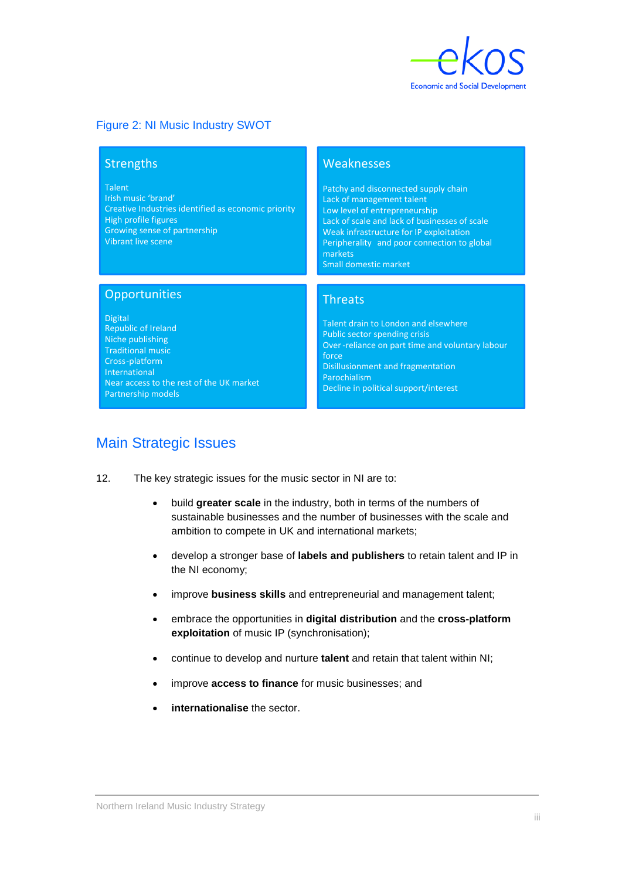Figure 2: NI Music Industry SWOT

| Strengths | Weaknesses |
| --- | --- |
| Talent<br>Irish music 'brand'<br>Creative Industries identified as economic priority<br>High profile figures<br>Growing sense of partnership<br>Vibrant live scene | Patchy and disconnected supply chain<br>Lack of management talent<br>Low level of entrepreneurship<br>Lack of scale and lack of businesses of scale<br>Weak infrastructure for IP exploitation<br>Peripherality and poor connection to global markets<br>Small domestic market |
| **Opportunities** | **Threats** |
| Digital<br>Republic of Ireland<br>Niche publishing<br>Traditional music<br>Cross-platform<br>International<br>Near access to the rest of the UK market<br>Partnership models | Talent drain to London and elsewhere<br>Public sector spending crisis<br>Over -reliance on part time and voluntary labour force<br>Disillusionment and fragmentation<br>Parochialism<br>Decline in political support/interest |

## Main Strategic Issues

12. The key strategic issues for the music sector in NI are to:

- build **greater scale** in the industry, both in terms of the numbers of sustainable businesses and the number of businesses with the scale and ambition to compete in UK and international markets;
- develop a stronger base of **labels and publishers** to retain talent and IP in the NI economy;
- improve **business skills** and entrepreneurial and management talent;
- embrace the opportunities in **digital distribution** and the **cross-platform exploitation** of music IP (synchronisation);
- continue to develop and nurture **talent** and retain that talent within NI;
- improve **access to finance** for music businesses; and
- **internationalise** the sector.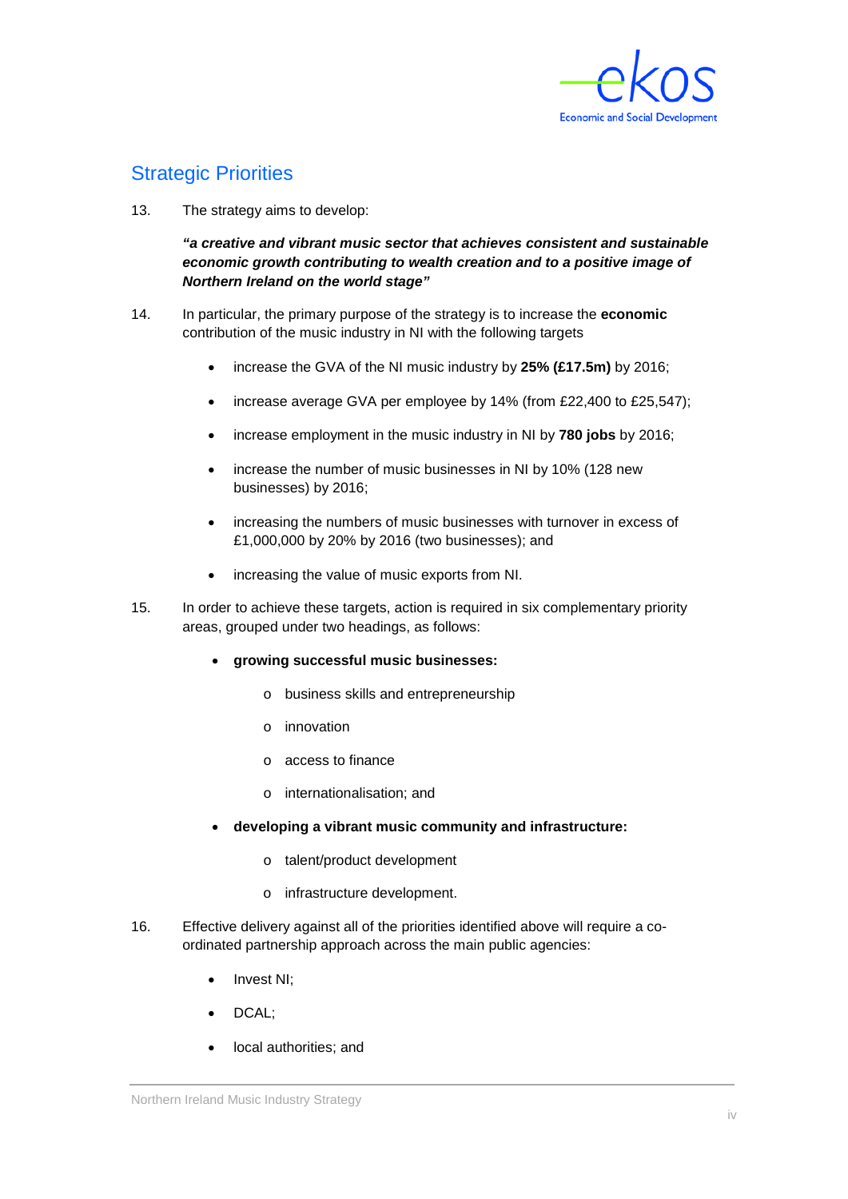## Strategic Priorities

13. The strategy aims to develop:

    ***"a creative and vibrant music sector that achieves consistent and sustainable economic growth contributing to wealth creation and to a positive image of Northern Ireland on the world stage"***

14. In particular, the primary purpose of the strategy is to increase the **economic** contribution of the music industry in NI with the following targets

    - increase the GVA of the NI music industry by **25% (£17.5m)** by 2016;
    - increase average GVA per employee by 14% (from £22,400 to £25,547);
    - increase employment in the music industry in NI by **780 jobs** by 2016;
    - increase the number of music businesses in NI by 10% (128 new businesses) by 2016;
    - increasing the numbers of music businesses with turnover in excess of £1,000,000 by 20% by 2016 (two businesses); and
    - increasing the value of music exports from NI.

15. In order to achieve these targets, action is required in six complementary priority areas, grouped under two headings, as follows:

    - **growing successful music businesses:**
        - business skills and entrepreneurship
        - innovation
        - access to finance
        - internationalisation; and
    - **developing a vibrant music community and infrastructure:**
        - talent/product development
        - infrastructure development.

16. Effective delivery against all of the priorities identified above will require a co-ordinated partnership approach across the main public agencies:

    - Invest NI;
    - DCAL;
    - local authorities; and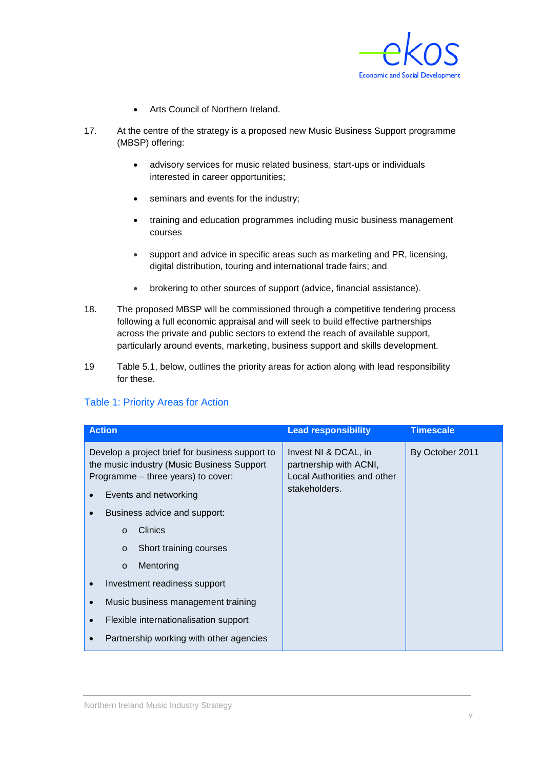- Arts Council of Northern Ireland.

17. At the centre of the strategy is a proposed new Music Business Support programme (MBSP) offering:

    - advisory services for music related business, start-ups or individuals interested in career opportunities;
    - seminars and events for the industry;
    - training and education programmes including music business management courses
    - support and advice in specific areas such as marketing and PR, licensing, digital distribution, touring and international trade fairs; and
    - brokering to other sources of support (advice, financial assistance).

18. The proposed MBSP will be commissioned through a competitive tendering process following a full economic appraisal and will seek to build effective partnerships across the private and public sectors to extend the reach of available support, particularly around events, marketing, business support and skills development.

19 Table 5.1, below, outlines the priority areas for action along with lead responsibility for these.

### Table 1: Priority Areas for Action

| Action | Lead responsibility | Timescale |
|---|---|---|
| Develop a project brief for business support to the music industry (Music Business Support Programme – three years) to cover:<br>• Events and networking<br>• Business advice and support:<br>&nbsp;&nbsp;o Clinics<br>&nbsp;&nbsp;o Short training courses<br>&nbsp;&nbsp;o Mentoring<br>• Investment readiness support<br>• Music business management training<br>• Flexible internationalisation support<br>• Partnership working with other agencies | Invest NI & DCAL, in partnership with ACNI, Local Authorities and other stakeholders. | By October 2011 |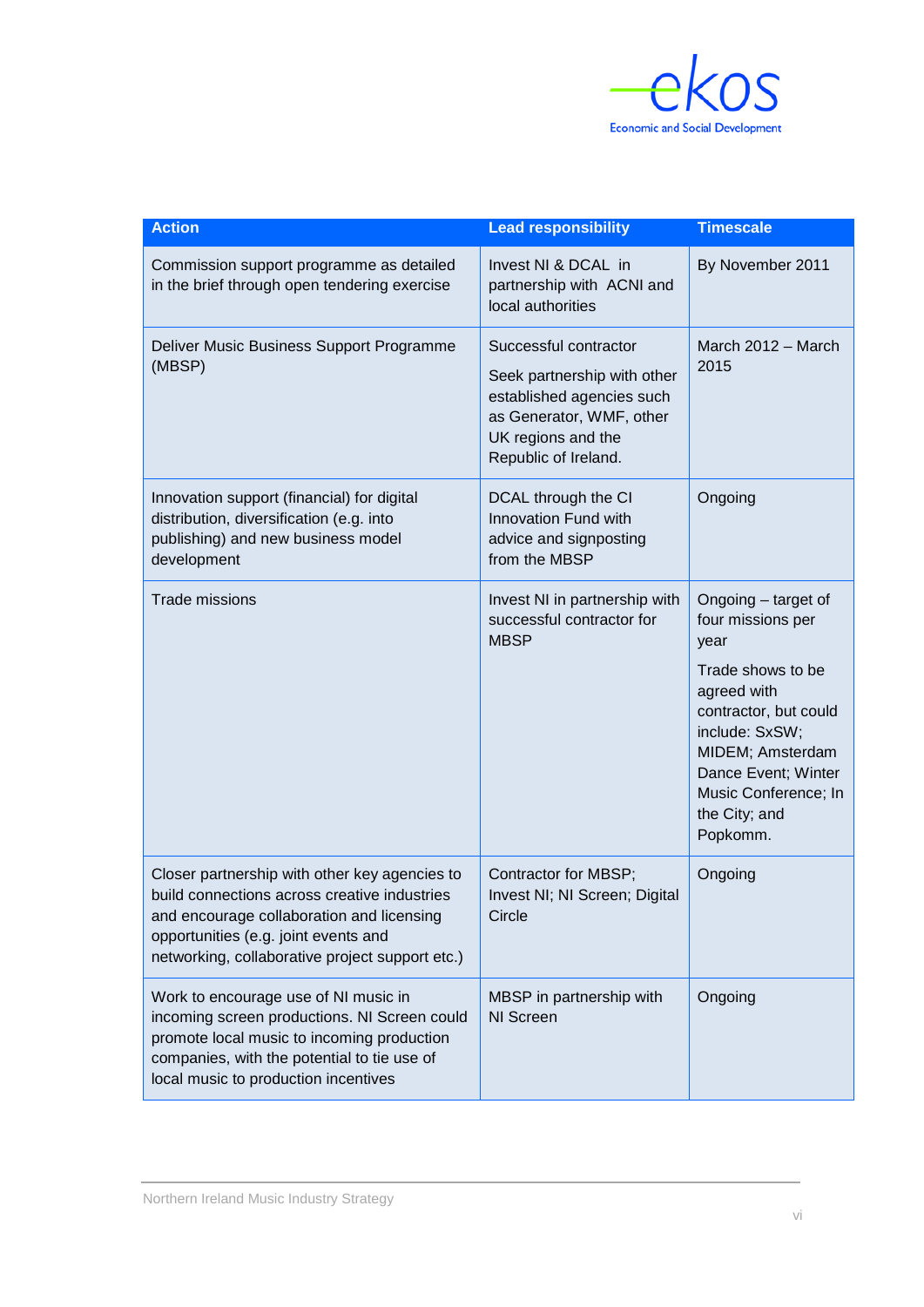| Action | Lead responsibility | Timescale |
|---|---|---|
| Commission support programme as detailed in the brief through open tendering exercise | Invest NI & DCAL in partnership with ACNI and local authorities | By November 2011 |
| Deliver Music Business Support Programme (MBSP) | Successful contractor<br>Seek partnership with other established agencies such as Generator, WMF, other UK regions and the Republic of Ireland. | March 2012 – March 2015 |
| Innovation support (financial) for digital distribution, diversification (e.g. into publishing) and new business model development | DCAL through the CI Innovation Fund with advice and signposting from the MBSP | Ongoing |
| Trade missions | Invest NI in partnership with successful contractor for MBSP | Ongoing – target of four missions per year<br>Trade shows to be agreed with contractor, but could include: SxSW; MIDEM; Amsterdam Dance Event; Winter Music Conference; In the City; and Popkomm. |
| Closer partnership with other key agencies to build connections across creative industries and encourage collaboration and licensing opportunities (e.g. joint events and networking, collaborative project support etc.) | Contractor for MBSP; Invest NI; NI Screen; Digital Circle | Ongoing |
| Work to encourage use of NI music in incoming screen productions. NI Screen could promote local music to incoming production companies, with the potential to tie use of local music to production incentives | MBSP in partnership with NI Screen | Ongoing |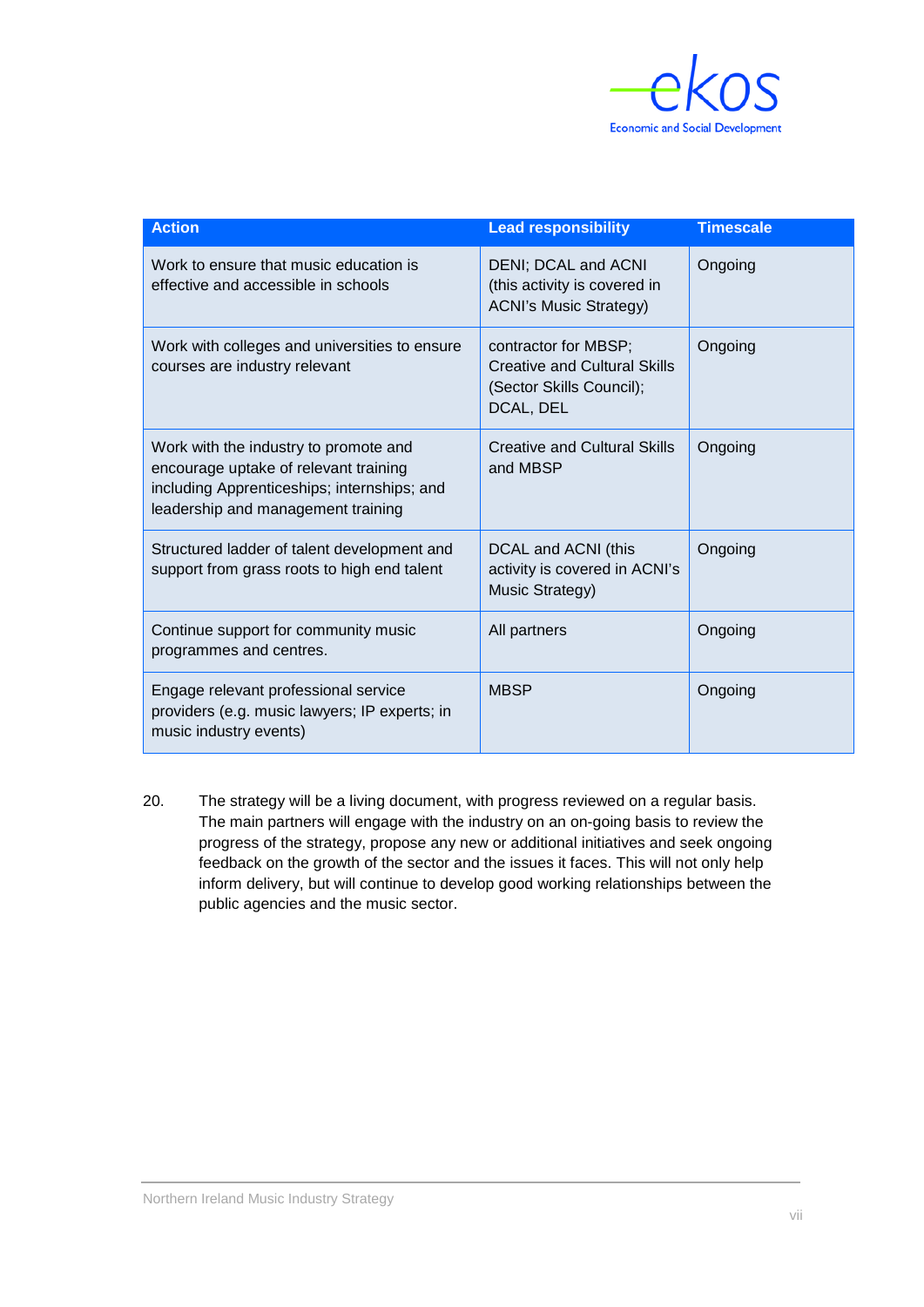| Action | Lead responsibility | Timescale |
|---|---|---|
| Work to ensure that music education is effective and accessible in schools | DENI; DCAL and ACNI (this activity is covered in ACNI's Music Strategy) | Ongoing |
| Work with colleges and universities to ensure courses are industry relevant | contractor for MBSP; Creative and Cultural Skills (Sector Skills Council); DCAL, DEL | Ongoing |
| Work with the industry to promote and encourage uptake of relevant training including Apprenticeships; internships; and leadership and management training | Creative and Cultural Skills and MBSP | Ongoing |
| Structured ladder of talent development and support from grass roots to high end talent | DCAL and ACNI (this activity is covered in ACNI's Music Strategy) | Ongoing |
| Continue support for community music programmes and centres. | All partners | Ongoing |
| Engage relevant professional service providers (e.g. music lawyers; IP experts; in music industry events) | MBSP | Ongoing |

20. The strategy will be a living document, with progress reviewed on a regular basis. The main partners will engage with the industry on an on-going basis to review the progress of the strategy, propose any new or additional initiatives and seek ongoing feedback on the growth of the sector and the issues it faces. This will not only help inform delivery, but will continue to develop good working relationships between the public agencies and the music sector.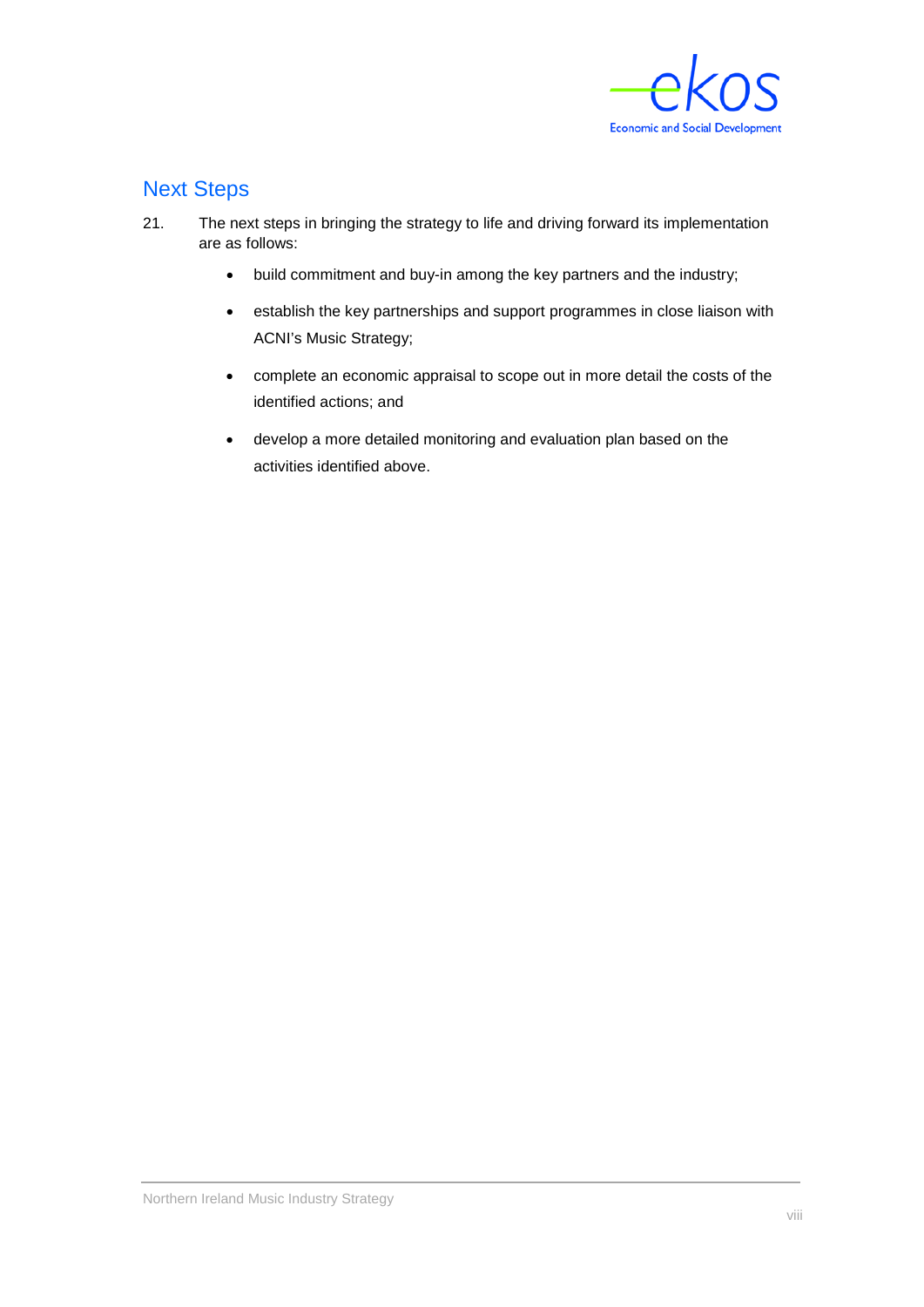## Next Steps

21. The next steps in bringing the strategy to life and driving forward its implementation are as follows:

    - build commitment and buy-in among the key partners and the industry;
    - establish the key partnerships and support programmes in close liaison with ACNI's Music Strategy;
    - complete an economic appraisal to scope out in more detail the costs of the identified actions; and
    - develop a more detailed monitoring and evaluation plan based on the activities identified above.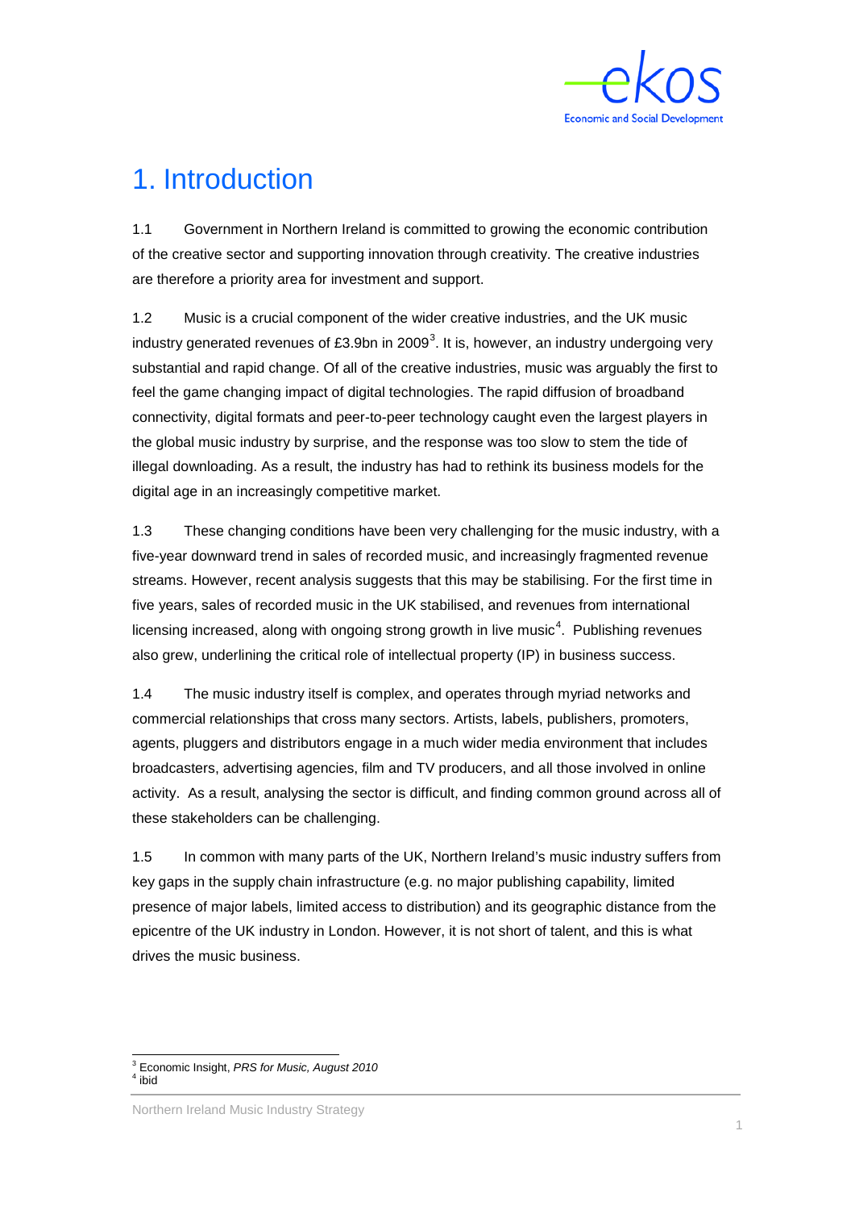# 1. Introduction

1.1 Government in Northern Ireland is committed to growing the economic contribution of the creative sector and supporting innovation through creativity. The creative industries are therefore a priority area for investment and support.

1.2 Music is a crucial component of the wider creative industries, and the UK music industry generated revenues of £3.9bn in 2009[3]. It is, however, an industry undergoing very substantial and rapid change. Of all of the creative industries, music was arguably the first to feel the game changing impact of digital technologies. The rapid diffusion of broadband connectivity, digital formats and peer-to-peer technology caught even the largest players in the global music industry by surprise, and the response was too slow to stem the tide of illegal downloading. As a result, the industry has had to rethink its business models for the digital age in an increasingly competitive market.

1.3 These changing conditions have been very challenging for the music industry, with a five-year downward trend in sales of recorded music, and increasingly fragmented revenue streams. However, recent analysis suggests that this may be stabilising. For the first time in five years, sales of recorded music in the UK stabilised, and revenues from international licensing increased, along with ongoing strong growth in live music[4]. Publishing revenues also grew, underlining the critical role of intellectual property (IP) in business success.

1.4 The music industry itself is complex, and operates through myriad networks and commercial relationships that cross many sectors. Artists, labels, publishers, promoters, agents, pluggers and distributors engage in a much wider media environment that includes broadcasters, advertising agencies, film and TV producers, and all those involved in online activity. As a result, analysing the sector is difficult, and finding common ground across all of these stakeholders can be challenging.

1.5 In common with many parts of the UK, Northern Ireland's music industry suffers from key gaps in the supply chain infrastructure (e.g. no major publishing capability, limited presence of major labels, limited access to distribution) and its geographic distance from the epicentre of the UK industry in London. However, it is not short of talent, and this is what drives the music business.

---

[3] Economic Insight, *PRS for Music, August 2010*

[4] ibid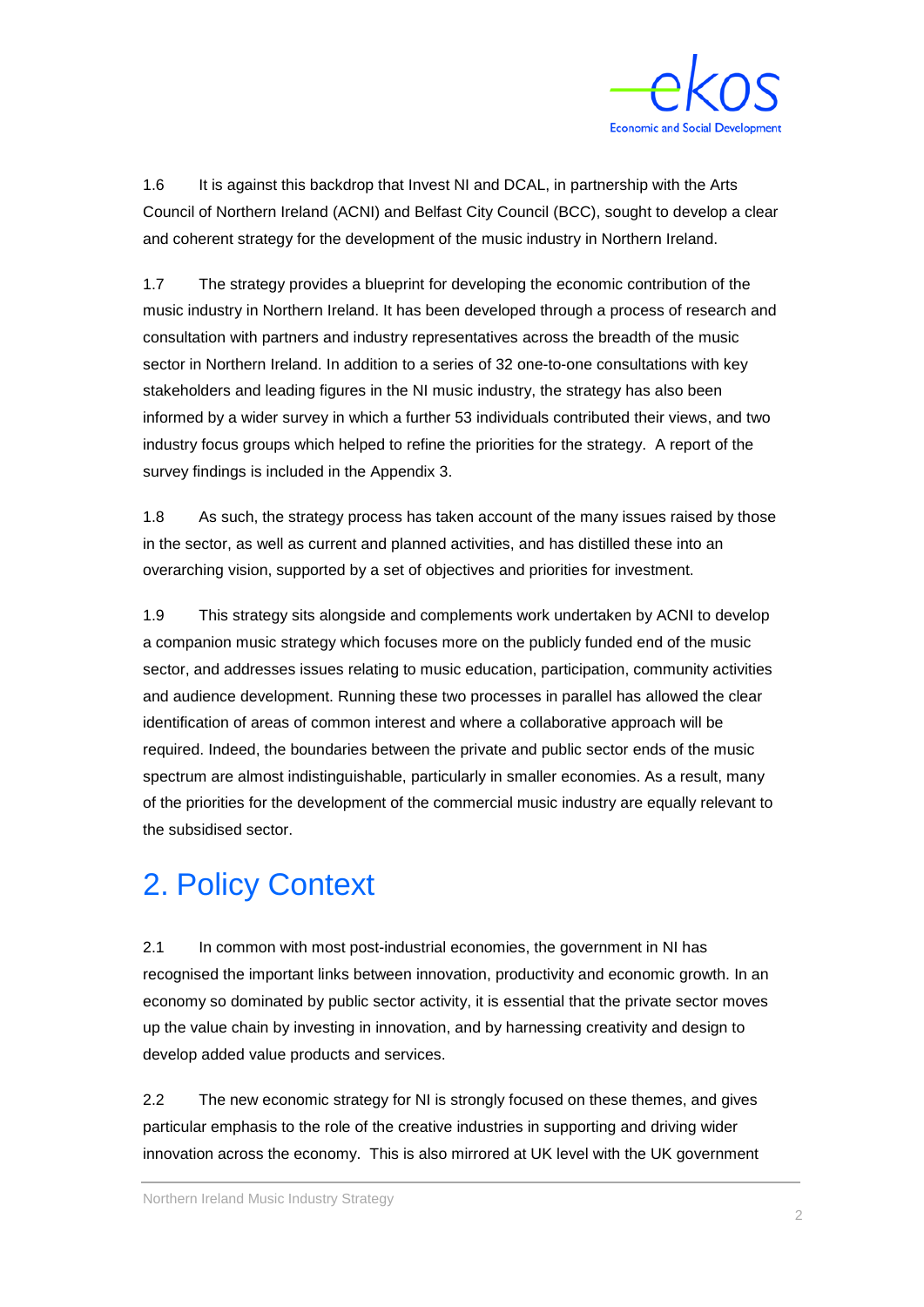1.6 It is against this backdrop that Invest NI and DCAL, in partnership with the Arts Council of Northern Ireland (ACNI) and Belfast City Council (BCC), sought to develop a clear and coherent strategy for the development of the music industry in Northern Ireland.

1.7 The strategy provides a blueprint for developing the economic contribution of the music industry in Northern Ireland. It has been developed through a process of research and consultation with partners and industry representatives across the breadth of the music sector in Northern Ireland. In addition to a series of 32 one-to-one consultations with key stakeholders and leading figures in the NI music industry, the strategy has also been informed by a wider survey in which a further 53 individuals contributed their views, and two industry focus groups which helped to refine the priorities for the strategy. A report of the survey findings is included in the Appendix 3.

1.8 As such, the strategy process has taken account of the many issues raised by those in the sector, as well as current and planned activities, and has distilled these into an overarching vision, supported by a set of objectives and priorities for investment.

1.9 This strategy sits alongside and complements work undertaken by ACNI to develop a companion music strategy which focuses more on the publicly funded end of the music sector, and addresses issues relating to music education, participation, community activities and audience development. Running these two processes in parallel has allowed the clear identification of areas of common interest and where a collaborative approach will be required. Indeed, the boundaries between the private and public sector ends of the music spectrum are almost indistinguishable, particularly in smaller economies. As a result, many of the priorities for the development of the commercial music industry are equally relevant to the subsidised sector.

# 2. Policy Context

2.1 In common with most post-industrial economies, the government in NI has recognised the important links between innovation, productivity and economic growth. In an economy so dominated by public sector activity, it is essential that the private sector moves up the value chain by investing in innovation, and by harnessing creativity and design to develop added value products and services.

2.2 The new economic strategy for NI is strongly focused on these themes, and gives particular emphasis to the role of the creative industries in supporting and driving wider innovation across the economy. This is also mirrored at UK level with the UK government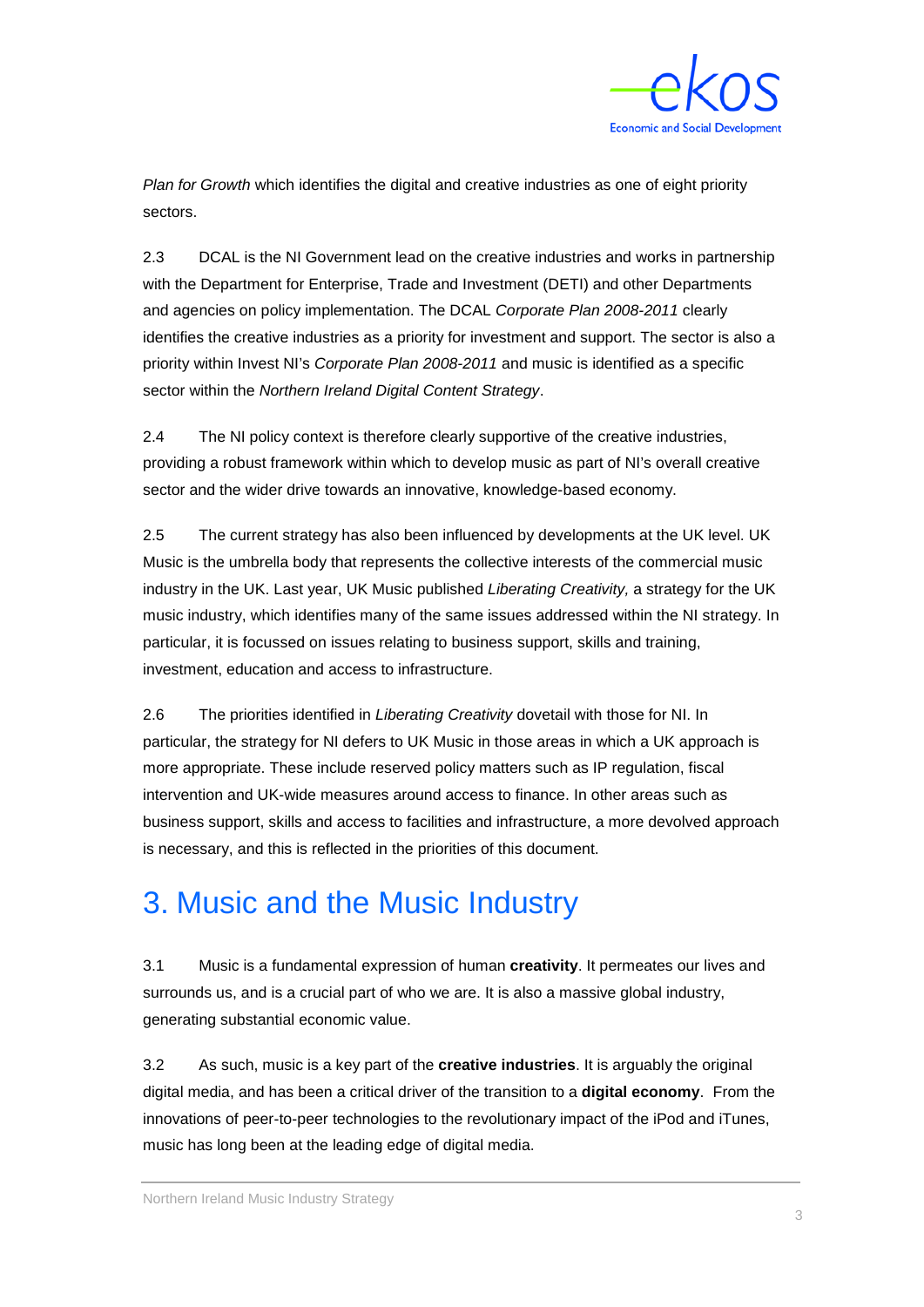*Plan for Growth* which identifies the digital and creative industries as one of eight priority sectors.

2.3 DCAL is the NI Government lead on the creative industries and works in partnership with the Department for Enterprise, Trade and Investment (DETI) and other Departments and agencies on policy implementation. The DCAL *Corporate Plan 2008-2011* clearly identifies the creative industries as a priority for investment and support. The sector is also a priority within Invest NI's *Corporate Plan 2008-2011* and music is identified as a specific sector within the *Northern Ireland Digital Content Strategy*.

2.4 The NI policy context is therefore clearly supportive of the creative industries, providing a robust framework within which to develop music as part of NI's overall creative sector and the wider drive towards an innovative, knowledge-based economy.

2.5 The current strategy has also been influenced by developments at the UK level. UK Music is the umbrella body that represents the collective interests of the commercial music industry in the UK. Last year, UK Music published *Liberating Creativity,* a strategy for the UK music industry, which identifies many of the same issues addressed within the NI strategy. In particular, it is focussed on issues relating to business support, skills and training, investment, education and access to infrastructure.

2.6 The priorities identified in *Liberating Creativity* dovetail with those for NI. In particular, the strategy for NI defers to UK Music in those areas in which a UK approach is more appropriate. These include reserved policy matters such as IP regulation, fiscal intervention and UK-wide measures around access to finance. In other areas such as business support, skills and access to facilities and infrastructure, a more devolved approach is necessary, and this is reflected in the priorities of this document.

# 3. Music and the Music Industry

3.1 Music is a fundamental expression of human **creativity**. It permeates our lives and surrounds us, and is a crucial part of who we are. It is also a massive global industry, generating substantial economic value.

3.2 As such, music is a key part of the **creative industries**. It is arguably the original digital media, and has been a critical driver of the transition to a **digital economy**. From the innovations of peer-to-peer technologies to the revolutionary impact of the iPod and iTunes, music has long been at the leading edge of digital media.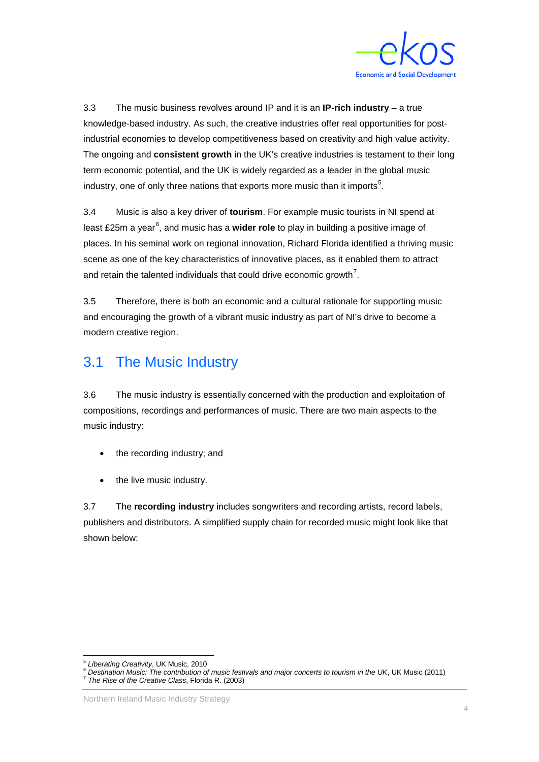3.3 The music business revolves around IP and it is an **IP-rich industry** – a true knowledge-based industry. As such, the creative industries offer real opportunities for post-industrial economies to develop competitiveness based on creativity and high value activity. The ongoing and **consistent growth** in the UK's creative industries is testament to their long term economic potential, and the UK is widely regarded as a leader in the global music industry, one of only three nations that exports more music than it imports[5].

3.4 Music is also a key driver of **tourism**. For example music tourists in NI spend at least £25m a year[6], and music has a **wider role** to play in building a positive image of places. In his seminal work on regional innovation, Richard Florida identified a thriving music scene as one of the key characteristics of innovative places, as it enabled them to attract and retain the talented individuals that could drive economic growth[7].

3.5 Therefore, there is both an economic and a cultural rationale for supporting music and encouraging the growth of a vibrant music industry as part of NI's drive to become a modern creative region.

## 3.1 The Music Industry

3.6 The music industry is essentially concerned with the production and exploitation of compositions, recordings and performances of music. There are two main aspects to the music industry:

- the recording industry; and
- the live music industry.

3.7 The **recording industry** includes songwriters and recording artists, record labels, publishers and distributors. A simplified supply chain for recorded music might look like that shown below:

---

[5] *Liberating Creativity*, UK Music, 2010
[6] *Destination Music: The contribution of music festivals and major concerts to tourism in the UK*, UK Music (2011)
[7] *The Rise of the Creative Class*, Florida R. (2003)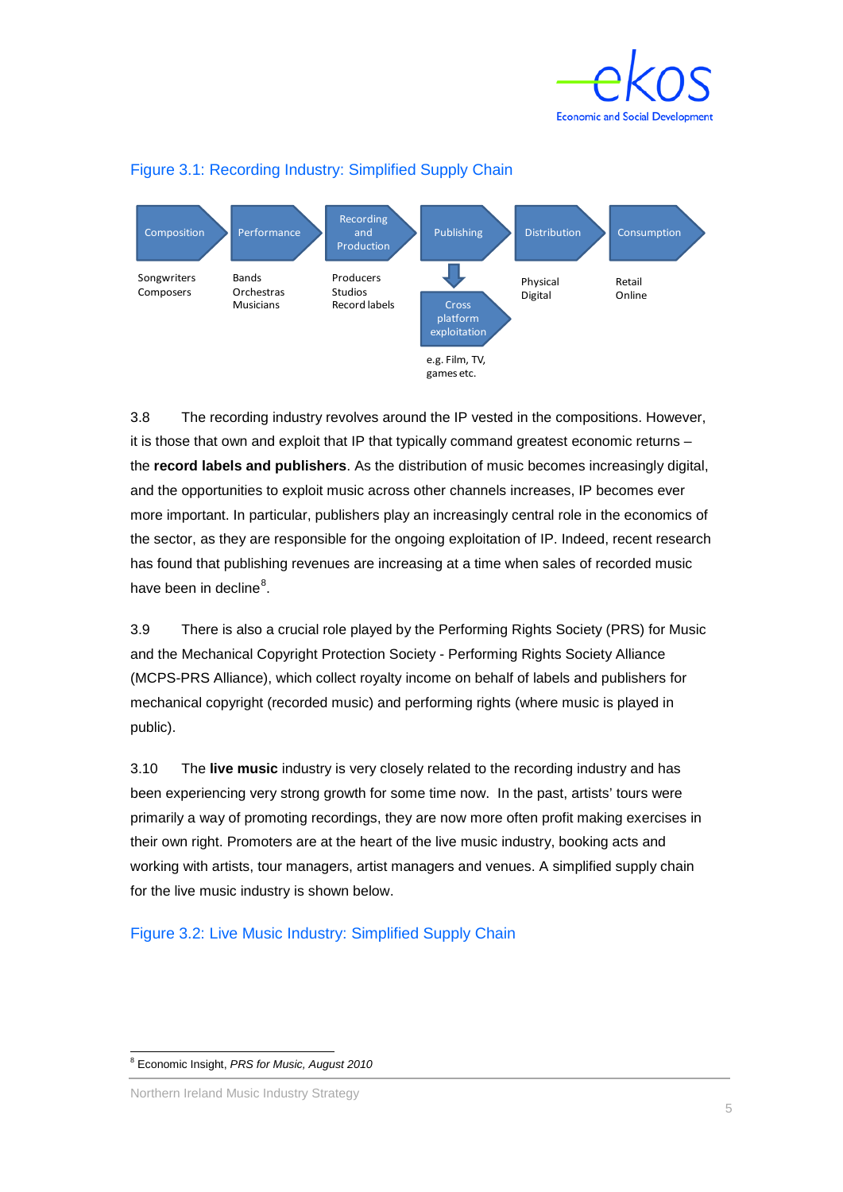Figure 3.1: Recording Industry: Simplified Supply Chain

| Composition | Performance | Recording and Production | Publishing | Distribution | Consumption |
|---|---|---|---|---|---|
| Songwriters<br>Composers | Bands<br>Orchestras<br>Musicians | Producers<br>Studios<br>Record labels | ↓ Cross platform exploitation<br>e.g. Film, TV, games etc. | Physical<br>Digital | Retail<br>Online |

3.8 The recording industry revolves around the IP vested in the compositions. However, it is those that own and exploit that IP that typically command greatest economic returns – the **record labels and publishers**. As the distribution of music becomes increasingly digital, and the opportunities to exploit music across other channels increases, IP becomes ever more important. In particular, publishers play an increasingly central role in the economics of the sector, as they are responsible for the ongoing exploitation of IP. Indeed, recent research has found that publishing revenues are increasing at a time when sales of recorded music have been in decline[8].

3.9 There is also a crucial role played by the Performing Rights Society (PRS) for Music and the Mechanical Copyright Protection Society - Performing Rights Society Alliance (MCPS-PRS Alliance), which collect royalty income on behalf of labels and publishers for mechanical copyright (recorded music) and performing rights (where music is played in public).

3.10 The **live music** industry is very closely related to the recording industry and has been experiencing very strong growth for some time now. In the past, artists' tours were primarily a way of promoting recordings, they are now more often profit making exercises in their own right. Promoters are at the heart of the live music industry, booking acts and working with artists, tour managers, artist managers and venues. A simplified supply chain for the live music industry is shown below.

Figure 3.2: Live Music Industry: Simplified Supply Chain

[8] Economic Insight, *PRS for Music, August 2010*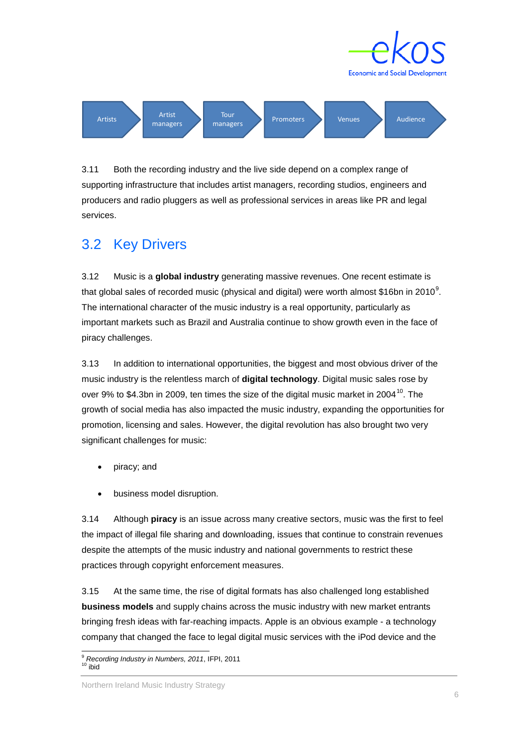Artists → Artist managers → Tour managers → Promoters → Venues → Audience

3.11 Both the recording industry and the live side depend on a complex range of supporting infrastructure that includes artist managers, recording studios, engineers and producers and radio pluggers as well as professional services in areas like PR and legal services.

## 3.2 Key Drivers

3.12 Music is a **global industry** generating massive revenues. One recent estimate is that global sales of recorded music (physical and digital) were worth almost $16bn in 2010[9]. The international character of the music industry is a real opportunity, particularly as important markets such as Brazil and Australia continue to show growth even in the face of piracy challenges.

3.13 In addition to international opportunities, the biggest and most obvious driver of the music industry is the relentless march of **digital technology**. Digital music sales rose by over 9% to $4.3bn in 2009, ten times the size of the digital music market in 2004[10]. The growth of social media has also impacted the music industry, expanding the opportunities for promotion, licensing and sales. However, the digital revolution has also brought two very significant challenges for music:

- piracy; and
- business model disruption.

3.14 Although **piracy** is an issue across many creative sectors, music was the first to feel the impact of illegal file sharing and downloading, issues that continue to constrain revenues despite the attempts of the music industry and national governments to restrict these practices through copyright enforcement measures.

3.15 At the same time, the rise of digital formats has also challenged long established **business models** and supply chains across the music industry with new market entrants bringing fresh ideas with far-reaching impacts. Apple is an obvious example - a technology company that changed the face to legal digital music services with the iPod device and the

[9] *Recording Industry in Numbers, 2011*, IFPI, 2011
[10] ibid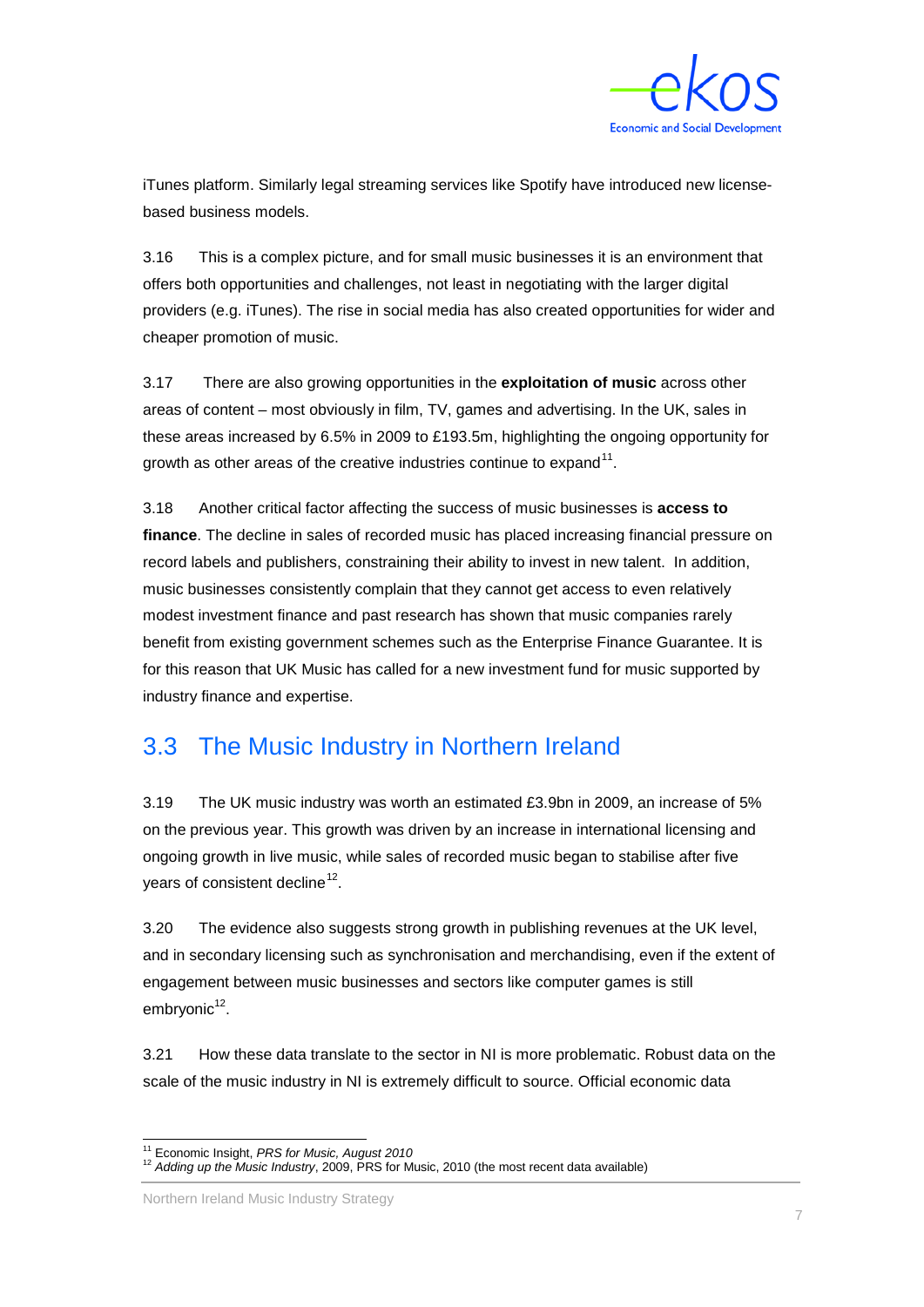iTunes platform. Similarly legal streaming services like Spotify have introduced new license-based business models.

3.16 This is a complex picture, and for small music businesses it is an environment that offers both opportunities and challenges, not least in negotiating with the larger digital providers (e.g. iTunes). The rise in social media has also created opportunities for wider and cheaper promotion of music.

3.17 There are also growing opportunities in the **exploitation of music** across other areas of content – most obviously in film, TV, games and advertising. In the UK, sales in these areas increased by 6.5% in 2009 to £193.5m, highlighting the ongoing opportunity for growth as other areas of the creative industries continue to expand[11].

3.18 Another critical factor affecting the success of music businesses is **access to finance**. The decline in sales of recorded music has placed increasing financial pressure on record labels and publishers, constraining their ability to invest in new talent. In addition, music businesses consistently complain that they cannot get access to even relatively modest investment finance and past research has shown that music companies rarely benefit from existing government schemes such as the Enterprise Finance Guarantee. It is for this reason that UK Music has called for a new investment fund for music supported by industry finance and expertise.

## 3.3 The Music Industry in Northern Ireland

3.19 The UK music industry was worth an estimated £3.9bn in 2009, an increase of 5% on the previous year. This growth was driven by an increase in international licensing and ongoing growth in live music, while sales of recorded music began to stabilise after five years of consistent decline[12].

3.20 The evidence also suggests strong growth in publishing revenues at the UK level, and in secondary licensing such as synchronisation and merchandising, even if the extent of engagement between music businesses and sectors like computer games is still embryonic[12].

3.21 How these data translate to the sector in NI is more problematic. Robust data on the scale of the music industry in NI is extremely difficult to source. Official economic data

---

[11] Economic Insight, *PRS for Music, August 2010*

[12] *Adding up the Music Industry*, 2009, PRS for Music, 2010 (the most recent data available)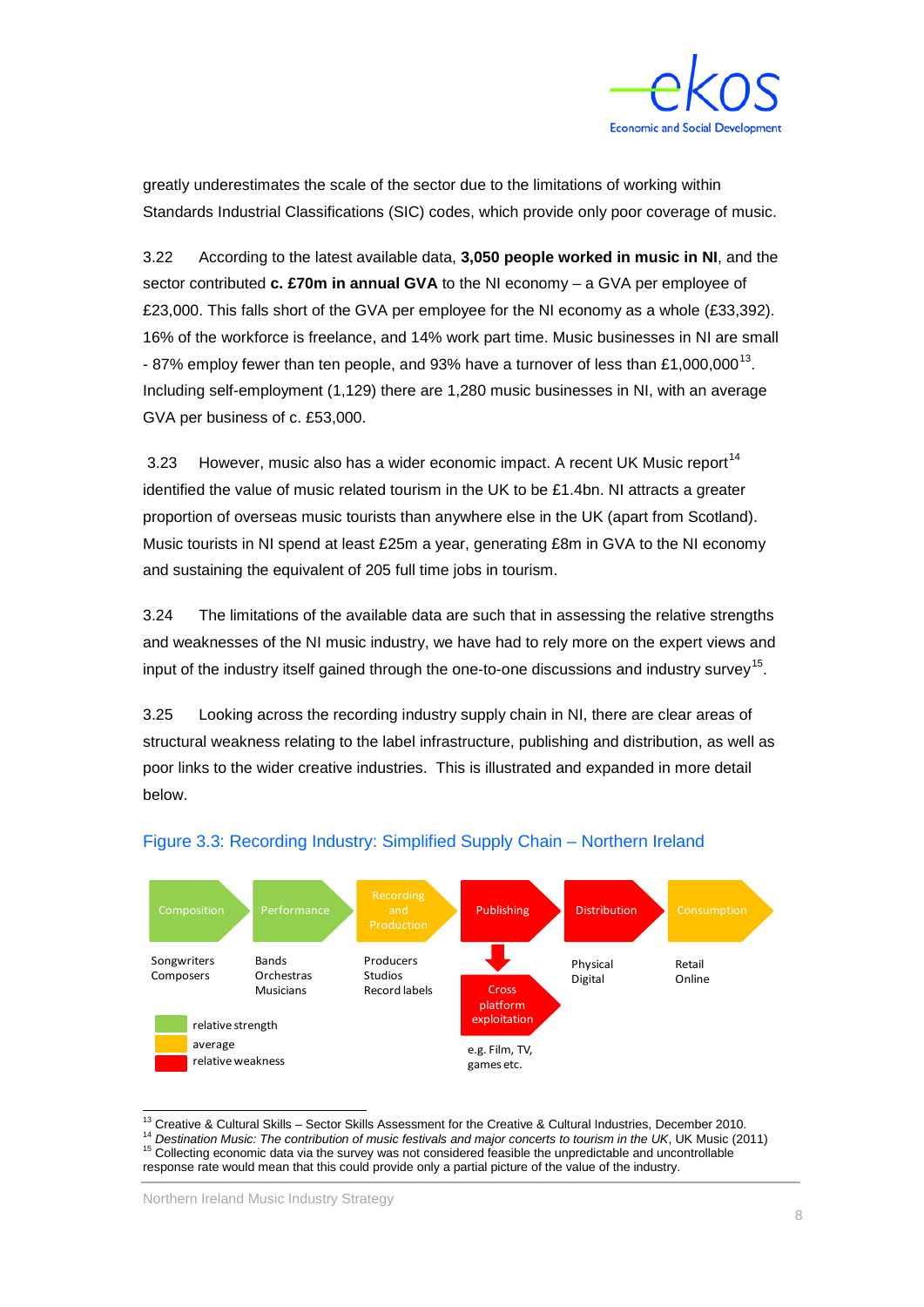greatly underestimates the scale of the sector due to the limitations of working within Standards Industrial Classifications (SIC) codes, which provide only poor coverage of music.

3.22 According to the latest available data, **3,050 people worked in music in NI**, and the sector contributed **c. £70m in annual GVA** to the NI economy – a GVA per employee of £23,000. This falls short of the GVA per employee for the NI economy as a whole (£33,392). 16% of the workforce is freelance, and 14% work part time. Music businesses in NI are small - 87% employ fewer than ten people, and 93% have a turnover of less than £1,000,000[13]. Including self-employment (1,129) there are 1,280 music businesses in NI, with an average GVA per business of c. £53,000.

3.23 However, music also has a wider economic impact. A recent UK Music report[14] identified the value of music related tourism in the UK to be £1.4bn. NI attracts a greater proportion of overseas music tourists than anywhere else in the UK (apart from Scotland). Music tourists in NI spend at least £25m a year, generating £8m in GVA to the NI economy and sustaining the equivalent of 205 full time jobs in tourism.

3.24 The limitations of the available data are such that in assessing the relative strengths and weaknesses of the NI music industry, we have had to rely more on the expert views and input of the industry itself gained through the one-to-one discussions and industry survey[15].

3.25 Looking across the recording industry supply chain in NI, there are clear areas of structural weakness relating to the label infrastructure, publishing and distribution, as well as poor links to the wider creative industries. This is illustrated and expanded in more detail below.

## Figure 3.3: Recording Industry: Simplified Supply Chain – Northern Ireland

| Composition (relative strength) | Performance (relative strength) | Recording and Production (average) | Publishing (relative weakness) | Distribution (relative weakness) | Consumption (average) |
|---|---|---|---|---|---|
| Songwriters, Composers | Bands, Orchestras, Musicians | Producers, Studios, Record labels | → Cross platform exploitation (relative weakness): e.g. Film, TV, games etc. | Physical, Digital | Retail, Online |

Key: green = relative strength; amber = average; red = relative weakness

---

[13] Creative & Cultural Skills – Sector Skills Assessment for the Creative & Cultural Industries, December 2010.

[14] *Destination Music: The contribution of music festivals and major concerts to tourism in the UK*, UK Music (2011)

[15] Collecting economic data via the survey was not considered feasible the unpredictable and uncontrollable response rate would mean that this could provide only a partial picture of the value of the industry.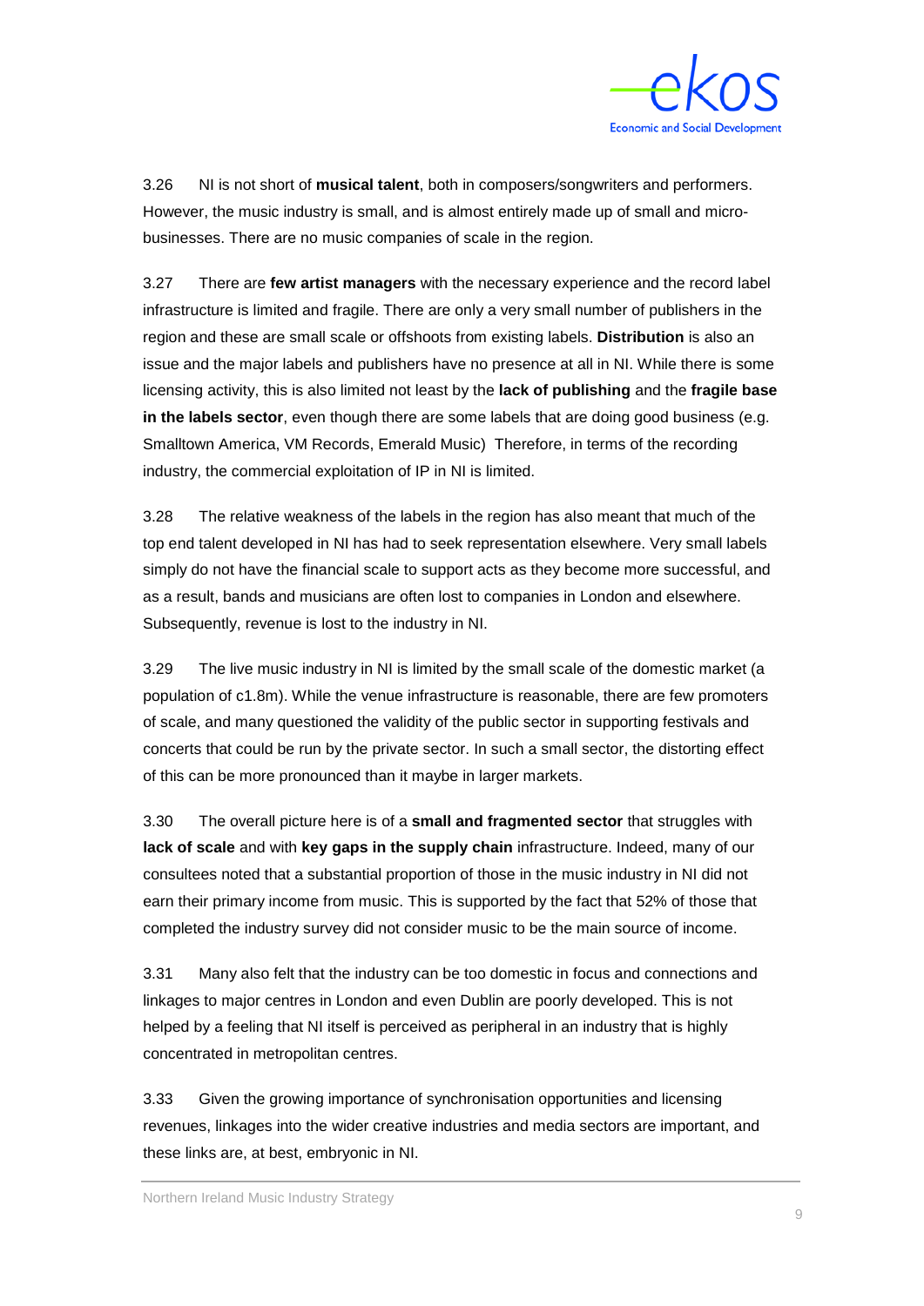3.26 NI is not short of **musical talent**, both in composers/songwriters and performers. However, the music industry is small, and is almost entirely made up of small and micro-businesses. There are no music companies of scale in the region.

3.27 There are **few artist managers** with the necessary experience and the record label infrastructure is limited and fragile. There are only a very small number of publishers in the region and these are small scale or offshoots from existing labels. **Distribution** is also an issue and the major labels and publishers have no presence at all in NI. While there is some licensing activity, this is also limited not least by the **lack of publishing** and the **fragile base in the labels sector**, even though there are some labels that are doing good business (e.g. Smalltown America, VM Records, Emerald Music) Therefore, in terms of the recording industry, the commercial exploitation of IP in NI is limited.

3.28 The relative weakness of the labels in the region has also meant that much of the top end talent developed in NI has had to seek representation elsewhere. Very small labels simply do not have the financial scale to support acts as they become more successful, and as a result, bands and musicians are often lost to companies in London and elsewhere. Subsequently, revenue is lost to the industry in NI.

3.29 The live music industry in NI is limited by the small scale of the domestic market (a population of c1.8m). While the venue infrastructure is reasonable, there are few promoters of scale, and many questioned the validity of the public sector in supporting festivals and concerts that could be run by the private sector. In such a small sector, the distorting effect of this can be more pronounced than it maybe in larger markets.

3.30 The overall picture here is of a **small and fragmented sector** that struggles with **lack of scale** and with **key gaps in the supply chain** infrastructure. Indeed, many of our consultees noted that a substantial proportion of those in the music industry in NI did not earn their primary income from music. This is supported by the fact that 52% of those that completed the industry survey did not consider music to be the main source of income.

3.31 Many also felt that the industry can be too domestic in focus and connections and linkages to major centres in London and even Dublin are poorly developed. This is not helped by a feeling that NI itself is perceived as peripheral in an industry that is highly concentrated in metropolitan centres.

3.33 Given the growing importance of synchronisation opportunities and licensing revenues, linkages into the wider creative industries and media sectors are important, and these links are, at best, embryonic in NI.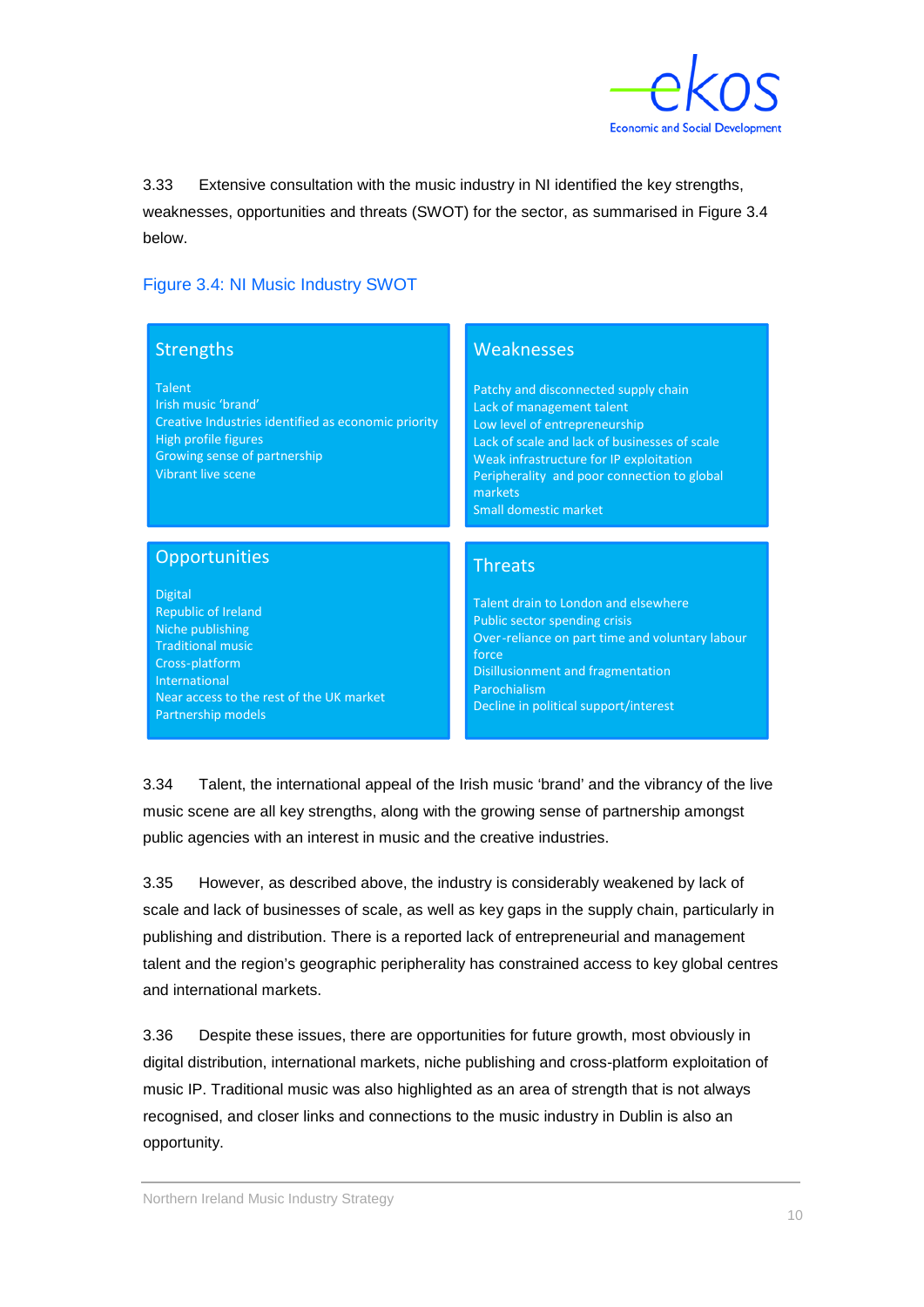3.33 Extensive consultation with the music industry in NI identified the key strengths, weaknesses, opportunities and threats (SWOT) for the sector, as summarised in Figure 3.4 below.

Figure 3.4: NI Music Industry SWOT

| Strengths | Weaknesses |
|---|---|
| Talent<br>Irish music 'brand'<br>Creative Industries identified as economic priority<br>High profile figures<br>Growing sense of partnership<br>Vibrant live scene | Patchy and disconnected supply chain<br>Lack of management talent<br>Low level of entrepreneurship<br>Lack of scale and lack of businesses of scale<br>Weak infrastructure for IP exploitation<br>Peripherality and poor connection to global markets<br>Small domestic market |
| **Opportunities** | **Threats** |
| Digital<br>Republic of Ireland<br>Niche publishing<br>Traditional music<br>Cross-platform<br>International<br>Near access to the rest of the UK market<br>Partnership models | Talent drain to London and elsewhere<br>Public sector spending crisis<br>Over-reliance on part time and voluntary labour force<br>Disillusionment and fragmentation<br>Parochialism<br>Decline in political support/interest |

3.34 Talent, the international appeal of the Irish music 'brand' and the vibrancy of the live music scene are all key strengths, along with the growing sense of partnership amongst public agencies with an interest in music and the creative industries.

3.35 However, as described above, the industry is considerably weakened by lack of scale and lack of businesses of scale, as well as key gaps in the supply chain, particularly in publishing and distribution. There is a reported lack of entrepreneurial and management talent and the region's geographic peripherality has constrained access to key global centres and international markets.

3.36 Despite these issues, there are opportunities for future growth, most obviously in digital distribution, international markets, niche publishing and cross-platform exploitation of music IP. Traditional music was also highlighted as an area of strength that is not always recognised, and closer links and connections to the music industry in Dublin is also an opportunity.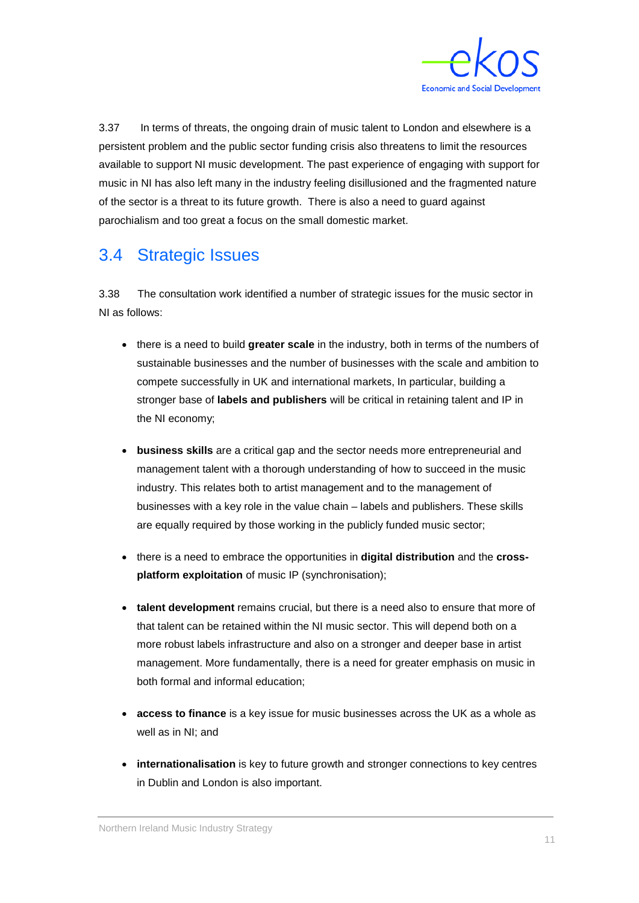3.37 In terms of threats, the ongoing drain of music talent to London and elsewhere is a persistent problem and the public sector funding crisis also threatens to limit the resources available to support NI music development. The past experience of engaging with support for music in NI has also left many in the industry feeling disillusioned and the fragmented nature of the sector is a threat to its future growth. There is also a need to guard against parochialism and too great a focus on the small domestic market.

## 3.4 Strategic Issues

3.38 The consultation work identified a number of strategic issues for the music sector in NI as follows:

- there is a need to build **greater scale** in the industry, both in terms of the numbers of sustainable businesses and the number of businesses with the scale and ambition to compete successfully in UK and international markets, In particular, building a stronger base of **labels and publishers** will be critical in retaining talent and IP in the NI economy;

- **business skills** are a critical gap and the sector needs more entrepreneurial and management talent with a thorough understanding of how to succeed in the music industry. This relates both to artist management and to the management of businesses with a key role in the value chain – labels and publishers. These skills are equally required by those working in the publicly funded music sector;

- there is a need to embrace the opportunities in **digital distribution** and the **cross-platform exploitation** of music IP (synchronisation);

- **talent development** remains crucial, but there is a need also to ensure that more of that talent can be retained within the NI music sector. This will depend both on a more robust labels infrastructure and also on a stronger and deeper base in artist management. More fundamentally, there is a need for greater emphasis on music in both formal and informal education;

- **access to finance** is a key issue for music businesses across the UK as a whole as well as in NI; and

- **internationalisation** is key to future growth and stronger connections to key centres in Dublin and London is also important.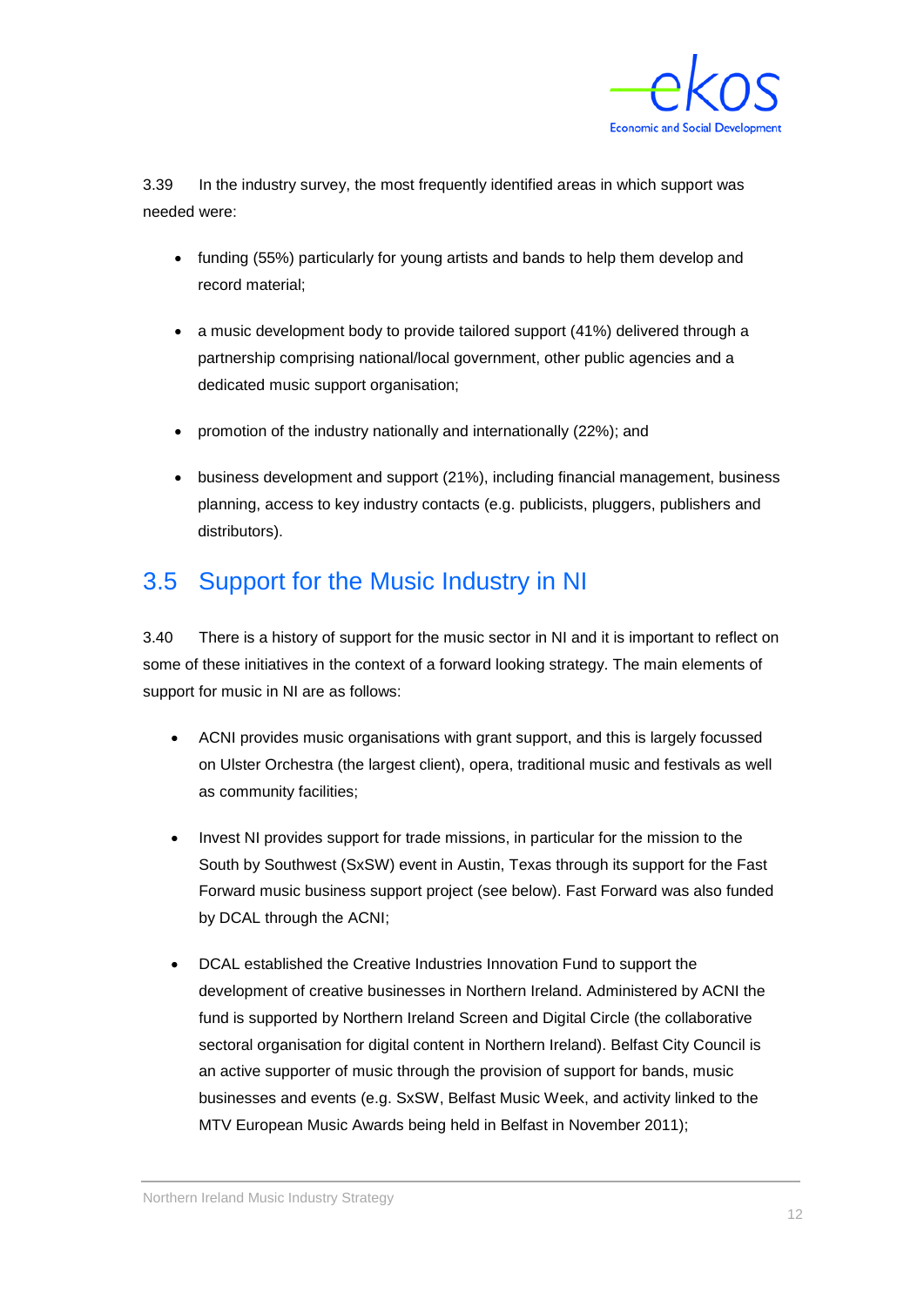3.39 In the industry survey, the most frequently identified areas in which support was needed were:

- funding (55%) particularly for young artists and bands to help them develop and record material;
- a music development body to provide tailored support (41%) delivered through a partnership comprising national/local government, other public agencies and a dedicated music support organisation;
- promotion of the industry nationally and internationally (22%); and
- business development and support (21%), including financial management, business planning, access to key industry contacts (e.g. publicists, pluggers, publishers and distributors).

## 3.5 Support for the Music Industry in NI

3.40 There is a history of support for the music sector in NI and it is important to reflect on some of these initiatives in the context of a forward looking strategy. The main elements of support for music in NI are as follows:

- ACNI provides music organisations with grant support, and this is largely focussed on Ulster Orchestra (the largest client), opera, traditional music and festivals as well as community facilities;
- Invest NI provides support for trade missions, in particular for the mission to the South by Southwest (SxSW) event in Austin, Texas through its support for the Fast Forward music business support project (see below). Fast Forward was also funded by DCAL through the ACNI;
- DCAL established the Creative Industries Innovation Fund to support the development of creative businesses in Northern Ireland. Administered by ACNI the fund is supported by Northern Ireland Screen and Digital Circle (the collaborative sectoral organisation for digital content in Northern Ireland). Belfast City Council is an active supporter of music through the provision of support for bands, music businesses and events (e.g. SxSW, Belfast Music Week, and activity linked to the MTV European Music Awards being held in Belfast in November 2011);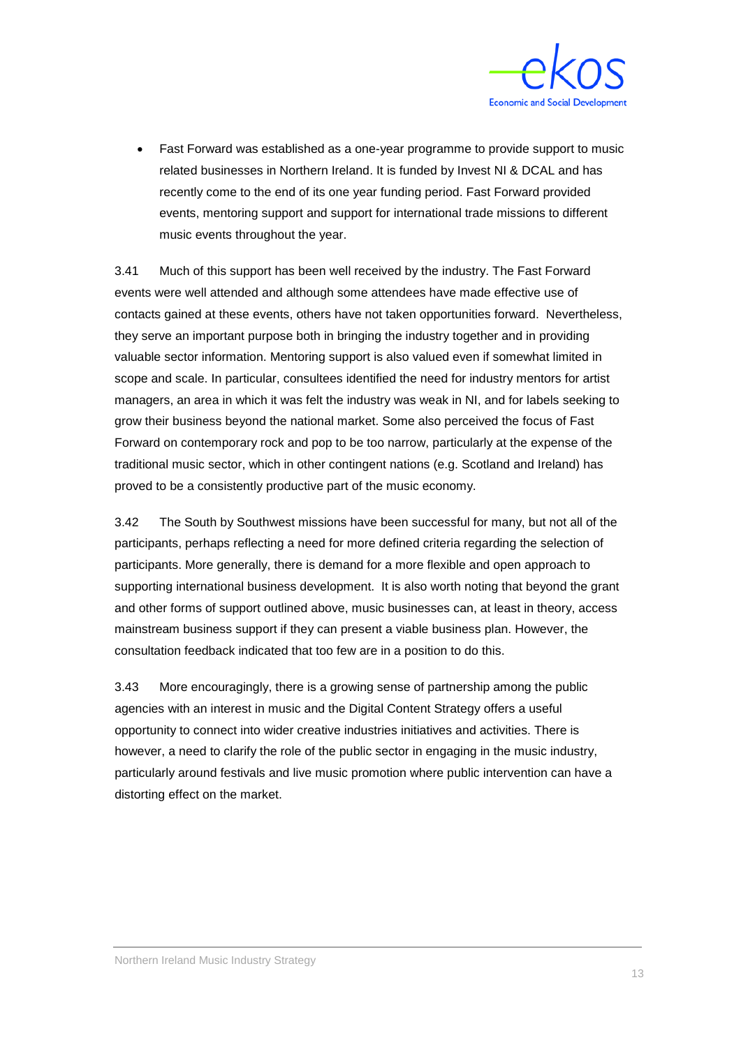- Fast Forward was established as a one-year programme to provide support to music related businesses in Northern Ireland. It is funded by Invest NI & DCAL and has recently come to the end of its one year funding period. Fast Forward provided events, mentoring support and support for international trade missions to different music events throughout the year.

3.41 Much of this support has been well received by the industry. The Fast Forward events were well attended and although some attendees have made effective use of contacts gained at these events, others have not taken opportunities forward. Nevertheless, they serve an important purpose both in bringing the industry together and in providing valuable sector information. Mentoring support is also valued even if somewhat limited in scope and scale. In particular, consultees identified the need for industry mentors for artist managers, an area in which it was felt the industry was weak in NI, and for labels seeking to grow their business beyond the national market. Some also perceived the focus of Fast Forward on contemporary rock and pop to be too narrow, particularly at the expense of the traditional music sector, which in other contingent nations (e.g. Scotland and Ireland) has proved to be a consistently productive part of the music economy.

3.42 The South by Southwest missions have been successful for many, but not all of the participants, perhaps reflecting a need for more defined criteria regarding the selection of participants. More generally, there is demand for a more flexible and open approach to supporting international business development. It is also worth noting that beyond the grant and other forms of support outlined above, music businesses can, at least in theory, access mainstream business support if they can present a viable business plan. However, the consultation feedback indicated that too few are in a position to do this.

3.43 More encouragingly, there is a growing sense of partnership among the public agencies with an interest in music and the Digital Content Strategy offers a useful opportunity to connect into wider creative industries initiatives and activities. There is however, a need to clarify the role of the public sector in engaging in the music industry, particularly around festivals and live music promotion where public intervention can have a distorting effect on the market.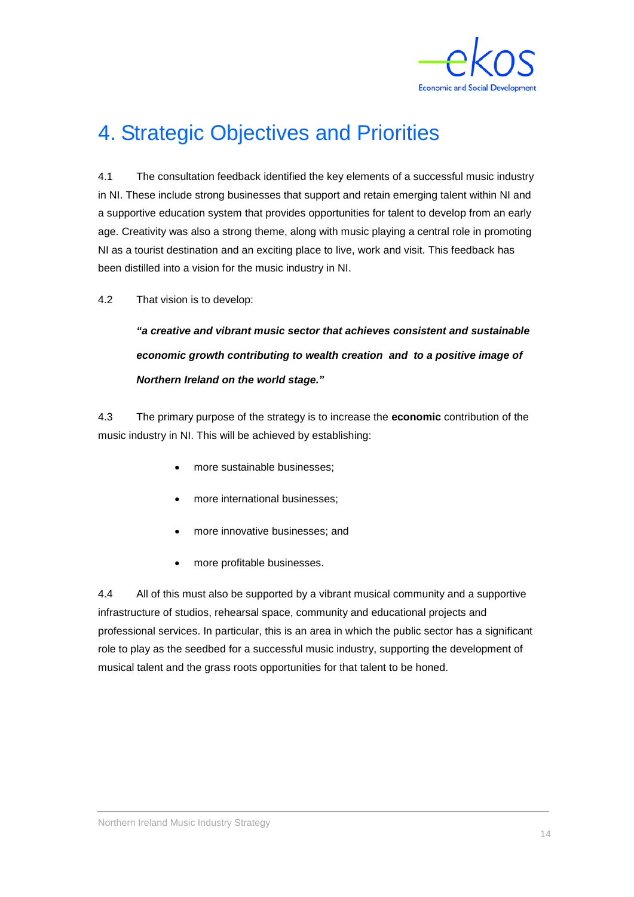# 4. Strategic Objectives and Priorities

4.1 The consultation feedback identified the key elements of a successful music industry in NI. These include strong businesses that support and retain emerging talent within NI and a supportive education system that provides opportunities for talent to develop from an early age. Creativity was also a strong theme, along with music playing a central role in promoting NI as a tourist destination and an exciting place to live, work and visit. This feedback has been distilled into a vision for the music industry in NI.

4.2 That vision is to develop:

> ***"a creative and vibrant music sector that achieves consistent and sustainable economic growth contributing to wealth creation and to a positive image of Northern Ireland on the world stage."***

4.3 The primary purpose of the strategy is to increase the **economic** contribution of the music industry in NI. This will be achieved by establishing:

- more sustainable businesses;
- more international businesses;
- more innovative businesses; and
- more profitable businesses.

4.4 All of this must also be supported by a vibrant musical community and a supportive infrastructure of studios, rehearsal space, community and educational projects and professional services. In particular, this is an area in which the public sector has a significant role to play as the seedbed for a successful music industry, supporting the development of musical talent and the grass roots opportunities for that talent to be honed.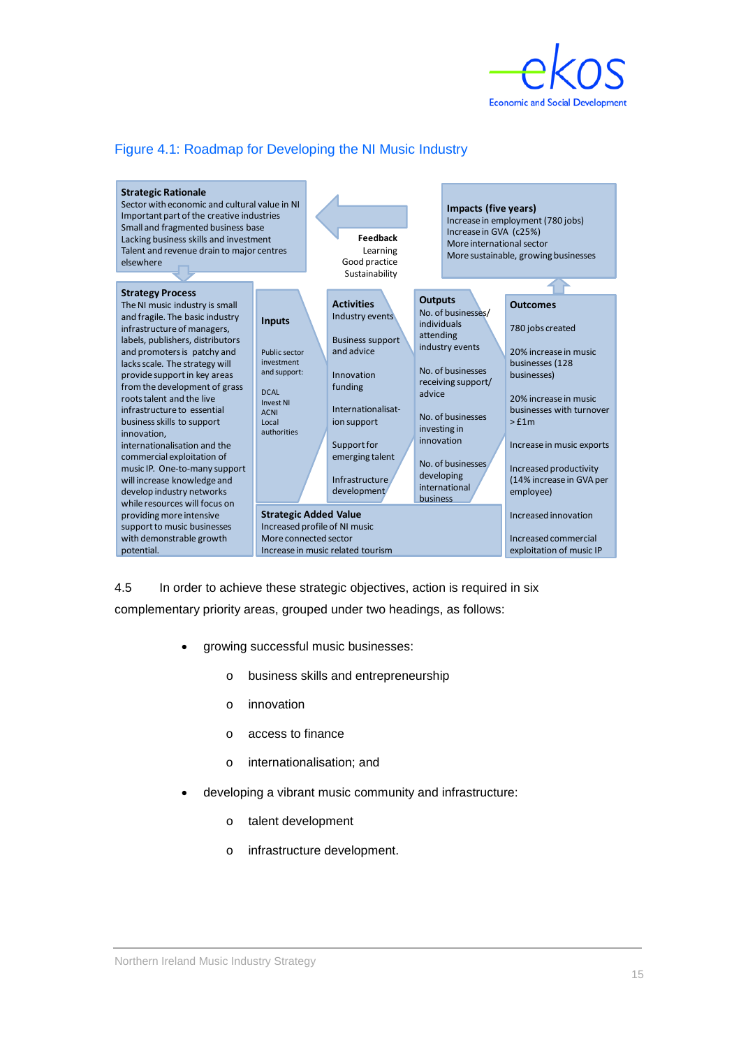## Figure 4.1: Roadmap for Developing the NI Music Industry

**Strategic Rationale**
Sector with economic and cultural value in NI
Important part of the creative industries
Small and fragmented business base
Lacking business skills and investment
Talent and revenue drain to major centres elsewhere

**Feedback**
Learning
Good practice
Sustainability

**Impacts (five years)**
Increase in employment (780 jobs)
Increase in GVA (c25%)
More international sector
More sustainable, growing businesses

**Strategy Process**
The NI music industry is small and fragile. The basic industry infrastructure of managers, labels, publishers, distributors and promoters is patchy and lacks scale. The strategy will provide support in key areas from the development of grass roots talent and the live infrastructure to essential business skills to support innovation, internationalisation and the commercial exploitation of music IP. One-to-many support will increase knowledge and develop industry networks while resources will focus on providing more intensive support to music businesses with demonstrable growth potential.

**Inputs**
Public sector investment and support:
DCAL
Invest NI
ACNI
Local authorities

**Activities**
Industry events
Business support and advice
Innovation funding
Internationalisation support
Support for emerging talent
Infrastructure development

**Outputs**
No. of businesses/ individuals attending industry events
No. of businesses receiving support/ advice
No. of businesses investing in innovation
No. of businesses developing international business

**Outcomes**
780 jobs created
20% increase in music businesses (128 businesses)
20% increase in music businesses with turnover > £1m
Increase in music exports
Increased productivity (14% increase in GVA per employee)
Increased innovation
Increased commercial exploitation of music IP

**Strategic Added Value**
Increased profile of NI music
More connected sector
Increase in music related tourism

4.5 In order to achieve these strategic objectives, action is required in six complementary priority areas, grouped under two headings, as follows:

- growing successful music businesses:
  - business skills and entrepreneurship
  - innovation
  - access to finance
  - internationalisation; and
- developing a vibrant music community and infrastructure:
  - talent development
  - infrastructure development.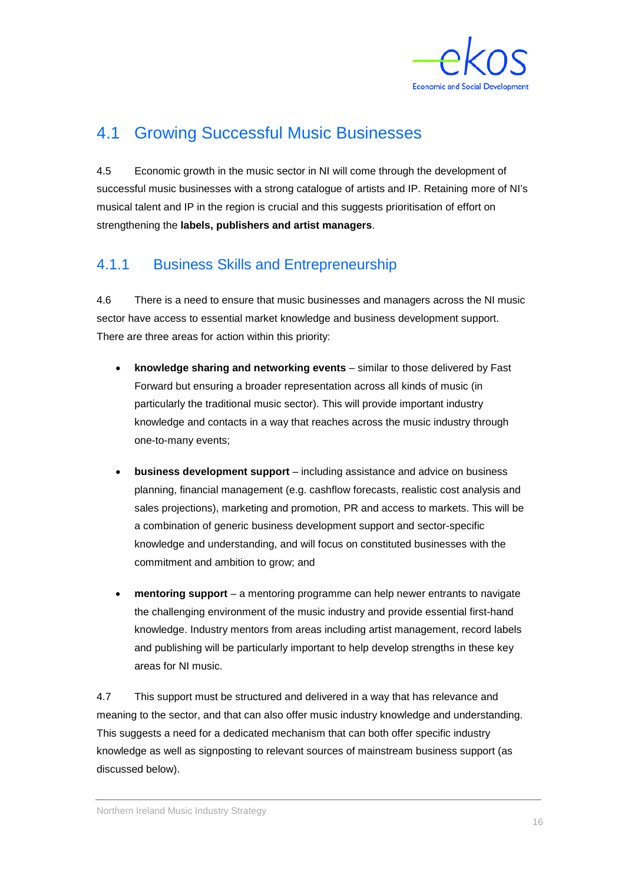## 4.1 Growing Successful Music Businesses

4.5 Economic growth in the music sector in NI will come through the development of successful music businesses with a strong catalogue of artists and IP. Retaining more of NI's musical talent and IP in the region is crucial and this suggests prioritisation of effort on strengthening the **labels, publishers and artist managers**.

### 4.1.1 Business Skills and Entrepreneurship

4.6 There is a need to ensure that music businesses and managers across the NI music sector have access to essential market knowledge and business development support. There are three areas for action within this priority:

- **knowledge sharing and networking events** – similar to those delivered by Fast Forward but ensuring a broader representation across all kinds of music (in particularly the traditional music sector). This will provide important industry knowledge and contacts in a way that reaches across the music industry through one-to-many events;

- **business development support** – including assistance and advice on business planning, financial management (e.g. cashflow forecasts, realistic cost analysis and sales projections), marketing and promotion, PR and access to markets. This will be a combination of generic business development support and sector-specific knowledge and understanding, and will focus on constituted businesses with the commitment and ambition to grow; and

- **mentoring support** – a mentoring programme can help newer entrants to navigate the challenging environment of the music industry and provide essential first-hand knowledge. Industry mentors from areas including artist management, record labels and publishing will be particularly important to help develop strengths in these key areas for NI music.

4.7 This support must be structured and delivered in a way that has relevance and meaning to the sector, and that can also offer music industry knowledge and understanding. This suggests a need for a dedicated mechanism that can both offer specific industry knowledge as well as signposting to relevant sources of mainstream business support (as discussed below).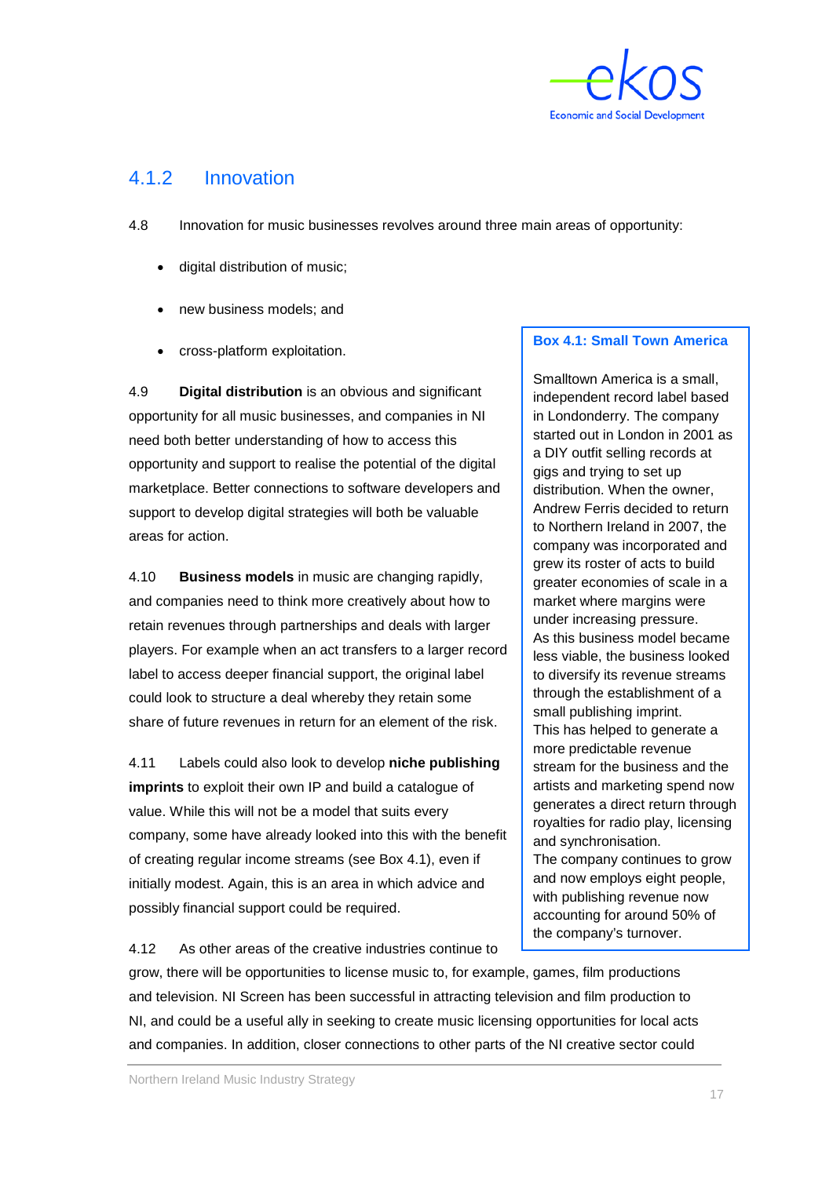### 4.1.2 Innovation

4.8 Innovation for music businesses revolves around three main areas of opportunity:

- digital distribution of music;
- new business models; and
- cross-platform exploitation.

4.9 **Digital distribution** is an obvious and significant opportunity for all music businesses, and companies in NI need both better understanding of how to access this opportunity and support to realise the potential of the digital marketplace. Better connections to software developers and support to develop digital strategies will both be valuable areas for action.

4.10 **Business models** in music are changing rapidly, and companies need to think more creatively about how to retain revenues through partnerships and deals with larger players. For example when an act transfers to a larger record label to access deeper financial support, the original label could look to structure a deal whereby they retain some share of future revenues in return for an element of the risk.

4.11 Labels could also look to develop **niche publishing imprints** to exploit their own IP and build a catalogue of value. While this will not be a model that suits every company, some have already looked into this with the benefit of creating regular income streams (see Box 4.1), even if initially modest. Again, this is an area in which advice and possibly financial support could be required.

> **Box 4.1: Small Town America**
>
> Smalltown America is a small, independent record label based in Londonderry. The company started out in London in 2001 as a DIY outfit selling records at gigs and trying to set up distribution. When the owner, Andrew Ferris decided to return to Northern Ireland in 2007, the company was incorporated and grew its roster of acts to build greater economies of scale in a market where margins were under increasing pressure.
>
> As this business model became less viable, the business looked to diversify its revenue streams through the establishment of a small publishing imprint.
>
> This has helped to generate a more predictable revenue stream for the business and the artists and marketing spend now generates a direct return through royalties for radio play, licensing and synchronisation.
>
> The company continues to grow and now employs eight people, with publishing revenue now accounting for around 50% of the company's turnover.

4.12 As other areas of the creative industries continue to grow, there will be opportunities to license music to, for example, games, film productions and television. NI Screen has been successful in attracting television and film production to NI, and could be a useful ally in seeking to create music licensing opportunities for local acts and companies. In addition, closer connections to other parts of the NI creative sector could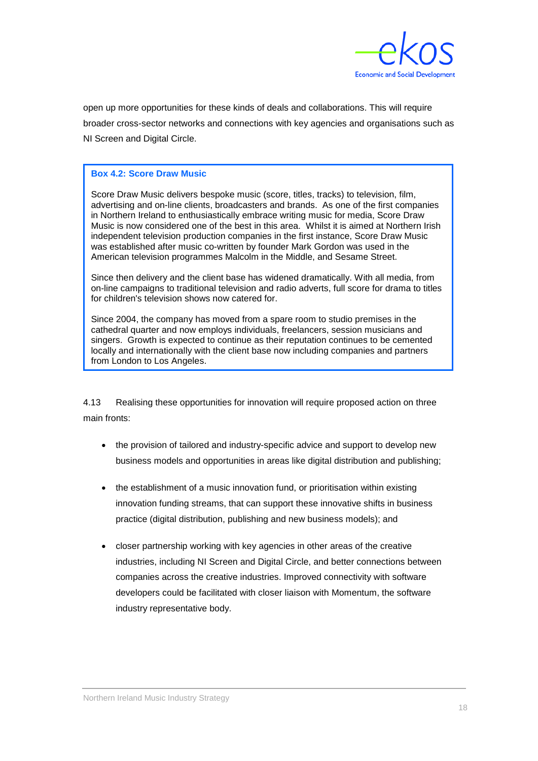open up more opportunities for these kinds of deals and collaborations. This will require broader cross-sector networks and connections with key agencies and organisations such as NI Screen and Digital Circle.

> **Box 4.2: Score Draw Music**
>
> Score Draw Music delivers bespoke music (score, titles, tracks) to television, film, advertising and on-line clients, broadcasters and brands. As one of the first companies in Northern Ireland to enthusiastically embrace writing music for media, Score Draw Music is now considered one of the best in this area. Whilst it is aimed at Northern Irish independent television production companies in the first instance, Score Draw Music was established after music co-written by founder Mark Gordon was used in the American television programmes Malcolm in the Middle, and Sesame Street.
>
> Since then delivery and the client base has widened dramatically. With all media, from on-line campaigns to traditional television and radio adverts, full score for drama to titles for children's television shows now catered for.
>
> Since 2004, the company has moved from a spare room to studio premises in the cathedral quarter and now employs individuals, freelancers, session musicians and singers. Growth is expected to continue as their reputation continues to be cemented locally and internationally with the client base now including companies and partners from London to Los Angeles.

4.13 Realising these opportunities for innovation will require proposed action on three main fronts:

- the provision of tailored and industry-specific advice and support to develop new business models and opportunities in areas like digital distribution and publishing;
- the establishment of a music innovation fund, or prioritisation within existing innovation funding streams, that can support these innovative shifts in business practice (digital distribution, publishing and new business models); and
- closer partnership working with key agencies in other areas of the creative industries, including NI Screen and Digital Circle, and better connections between companies across the creative industries. Improved connectivity with software developers could be facilitated with closer liaison with Momentum, the software industry representative body.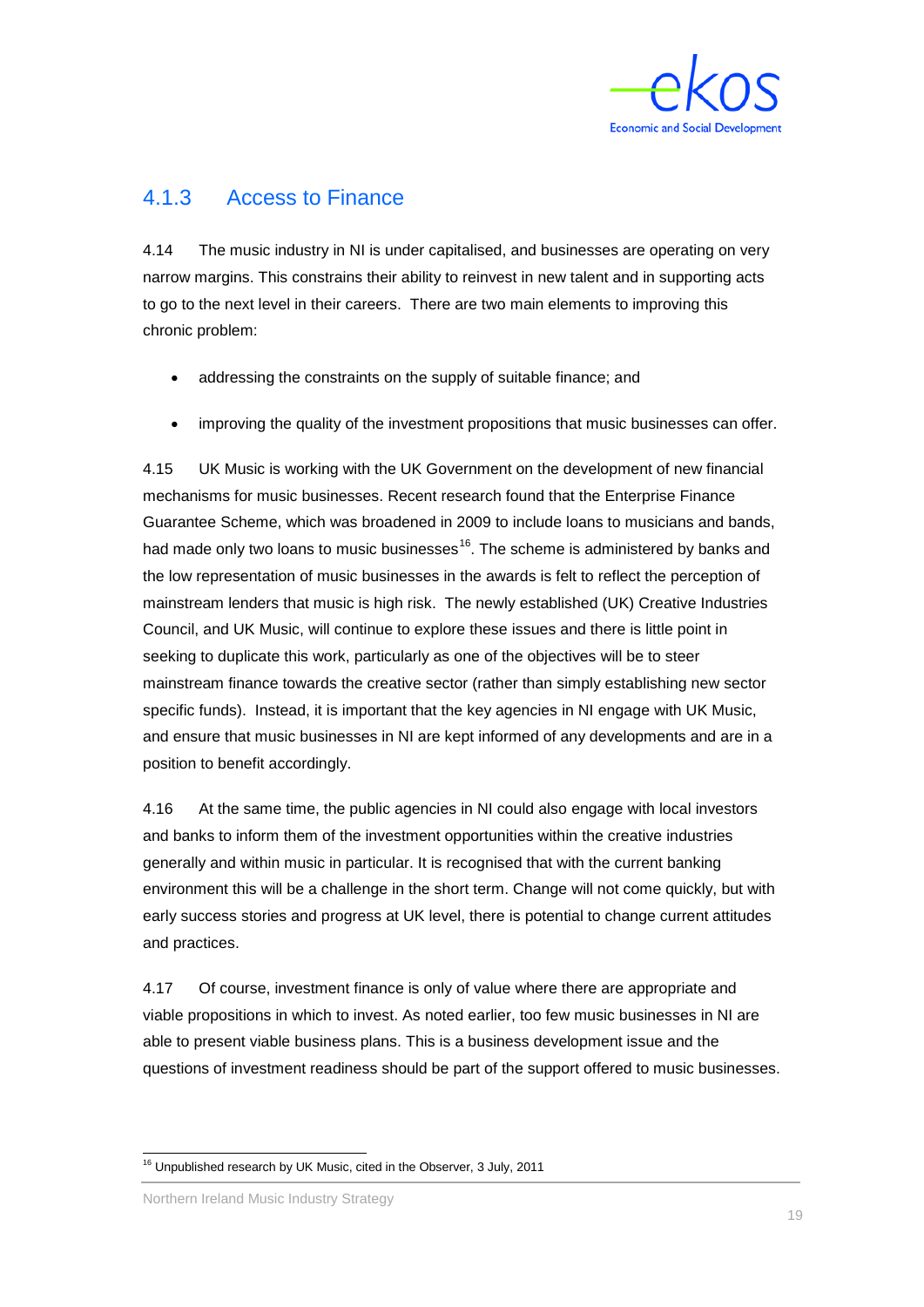### 4.1.3 Access to Finance

4.14 The music industry in NI is under capitalised, and businesses are operating on very narrow margins. This constrains their ability to reinvest in new talent and in supporting acts to go to the next level in their careers. There are two main elements to improving this chronic problem:

- addressing the constraints on the supply of suitable finance; and
- improving the quality of the investment propositions that music businesses can offer.

4.15 UK Music is working with the UK Government on the development of new financial mechanisms for music businesses. Recent research found that the Enterprise Finance Guarantee Scheme, which was broadened in 2009 to include loans to musicians and bands, had made only two loans to music businesses[16]. The scheme is administered by banks and the low representation of music businesses in the awards is felt to reflect the perception of mainstream lenders that music is high risk. The newly established (UK) Creative Industries Council, and UK Music, will continue to explore these issues and there is little point in seeking to duplicate this work, particularly as one of the objectives will be to steer mainstream finance towards the creative sector (rather than simply establishing new sector specific funds). Instead, it is important that the key agencies in NI engage with UK Music, and ensure that music businesses in NI are kept informed of any developments and are in a position to benefit accordingly.

4.16 At the same time, the public agencies in NI could also engage with local investors and banks to inform them of the investment opportunities within the creative industries generally and within music in particular. It is recognised that with the current banking environment this will be a challenge in the short term. Change will not come quickly, but with early success stories and progress at UK level, there is potential to change current attitudes and practices.

4.17 Of course, investment finance is only of value where there are appropriate and viable propositions in which to invest. As noted earlier, too few music businesses in NI are able to present viable business plans. This is a business development issue and the questions of investment readiness should be part of the support offered to music businesses.

[16] Unpublished research by UK Music, cited in the Observer, 3 July, 2011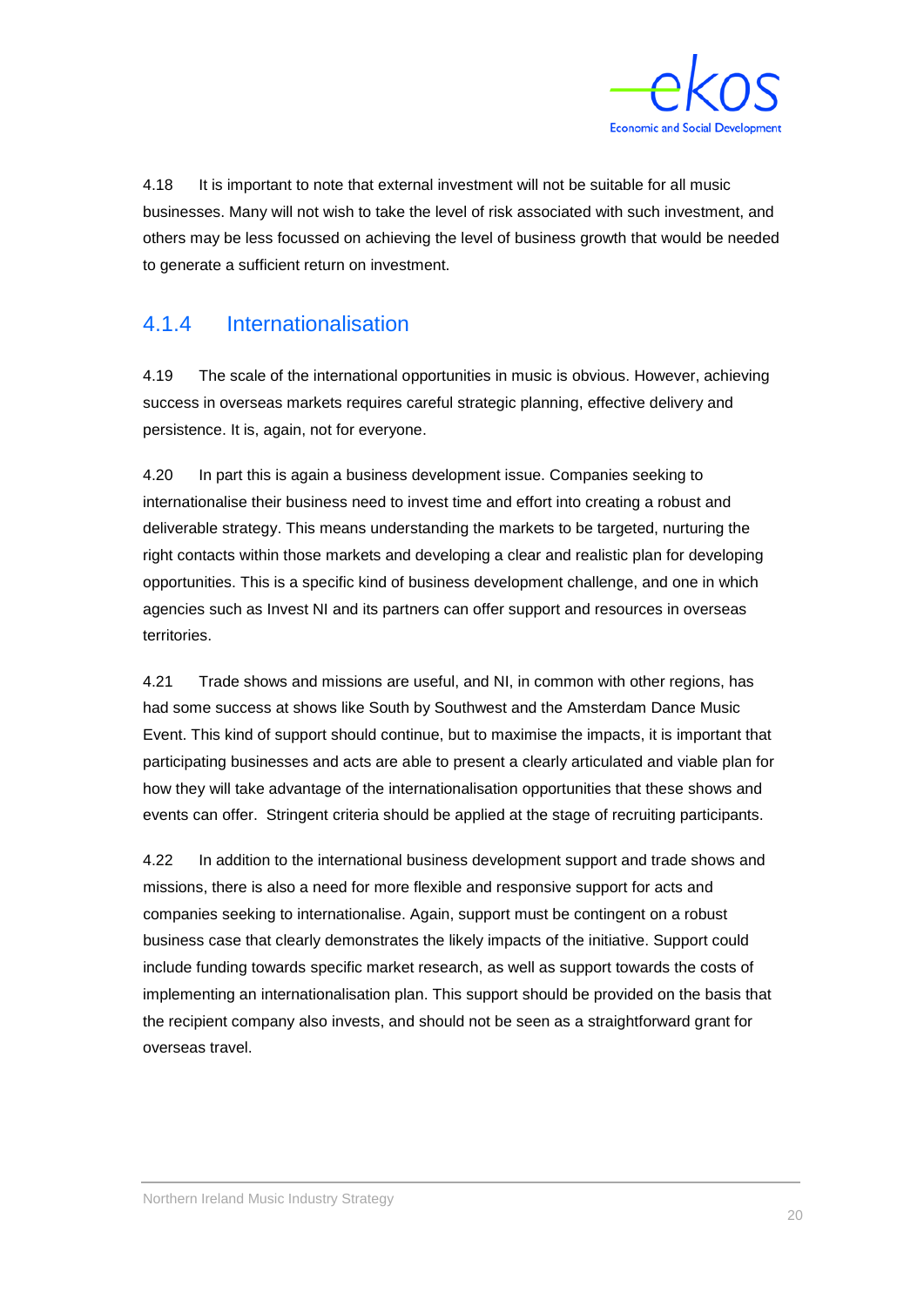4.18 It is important to note that external investment will not be suitable for all music businesses. Many will not wish to take the level of risk associated with such investment, and others may be less focussed on achieving the level of business growth that would be needed to generate a sufficient return on investment.

### 4.1.4 Internationalisation

4.19 The scale of the international opportunities in music is obvious. However, achieving success in overseas markets requires careful strategic planning, effective delivery and persistence. It is, again, not for everyone.

4.20 In part this is again a business development issue. Companies seeking to internationalise their business need to invest time and effort into creating a robust and deliverable strategy. This means understanding the markets to be targeted, nurturing the right contacts within those markets and developing a clear and realistic plan for developing opportunities. This is a specific kind of business development challenge, and one in which agencies such as Invest NI and its partners can offer support and resources in overseas territories.

4.21 Trade shows and missions are useful, and NI, in common with other regions, has had some success at shows like South by Southwest and the Amsterdam Dance Music Event. This kind of support should continue, but to maximise the impacts, it is important that participating businesses and acts are able to present a clearly articulated and viable plan for how they will take advantage of the internationalisation opportunities that these shows and events can offer. Stringent criteria should be applied at the stage of recruiting participants.

4.22 In addition to the international business development support and trade shows and missions, there is also a need for more flexible and responsive support for acts and companies seeking to internationalise. Again, support must be contingent on a robust business case that clearly demonstrates the likely impacts of the initiative. Support could include funding towards specific market research, as well as support towards the costs of implementing an internationalisation plan. This support should be provided on the basis that the recipient company also invests, and should not be seen as a straightforward grant for overseas travel.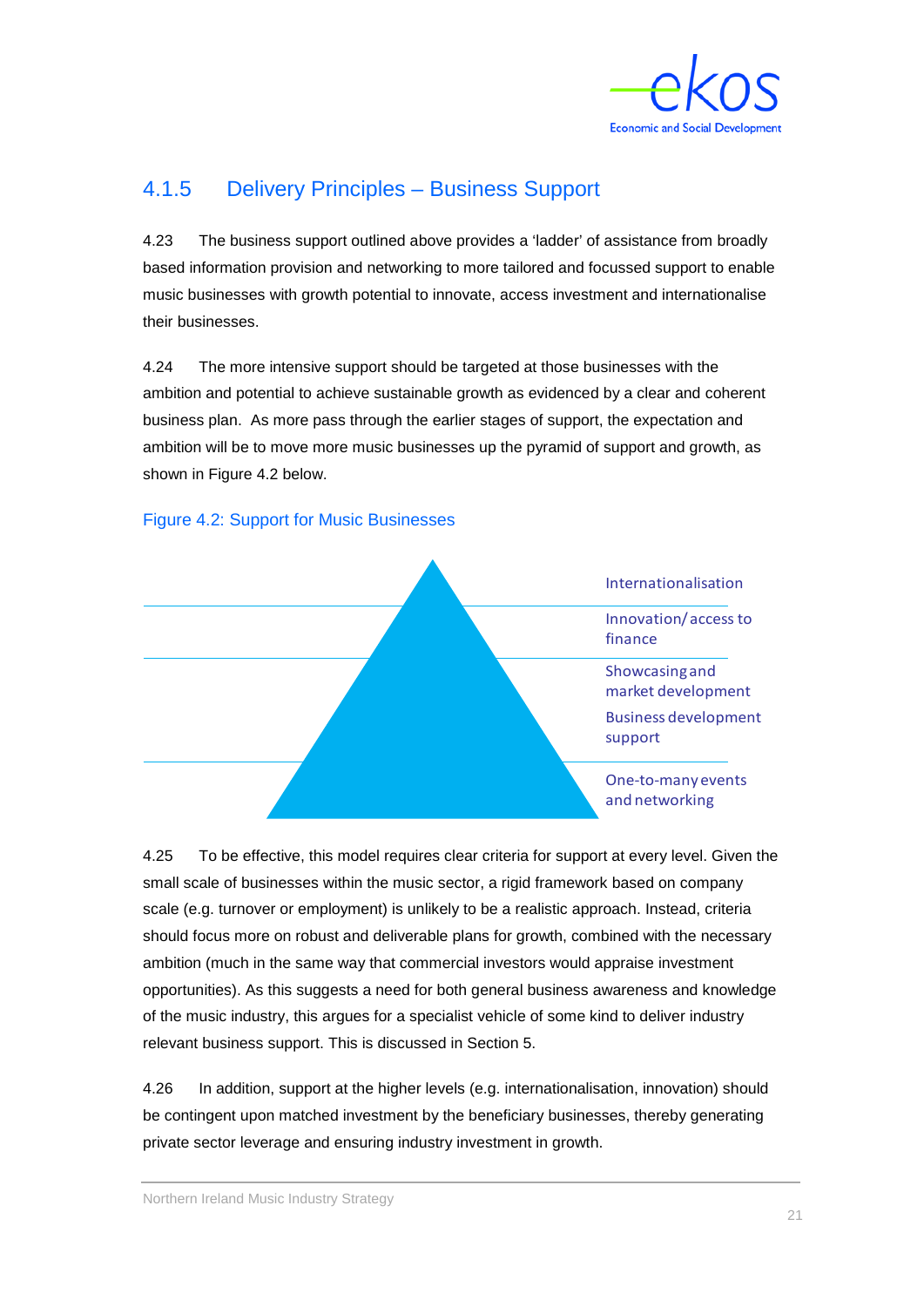### 4.1.5 Delivery Principles – Business Support

4.23 The business support outlined above provides a 'ladder' of assistance from broadly based information provision and networking to more tailored and focussed support to enable music businesses with growth potential to innovate, access investment and internationalise their businesses.

4.24 The more intensive support should be targeted at those businesses with the ambition and potential to achieve sustainable growth as evidenced by a clear and coherent business plan. As more pass through the earlier stages of support, the expectation and ambition will be to move more music businesses up the pyramid of support and growth, as shown in Figure 4.2 below.

Figure 4.2: Support for Music Businesses

- Internationalisation
- Innovation/ access to finance
- Showcasing and market development
- Business development support
- One-to-many events and networking

4.25 To be effective, this model requires clear criteria for support at every level. Given the small scale of businesses within the music sector, a rigid framework based on company scale (e.g. turnover or employment) is unlikely to be a realistic approach. Instead, criteria should focus more on robust and deliverable plans for growth, combined with the necessary ambition (much in the same way that commercial investors would appraise investment opportunities). As this suggests a need for both general business awareness and knowledge of the music industry, this argues for a specialist vehicle of some kind to deliver industry relevant business support. This is discussed in Section 5.

4.26 In addition, support at the higher levels (e.g. internationalisation, innovation) should be contingent upon matched investment by the beneficiary businesses, thereby generating private sector leverage and ensuring industry investment in growth.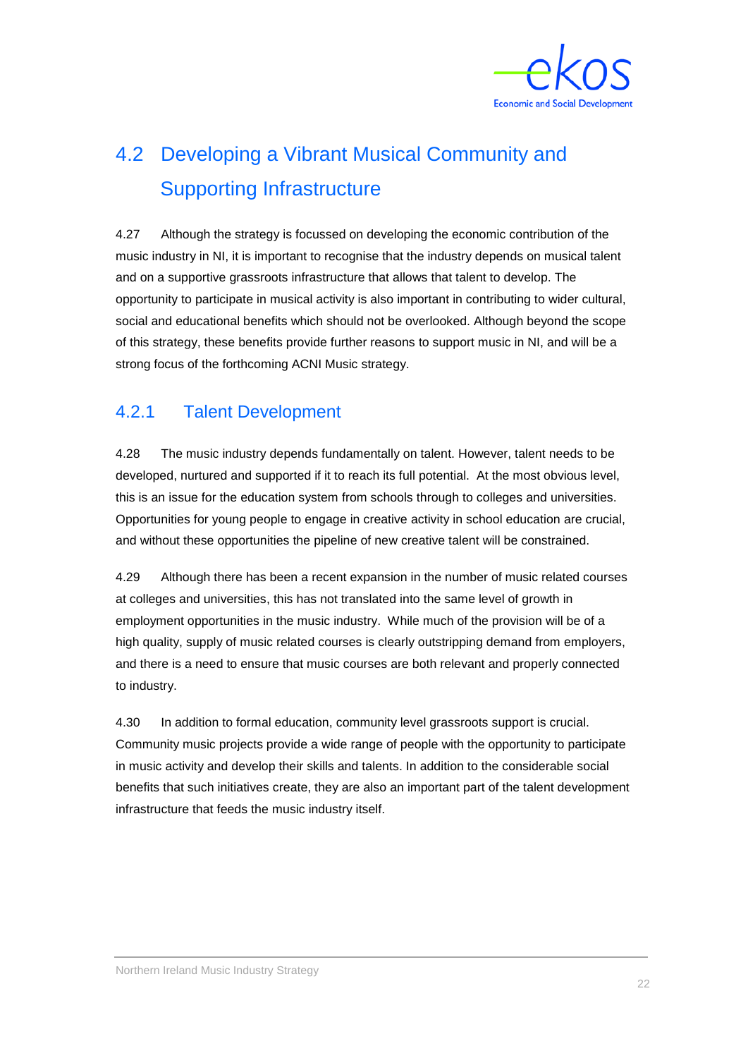## 4.2 Developing a Vibrant Musical Community and Supporting Infrastructure

4.27 Although the strategy is focussed on developing the economic contribution of the music industry in NI, it is important to recognise that the industry depends on musical talent and on a supportive grassroots infrastructure that allows that talent to develop. The opportunity to participate in musical activity is also important in contributing to wider cultural, social and educational benefits which should not be overlooked. Although beyond the scope of this strategy, these benefits provide further reasons to support music in NI, and will be a strong focus of the forthcoming ACNI Music strategy.

### 4.2.1 Talent Development

4.28 The music industry depends fundamentally on talent. However, talent needs to be developed, nurtured and supported if it to reach its full potential. At the most obvious level, this is an issue for the education system from schools through to colleges and universities. Opportunities for young people to engage in creative activity in school education are crucial, and without these opportunities the pipeline of new creative talent will be constrained.

4.29 Although there has been a recent expansion in the number of music related courses at colleges and universities, this has not translated into the same level of growth in employment opportunities in the music industry. While much of the provision will be of a high quality, supply of music related courses is clearly outstripping demand from employers, and there is a need to ensure that music courses are both relevant and properly connected to industry.

4.30 In addition to formal education, community level grassroots support is crucial. Community music projects provide a wide range of people with the opportunity to participate in music activity and develop their skills and talents. In addition to the considerable social benefits that such initiatives create, they are also an important part of the talent development infrastructure that feeds the music industry itself.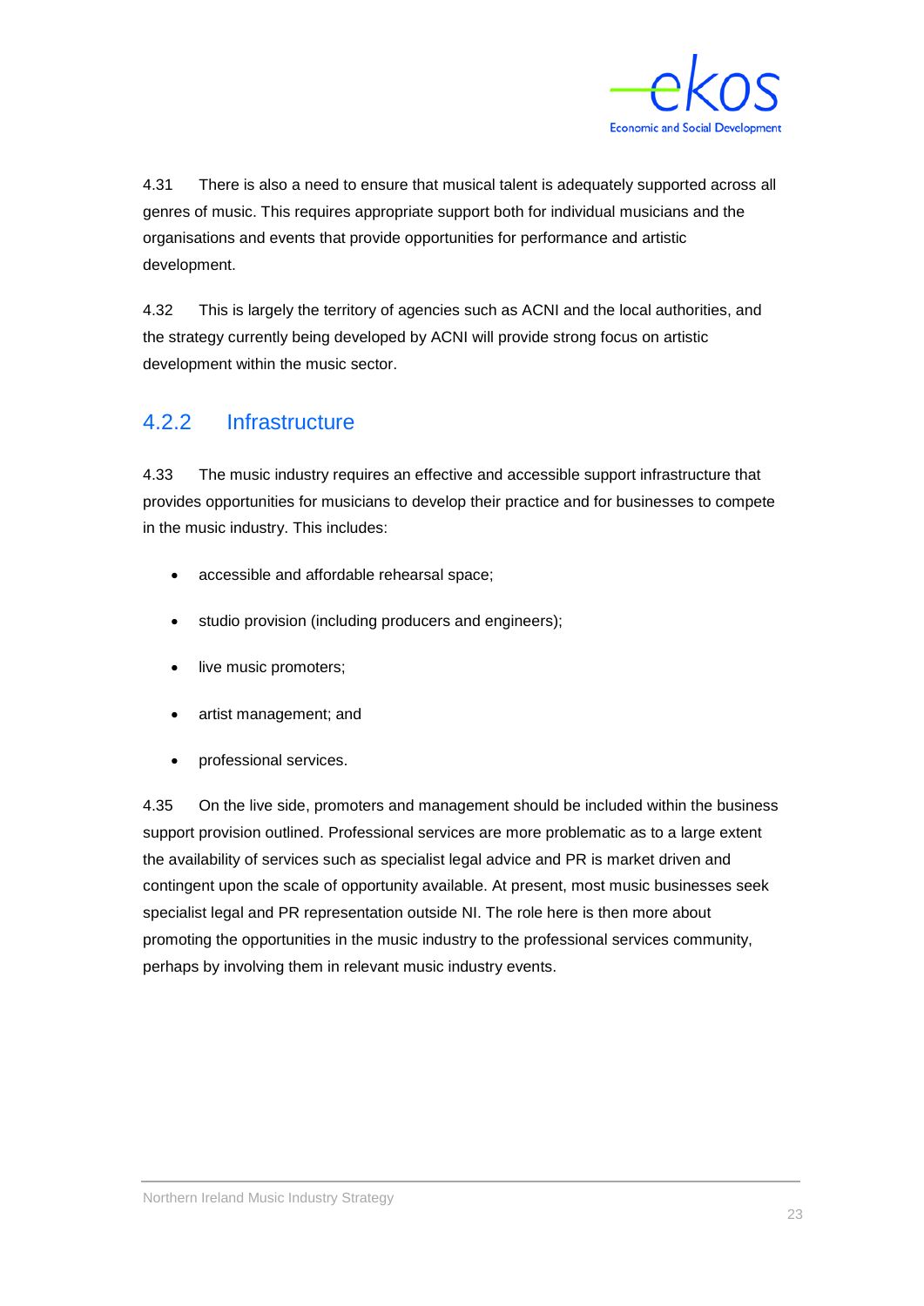4.31 There is also a need to ensure that musical talent is adequately supported across all genres of music. This requires appropriate support both for individual musicians and the organisations and events that provide opportunities for performance and artistic development.

4.32 This is largely the territory of agencies such as ACNI and the local authorities, and the strategy currently being developed by ACNI will provide strong focus on artistic development within the music sector.

### 4.2.2 Infrastructure

4.33 The music industry requires an effective and accessible support infrastructure that provides opportunities for musicians to develop their practice and for businesses to compete in the music industry. This includes:

- accessible and affordable rehearsal space;
- studio provision (including producers and engineers);
- live music promoters;
- artist management; and
- professional services.

4.35 On the live side, promoters and management should be included within the business support provision outlined. Professional services are more problematic as to a large extent the availability of services such as specialist legal advice and PR is market driven and contingent upon the scale of opportunity available. At present, most music businesses seek specialist legal and PR representation outside NI. The role here is then more about promoting the opportunities in the music industry to the professional services community, perhaps by involving them in relevant music industry events.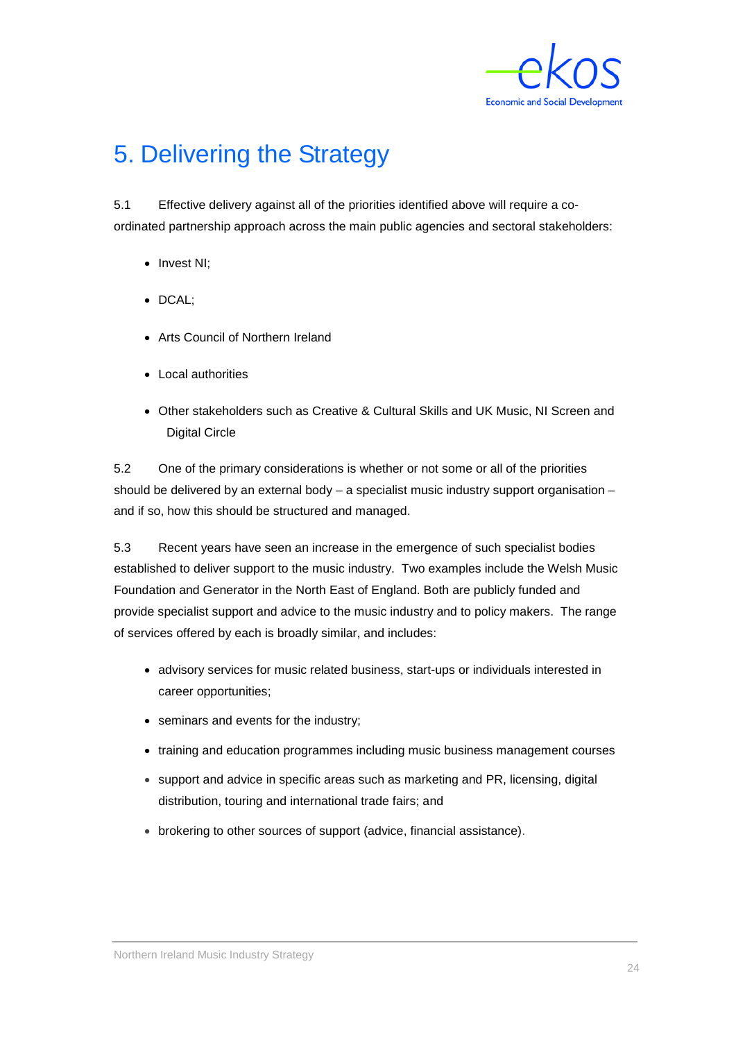# 5. Delivering the Strategy

5.1 Effective delivery against all of the priorities identified above will require a co-ordinated partnership approach across the main public agencies and sectoral stakeholders:

- Invest NI;
- DCAL;
- Arts Council of Northern Ireland
- Local authorities
- Other stakeholders such as Creative & Cultural Skills and UK Music, NI Screen and Digital Circle

5.2 One of the primary considerations is whether or not some or all of the priorities should be delivered by an external body – a specialist music industry support organisation – and if so, how this should be structured and managed.

5.3 Recent years have seen an increase in the emergence of such specialist bodies established to deliver support to the music industry. Two examples include the Welsh Music Foundation and Generator in the North East of England. Both are publicly funded and provide specialist support and advice to the music industry and to policy makers. The range of services offered by each is broadly similar, and includes:

- advisory services for music related business, start-ups or individuals interested in career opportunities;
- seminars and events for the industry;
- training and education programmes including music business management courses
- support and advice in specific areas such as marketing and PR, licensing, digital distribution, touring and international trade fairs; and
- brokering to other sources of support (advice, financial assistance).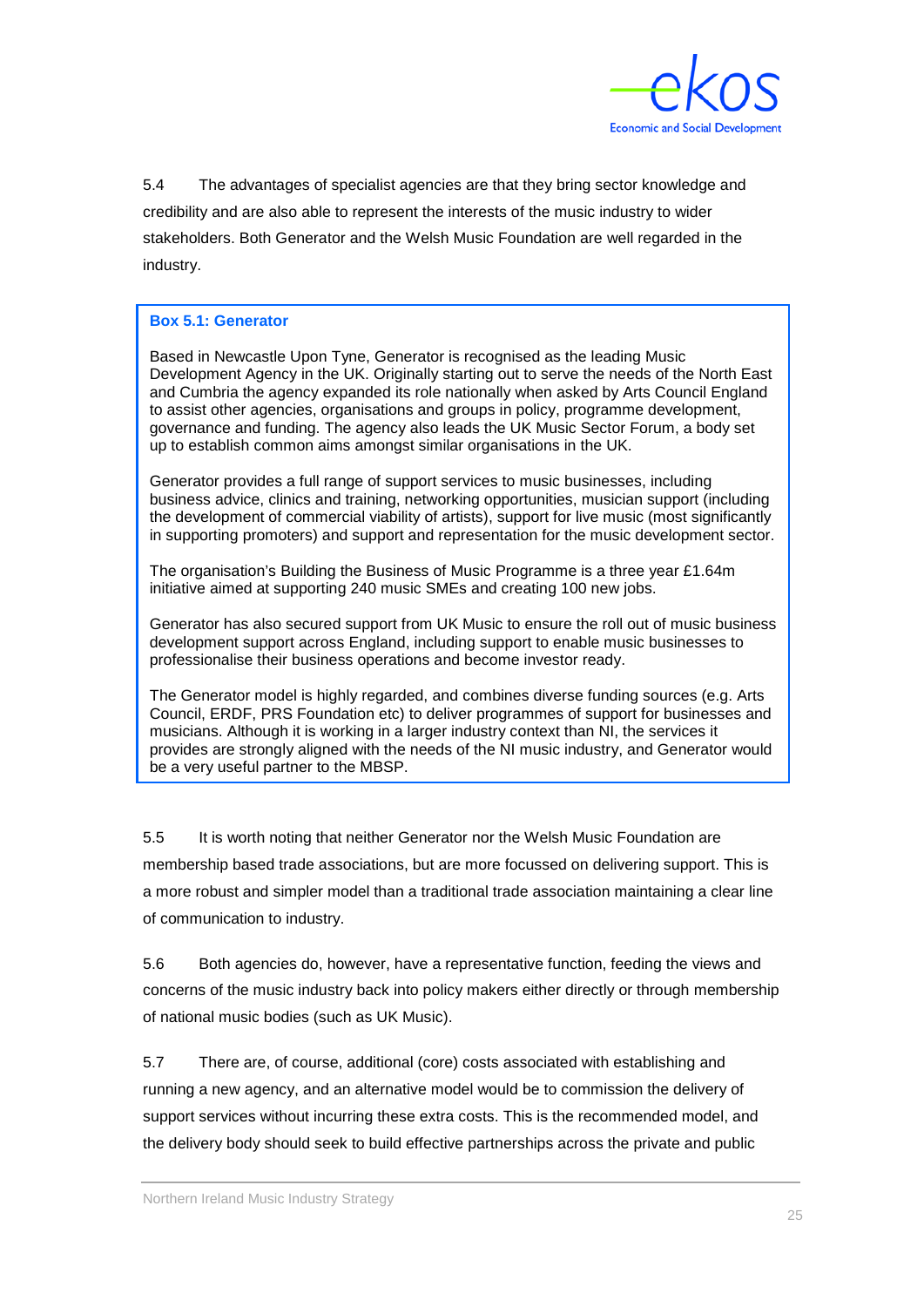5.4 The advantages of specialist agencies are that they bring sector knowledge and credibility and are also able to represent the interests of the music industry to wider stakeholders. Both Generator and the Welsh Music Foundation are well regarded in the industry.

> **Box 5.1: Generator**
>
> Based in Newcastle Upon Tyne, Generator is recognised as the leading Music Development Agency in the UK. Originally starting out to serve the needs of the North East and Cumbria the agency expanded its role nationally when asked by Arts Council England to assist other agencies, organisations and groups in policy, programme development, governance and funding. The agency also leads the UK Music Sector Forum, a body set up to establish common aims amongst similar organisations in the UK.
>
> Generator provides a full range of support services to music businesses, including business advice, clinics and training, networking opportunities, musician support (including the development of commercial viability of artists), support for live music (most significantly in supporting promoters) and support and representation for the music development sector.
>
> The organisation's Building the Business of Music Programme is a three year £1.64m initiative aimed at supporting 240 music SMEs and creating 100 new jobs.
>
> Generator has also secured support from UK Music to ensure the roll out of music business development support across England, including support to enable music businesses to professionalise their business operations and become investor ready.
>
> The Generator model is highly regarded, and combines diverse funding sources (e.g. Arts Council, ERDF, PRS Foundation etc) to deliver programmes of support for businesses and musicians. Although it is working in a larger industry context than NI, the services it provides are strongly aligned with the needs of the NI music industry, and Generator would be a very useful partner to the MBSP.

5.5 It is worth noting that neither Generator nor the Welsh Music Foundation are membership based trade associations, but are more focussed on delivering support. This is a more robust and simpler model than a traditional trade association maintaining a clear line of communication to industry.

5.6 Both agencies do, however, have a representative function, feeding the views and concerns of the music industry back into policy makers either directly or through membership of national music bodies (such as UK Music).

5.7 There are, of course, additional (core) costs associated with establishing and running a new agency, and an alternative model would be to commission the delivery of support services without incurring these extra costs. This is the recommended model, and the delivery body should seek to build effective partnerships across the private and public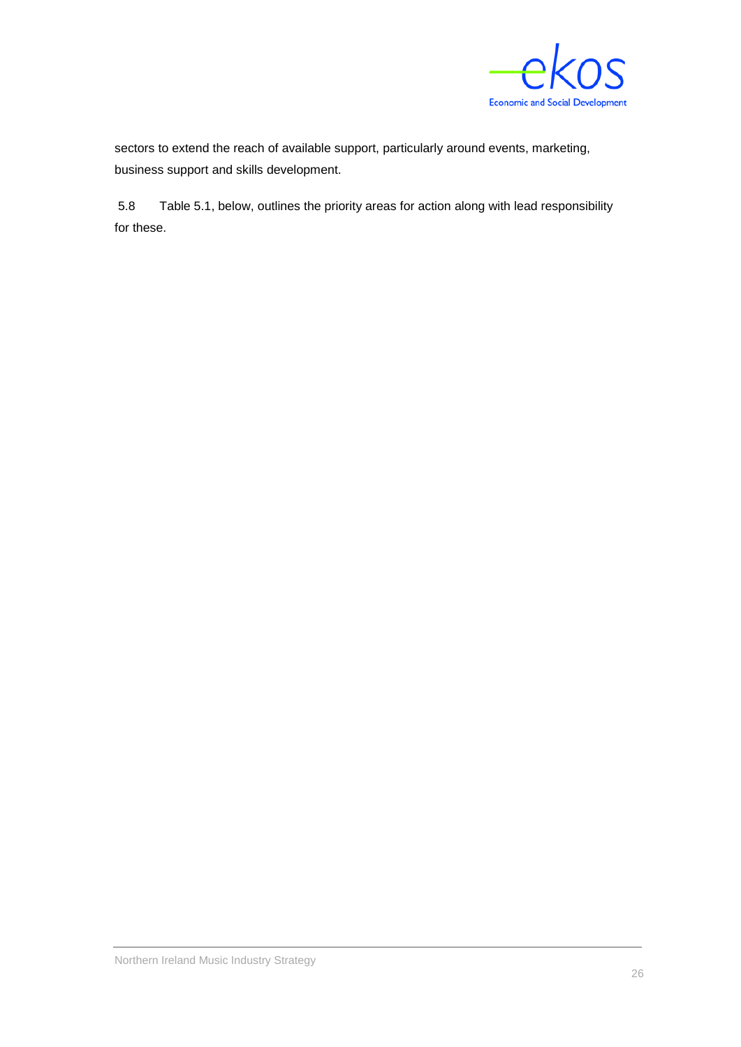sectors to extend the reach of available support, particularly around events, marketing, business support and skills development.

5.8 Table 5.1, below, outlines the priority areas for action along with lead responsibility for these.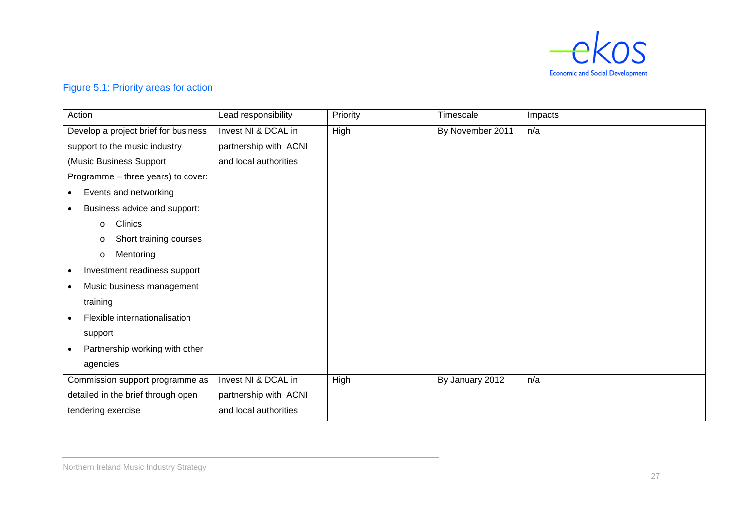Figure 5.1: Priority areas for action

| Action | Lead responsibility | Priority | Timescale | Impacts |
|---|---|---|---|---|
| Develop a project brief for business support to the music industry (Music Business Support Programme – three years) to cover:<br>• Events and networking<br>• Business advice and support:<br>  o Clinics<br>  o Short training courses<br>  o Mentoring<br>• Investment readiness support<br>• Music business management training<br>• Flexible internationalisation support<br>• Partnership working with other agencies | Invest NI & DCAL in partnership with ACNI and local authorities | High | By November 2011 | n/a |
| Commission support programme as detailed in the brief through open tendering exercise | Invest NI & DCAL in partnership with ACNI and local authorities | High | By January 2012 | n/a |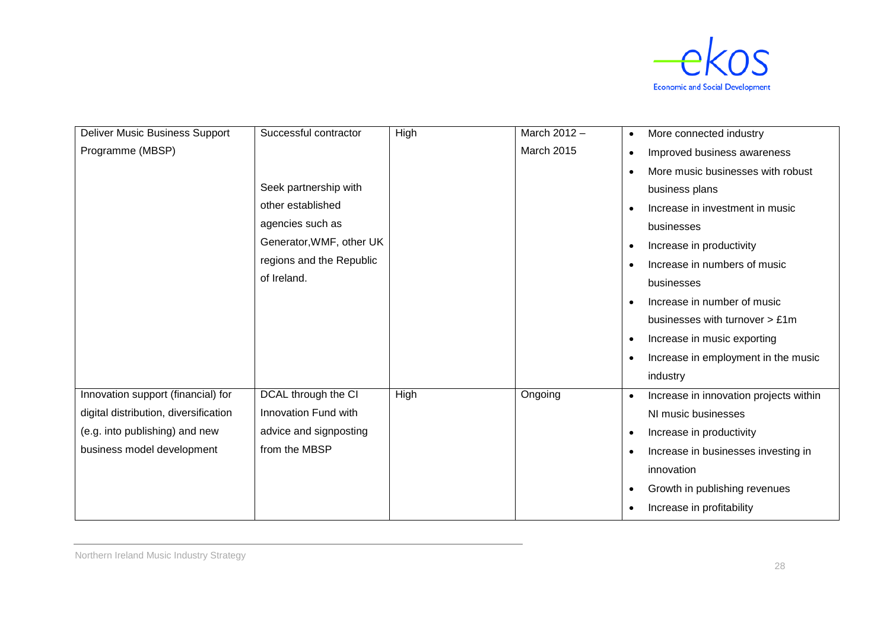| | | | | |
|---|---|---|---|---|
| Deliver Music Business Support Programme (MBSP) | Successful contractor<br><br>Seek partnership with other established agencies such as Generator,WMF, other UK regions and the Republic of Ireland. | High | March 2012 – March 2015 | • More connected industry<br>• Improved business awareness<br>• More music businesses with robust business plans<br>• Increase in investment in music businesses<br>• Increase in productivity<br>• Increase in numbers of music businesses<br>• Increase in number of music businesses with turnover > £1m<br>• Increase in music exporting<br>• Increase in employment in the music industry |
| Innovation support (financial) for digital distribution, diversification (e.g. into publishing) and new business model development | DCAL through the CI Innovation Fund with advice and signposting from the MBSP | High | Ongoing | • Increase in innovation projects within NI music businesses<br>• Increase in productivity<br>• Increase in businesses investing in innovation<br>• Growth in publishing revenues<br>• Increase in profitability |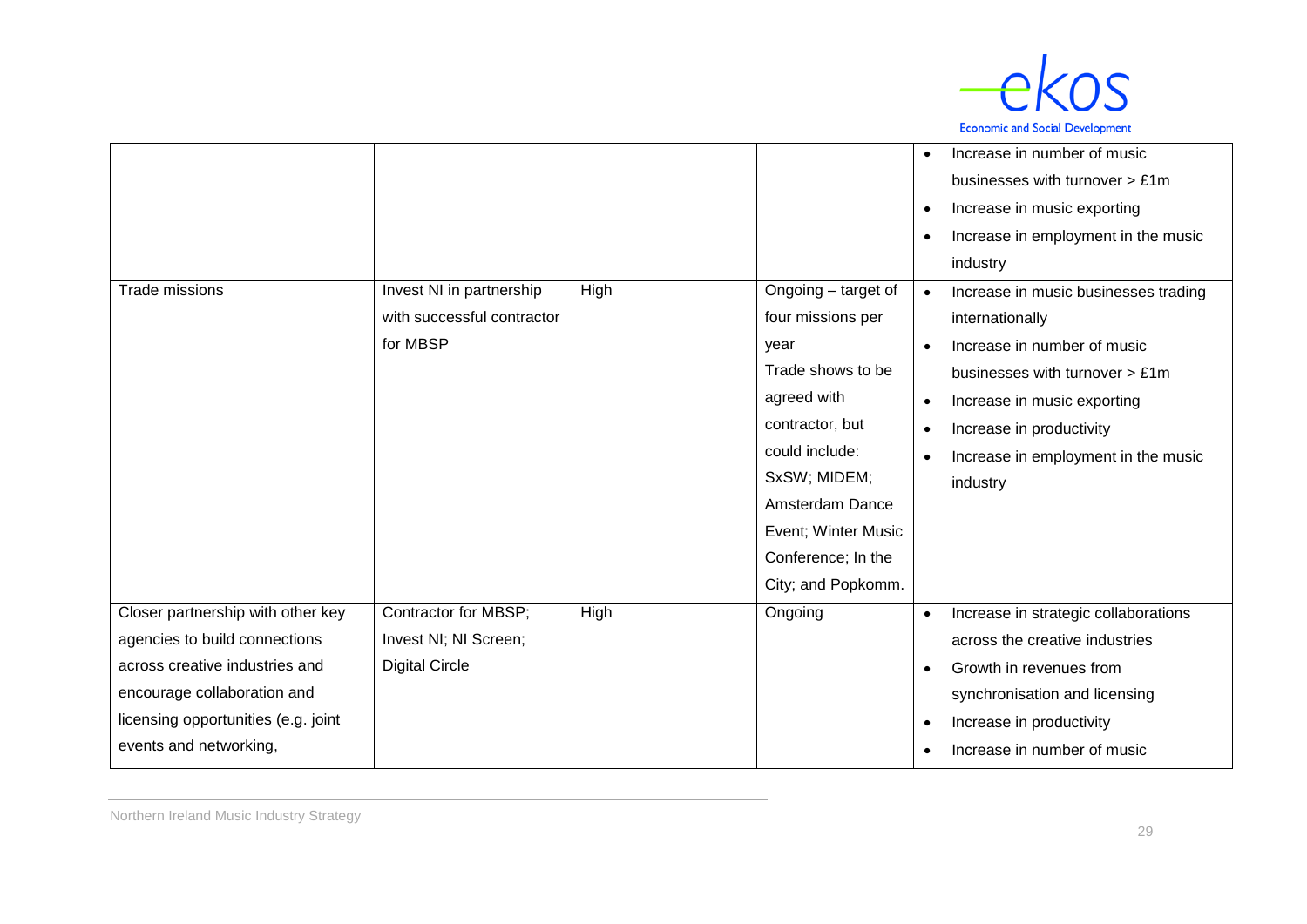| | | | | |
|---|---|---|---|---|
| | | | | • Increase in number of music businesses with turnover > £1m<br>• Increase in music exporting<br>• Increase in employment in the music industry |
| Trade missions | Invest NI in partnership with successful contractor for MBSP | High | Ongoing – target of four missions per year<br>Trade shows to be agreed with contractor, but could include: SxSW; MIDEM; Amsterdam Dance Event; Winter Music Conference; In the City; and Popkomm. | • Increase in music businesses trading internationally<br>• Increase in number of music businesses with turnover > £1m<br>• Increase in music exporting<br>• Increase in productivity<br>• Increase in employment in the music industry |
| Closer partnership with other key agencies to build connections across creative industries and encourage collaboration and licensing opportunities (e.g. joint events and networking, | Contractor for MBSP; Invest NI; NI Screen; Digital Circle | High | Ongoing | • Increase in strategic collaborations across the creative industries<br>• Growth in revenues from synchronisation and licensing<br>• Increase in productivity<br>• Increase in number of music |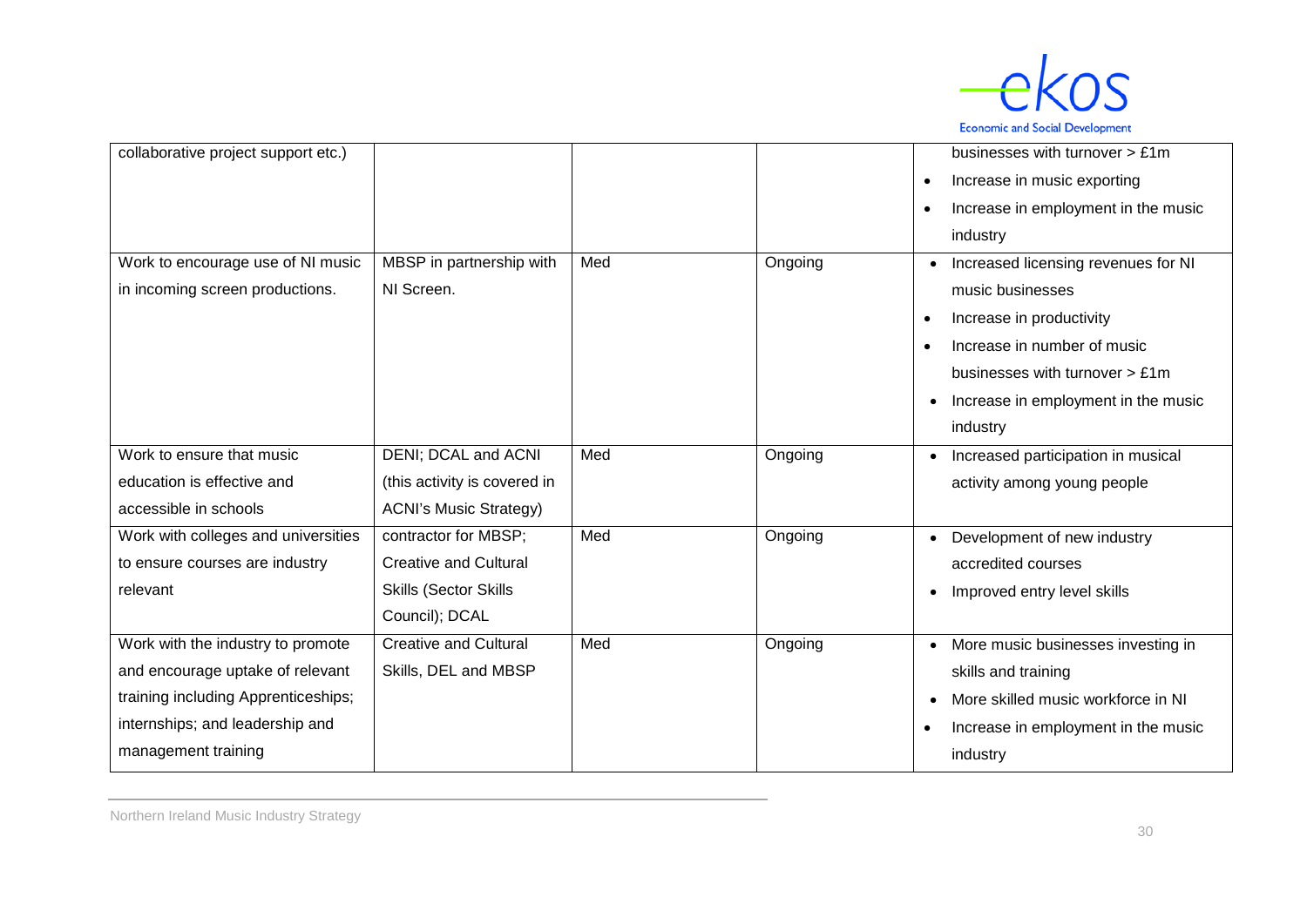| | | | | |
|---|---|---|---|---|
| collaborative project support etc.) | | | | businesses with turnover > £1m<br>• Increase in music exporting<br>• Increase in employment in the music industry |
| Work to encourage use of NI music in incoming screen productions. | MBSP in partnership with NI Screen. | Med | Ongoing | • Increased licensing revenues for NI music businesses<br>• Increase in productivity<br>• Increase in number of music businesses with turnover > £1m<br>• Increase in employment in the music industry |
| Work to ensure that music education is effective and accessible in schools | DENI; DCAL and ACNI (this activity is covered in ACNI's Music Strategy) | Med | Ongoing | • Increased participation in musical activity among young people |
| Work with colleges and universities to ensure courses are industry relevant | contractor for MBSP; Creative and Cultural Skills (Sector Skills Council); DCAL | Med | Ongoing | • Development of new industry accredited courses<br>• Improved entry level skills |
| Work with the industry to promote and encourage uptake of relevant training including Apprenticeships; internships; and leadership and management training | Creative and Cultural Skills, DEL and MBSP | Med | Ongoing | • More music businesses investing in skills and training<br>• More skilled music workforce in NI<br>• Increase in employment in the music industry |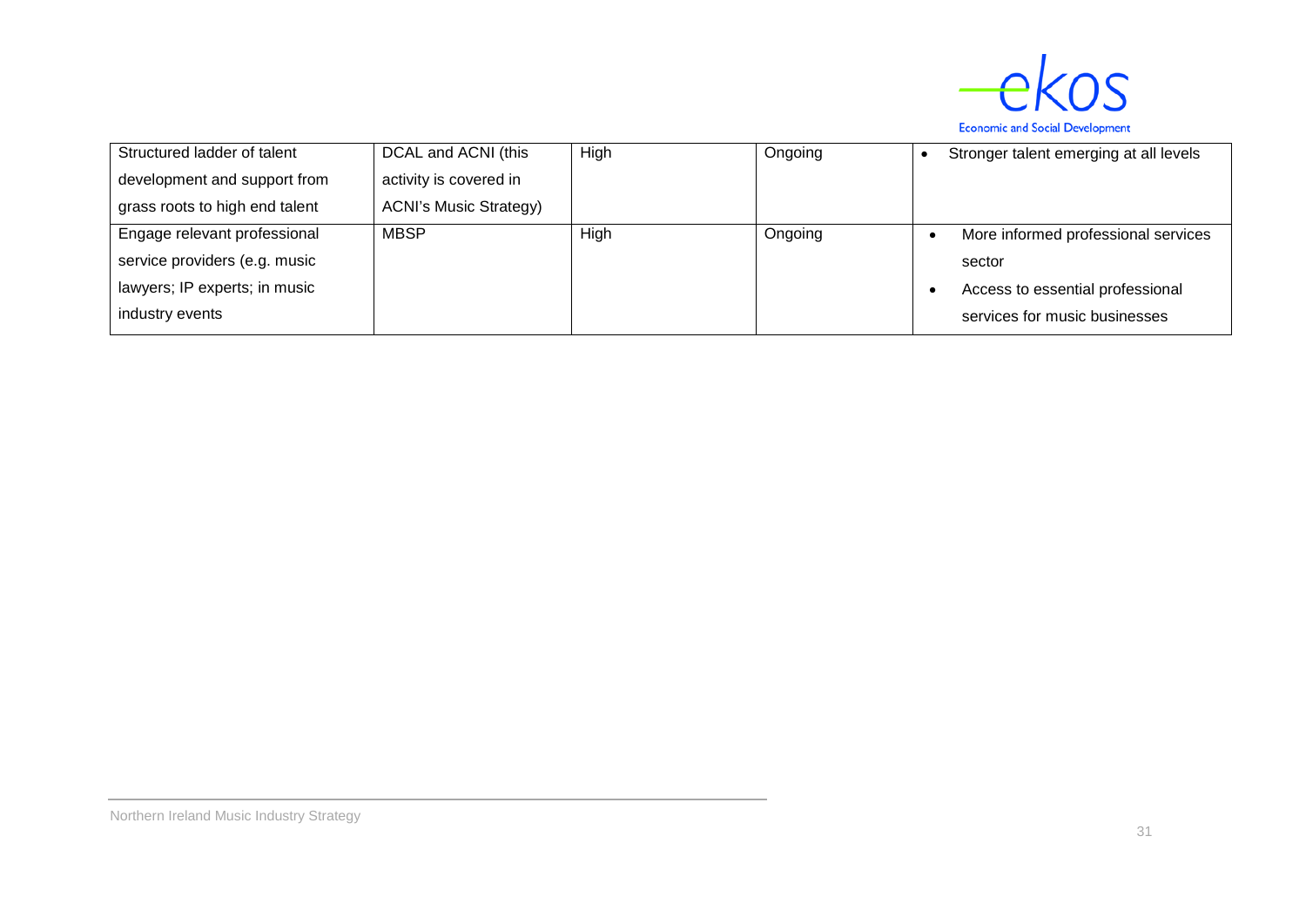| | | | | |
|---|---|---|---|---|
| Structured ladder of talent development and support from grass roots to high end talent | DCAL and ACNI (this activity is covered in ACNI's Music Strategy) | High | Ongoing | • Stronger talent emerging at all levels |
| Engage relevant professional service providers (e.g. music lawyers; IP experts; in music industry events | MBSP | High | Ongoing | • More informed professional services sector<br>• Access to essential professional services for music businesses |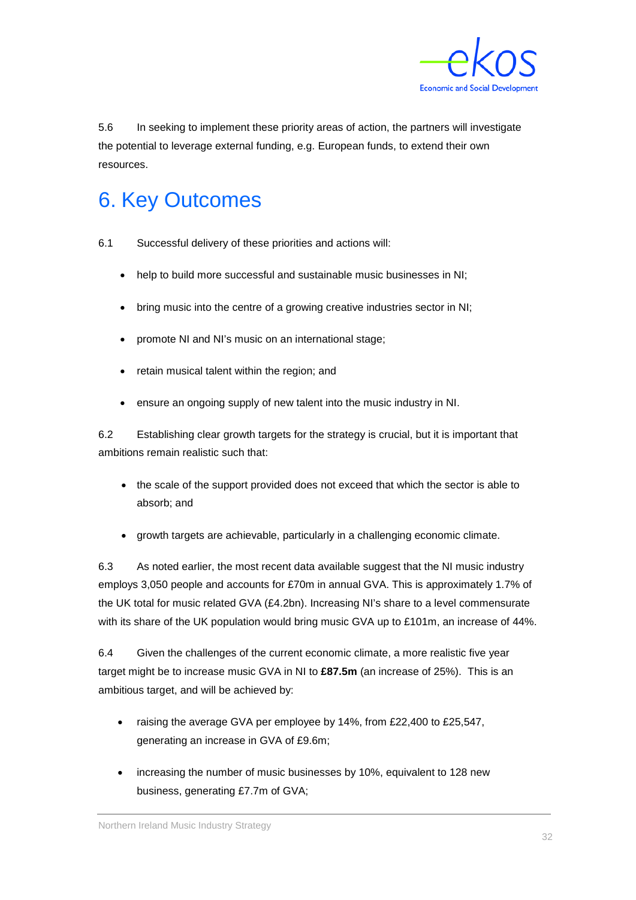5.6 In seeking to implement these priority areas of action, the partners will investigate the potential to leverage external funding, e.g. European funds, to extend their own resources.

# 6. Key Outcomes

6.1 Successful delivery of these priorities and actions will:

- help to build more successful and sustainable music businesses in NI;
- bring music into the centre of a growing creative industries sector in NI;
- promote NI and NI's music on an international stage;
- retain musical talent within the region; and
- ensure an ongoing supply of new talent into the music industry in NI.

6.2 Establishing clear growth targets for the strategy is crucial, but it is important that ambitions remain realistic such that:

- the scale of the support provided does not exceed that which the sector is able to absorb; and
- growth targets are achievable, particularly in a challenging economic climate.

6.3 As noted earlier, the most recent data available suggest that the NI music industry employs 3,050 people and accounts for £70m in annual GVA. This is approximately 1.7% of the UK total for music related GVA (£4.2bn). Increasing NI's share to a level commensurate with its share of the UK population would bring music GVA up to £101m, an increase of 44%.

6.4 Given the challenges of the current economic climate, a more realistic five year target might be to increase music GVA in NI to **£87.5m** (an increase of 25%). This is an ambitious target, and will be achieved by:

- raising the average GVA per employee by 14%, from £22,400 to £25,547, generating an increase in GVA of £9.6m;
- increasing the number of music businesses by 10%, equivalent to 128 new business, generating £7.7m of GVA;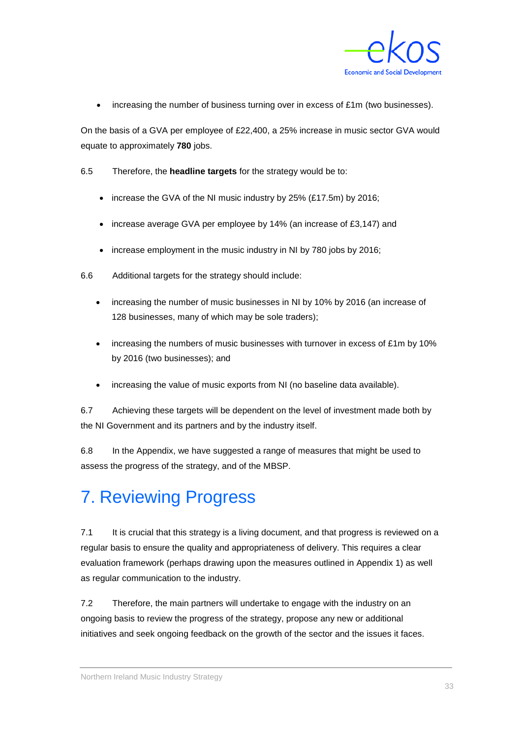- increasing the number of business turning over in excess of £1m (two businesses).

On the basis of a GVA per employee of £22,400, a 25% increase in music sector GVA would equate to approximately **780** jobs.

6.5 Therefore, the **headline targets** for the strategy would be to:

- increase the GVA of the NI music industry by 25% (£17.5m) by 2016;
- increase average GVA per employee by 14% (an increase of £3,147) and
- increase employment in the music industry in NI by 780 jobs by 2016;

6.6 Additional targets for the strategy should include:

- increasing the number of music businesses in NI by 10% by 2016 (an increase of 128 businesses, many of which may be sole traders);
- increasing the numbers of music businesses with turnover in excess of £1m by 10% by 2016 (two businesses); and
- increasing the value of music exports from NI (no baseline data available).

6.7 Achieving these targets will be dependent on the level of investment made both by the NI Government and its partners and by the industry itself.

6.8 In the Appendix, we have suggested a range of measures that might be used to assess the progress of the strategy, and of the MBSP.

# 7. Reviewing Progress

7.1 It is crucial that this strategy is a living document, and that progress is reviewed on a regular basis to ensure the quality and appropriateness of delivery. This requires a clear evaluation framework (perhaps drawing upon the measures outlined in Appendix 1) as well as regular communication to the industry.

7.2 Therefore, the main partners will undertake to engage with the industry on an ongoing basis to review the progress of the strategy, propose any new or additional initiatives and seek ongoing feedback on the growth of the sector and the issues it faces.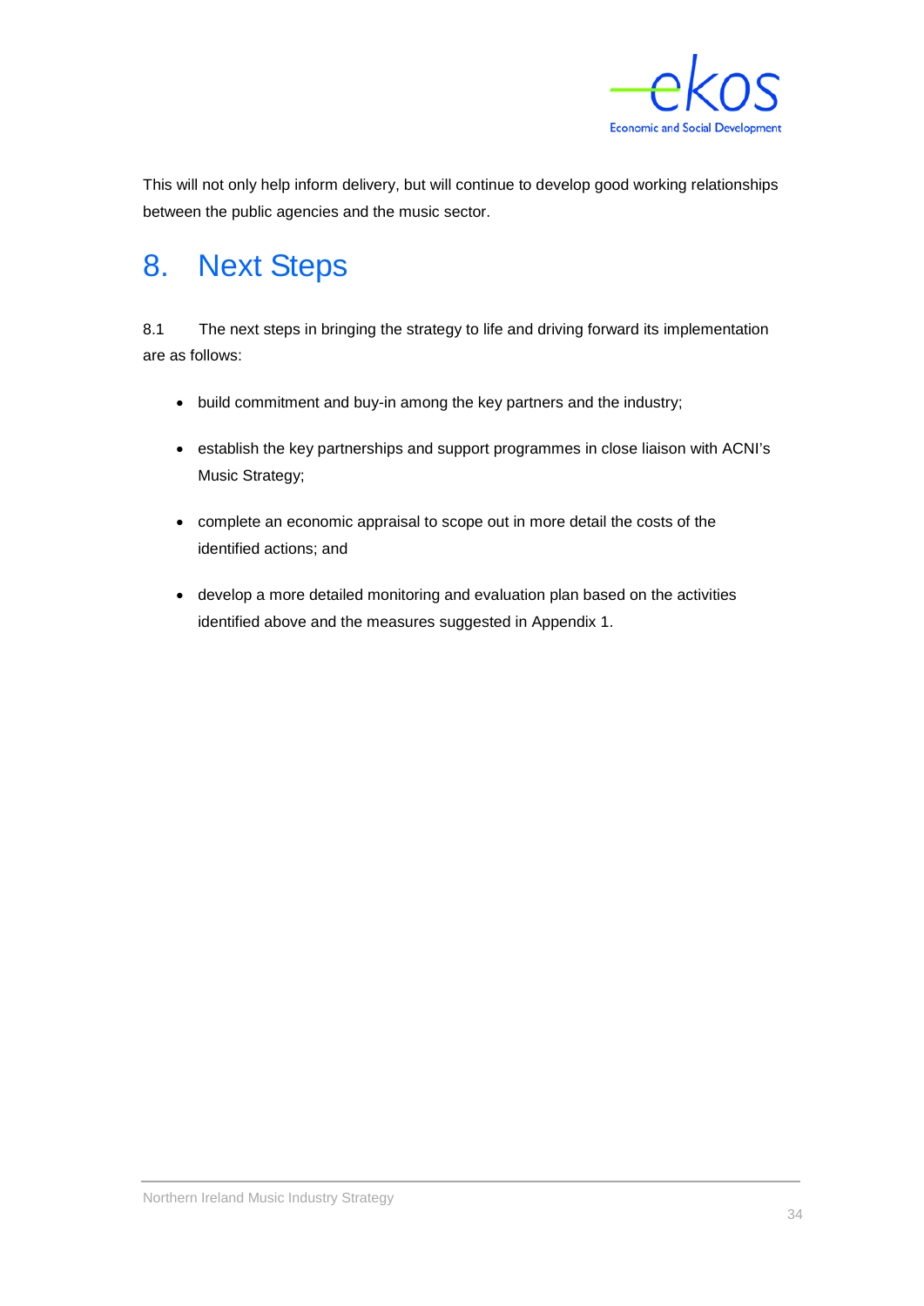This will not only help inform delivery, but will continue to develop good working relationships between the public agencies and the music sector.

# 8. Next Steps

8.1 The next steps in bringing the strategy to life and driving forward its implementation are as follows:

- build commitment and buy-in among the key partners and the industry;
- establish the key partnerships and support programmes in close liaison with ACNI's Music Strategy;
- complete an economic appraisal to scope out in more detail the costs of the identified actions; and
- develop a more detailed monitoring and evaluation plan based on the activities identified above and the measures suggested in Appendix 1.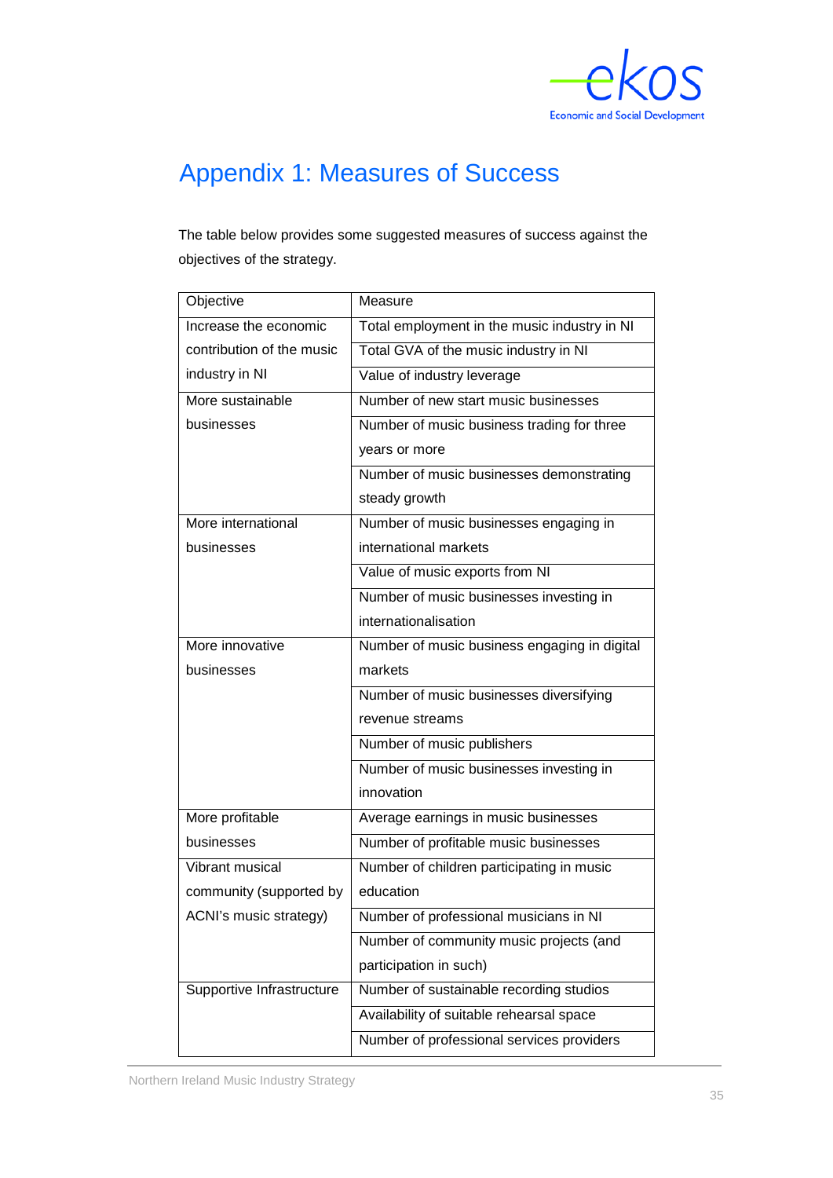# Appendix 1: Measures of Success

The table below provides some suggested measures of success against the objectives of the strategy.

| Objective | Measure |
|---|---|
| Increase the economic contribution of the music industry in NI | Total employment in the music industry in NI |
| | Total GVA of the music industry in NI |
| | Value of industry leverage |
| More sustainable businesses | Number of new start music businesses |
| | Number of music business trading for three years or more |
| | Number of music businesses demonstrating steady growth |
| More international businesses | Number of music businesses engaging in international markets |
| | Value of music exports from NI |
| | Number of music businesses investing in internationalisation |
| More innovative businesses | Number of music business engaging in digital markets |
| | Number of music businesses diversifying revenue streams |
| | Number of music publishers |
| | Number of music businesses investing in innovation |
| More profitable businesses | Average earnings in music businesses |
| | Number of profitable music businesses |
| Vibrant musical community (supported by ACNI's music strategy) | Number of children participating in music education |
| | Number of professional musicians in NI |
| | Number of community music projects (and participation in such) |
| Supportive Infrastructure | Number of sustainable recording studios |
| | Availability of suitable rehearsal space |
| | Number of professional services providers |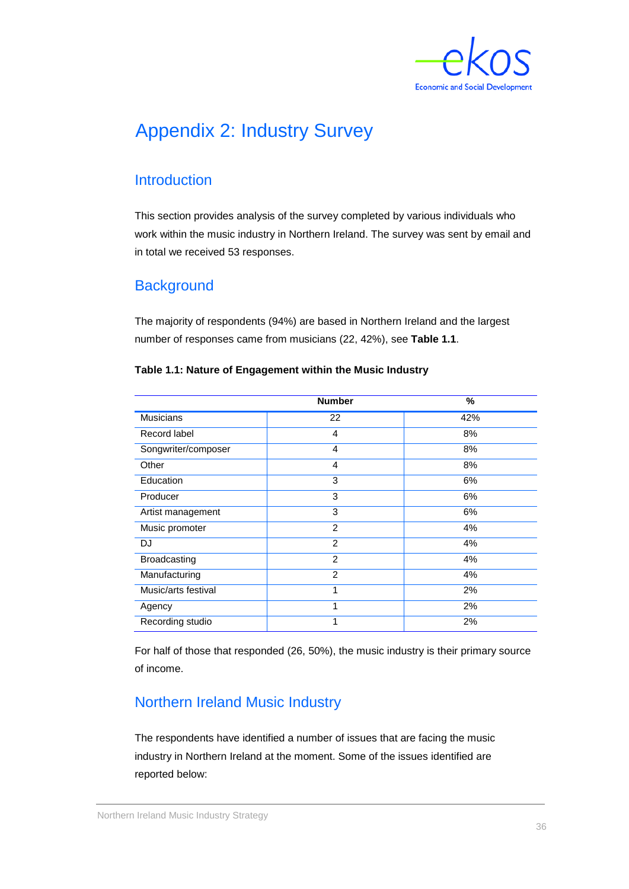# Appendix 2: Industry Survey

## Introduction

This section provides analysis of the survey completed by various individuals who work within the music industry in Northern Ireland. The survey was sent by email and in total we received 53 responses.

## Background

The majority of respondents (94%) are based in Northern Ireland and the largest number of responses came from musicians (22, 42%), see **Table 1.1**.

**Table 1.1: Nature of Engagement within the Music Industry**

| | Number | % |
|---|---|---|
| Musicians | 22 | 42% |
| Record label | 4 | 8% |
| Songwriter/composer | 4 | 8% |
| Other | 4 | 8% |
| Education | 3 | 6% |
| Producer | 3 | 6% |
| Artist management | 3 | 6% |
| Music promoter | 2 | 4% |
| DJ | 2 | 4% |
| Broadcasting | 2 | 4% |
| Manufacturing | 2 | 4% |
| Music/arts festival | 1 | 2% |
| Agency | 1 | 2% |
| Recording studio | 1 | 2% |

For half of those that responded (26, 50%), the music industry is their primary source of income.

## Northern Ireland Music Industry

The respondents have identified a number of issues that are facing the music industry in Northern Ireland at the moment. Some of the issues identified are reported below: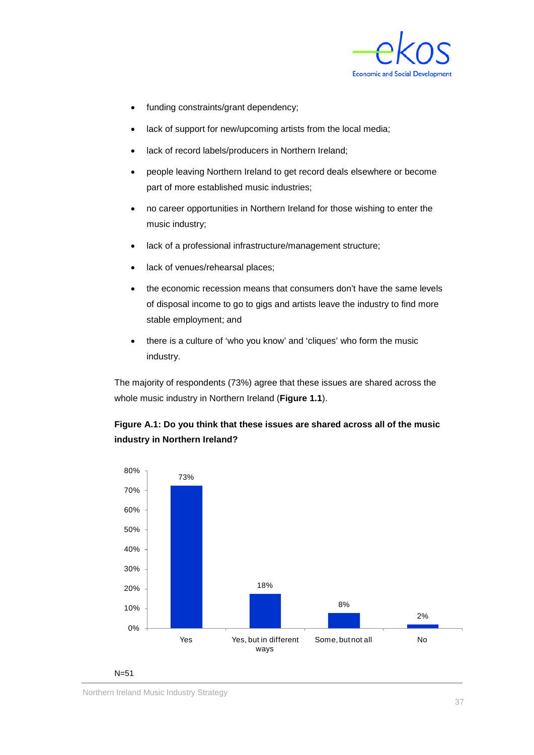- funding constraints/grant dependency;
- lack of support for new/upcoming artists from the local media;
- lack of record labels/producers in Northern Ireland;
- people leaving Northern Ireland to get record deals elsewhere or become part of more established music industries;
- no career opportunities in Northern Ireland for those wishing to enter the music industry;
- lack of a professional infrastructure/management structure;
- lack of venues/rehearsal places;
- the economic recession means that consumers don't have the same levels of disposal income to go to gigs and artists leave the industry to find more stable employment; and
- there is a culture of 'who you know' and 'cliques' who form the music industry.

The majority of respondents (73%) agree that these issues are shared across the whole music industry in Northern Ireland (**Figure 1.1**).

**Figure A.1: Do you think that these issues are shared across all of the music industry in Northern Ireland?**

| Response | Percentage |
|---|---|
| Yes | 73% |
| Yes, but in different ways | 18% |
| Some, but not all | 8% |
| No | 2% |

N=51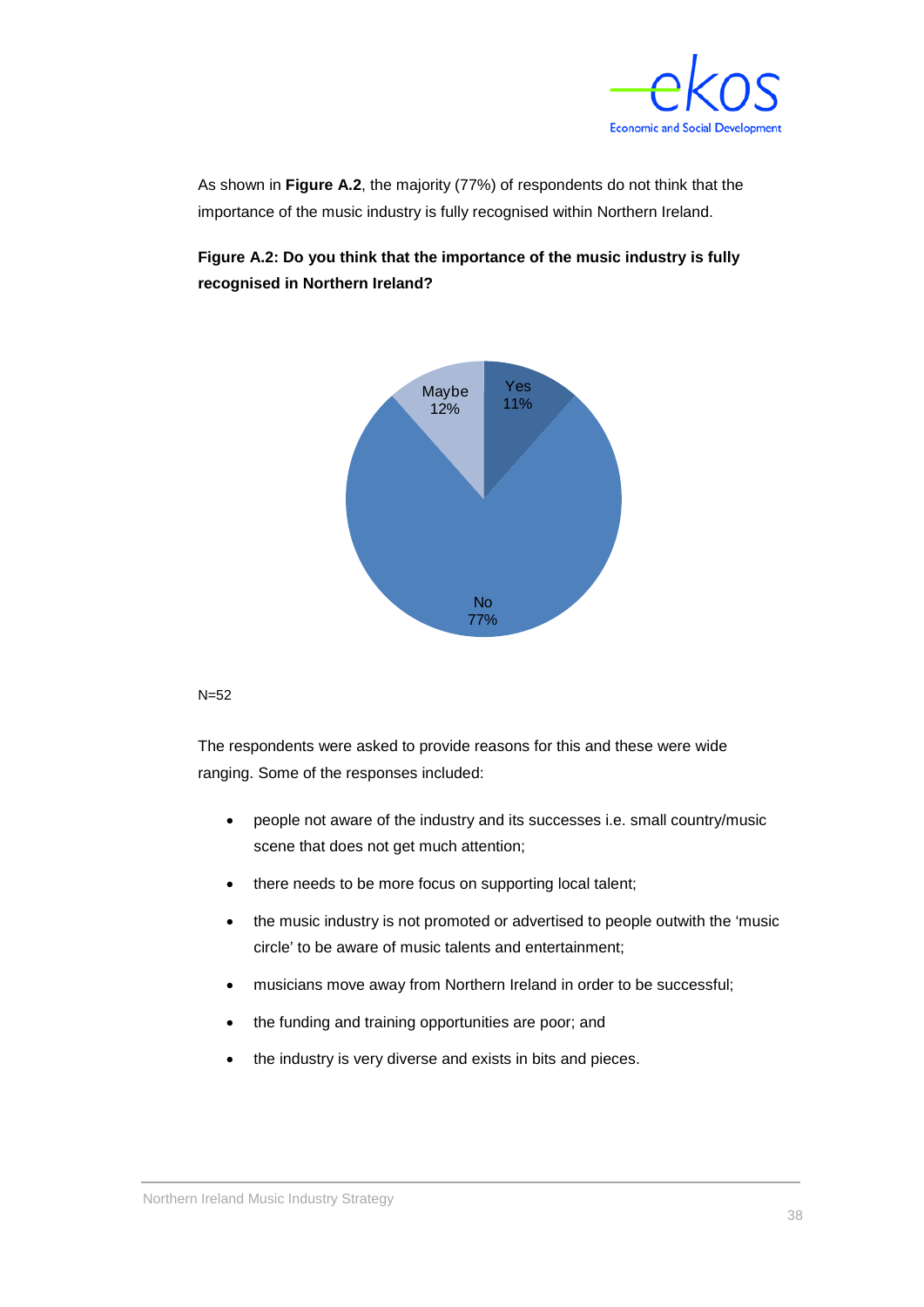As shown in **Figure A.2**, the majority (77%) of respondents do not think that the importance of the music industry is fully recognised within Northern Ireland.

**Figure A.2: Do you think that the importance of the music industry is fully recognised in Northern Ireland?**

| Response | % |
|---|---|
| Yes | 11% |
| No | 77% |
| Maybe | 12% |

N=52

The respondents were asked to provide reasons for this and these were wide ranging. Some of the responses included:

- people not aware of the industry and its successes i.e. small country/music scene that does not get much attention;
- there needs to be more focus on supporting local talent;
- the music industry is not promoted or advertised to people outwith the 'music circle' to be aware of music talents and entertainment;
- musicians move away from Northern Ireland in order to be successful;
- the funding and training opportunities are poor; and
- the industry is very diverse and exists in bits and pieces.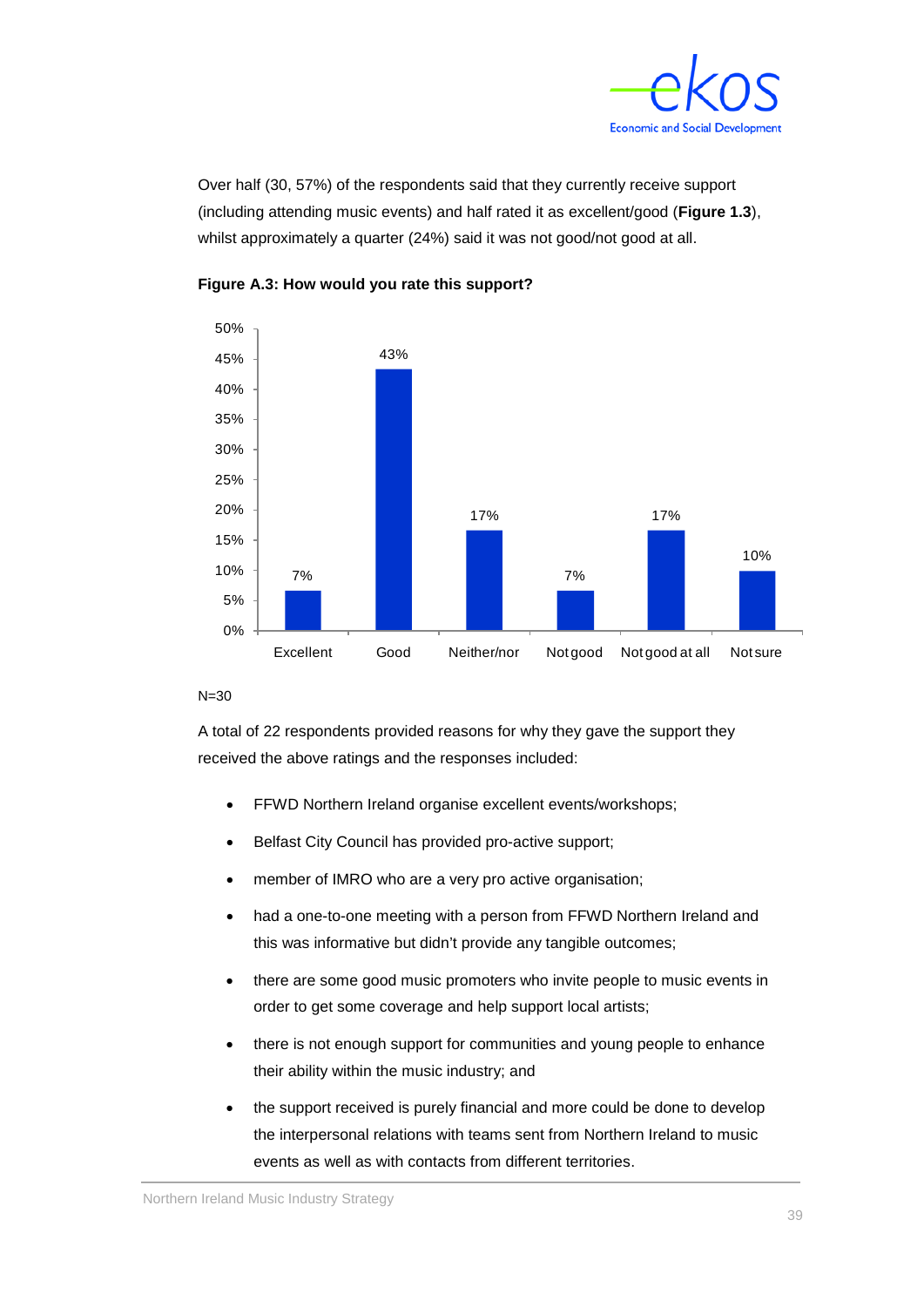Over half (30, 57%) of the respondents said that they currently receive support (including attending music events) and half rated it as excellent/good (**Figure 1.3**), whilst approximately a quarter (24%) said it was not good/not good at all.

**Figure A.3: How would you rate this support?**

| Rating | % |
|---|---|
| Excellent | 7% |
| Good | 43% |
| Neither/nor | 17% |
| Not good | 7% |
| Not good at all | 17% |
| Not sure | 10% |

N=30

A total of 22 respondents provided reasons for why they gave the support they received the above ratings and the responses included:

- FFWD Northern Ireland organise excellent events/workshops;
- Belfast City Council has provided pro-active support;
- member of IMRO who are a very pro active organisation;
- had a one-to-one meeting with a person from FFWD Northern Ireland and this was informative but didn't provide any tangible outcomes;
- there are some good music promoters who invite people to music events in order to get some coverage and help support local artists;
- there is not enough support for communities and young people to enhance their ability within the music industry; and
- the support received is purely financial and more could be done to develop the interpersonal relations with teams sent from Northern Ireland to music events as well as with contacts from different territories.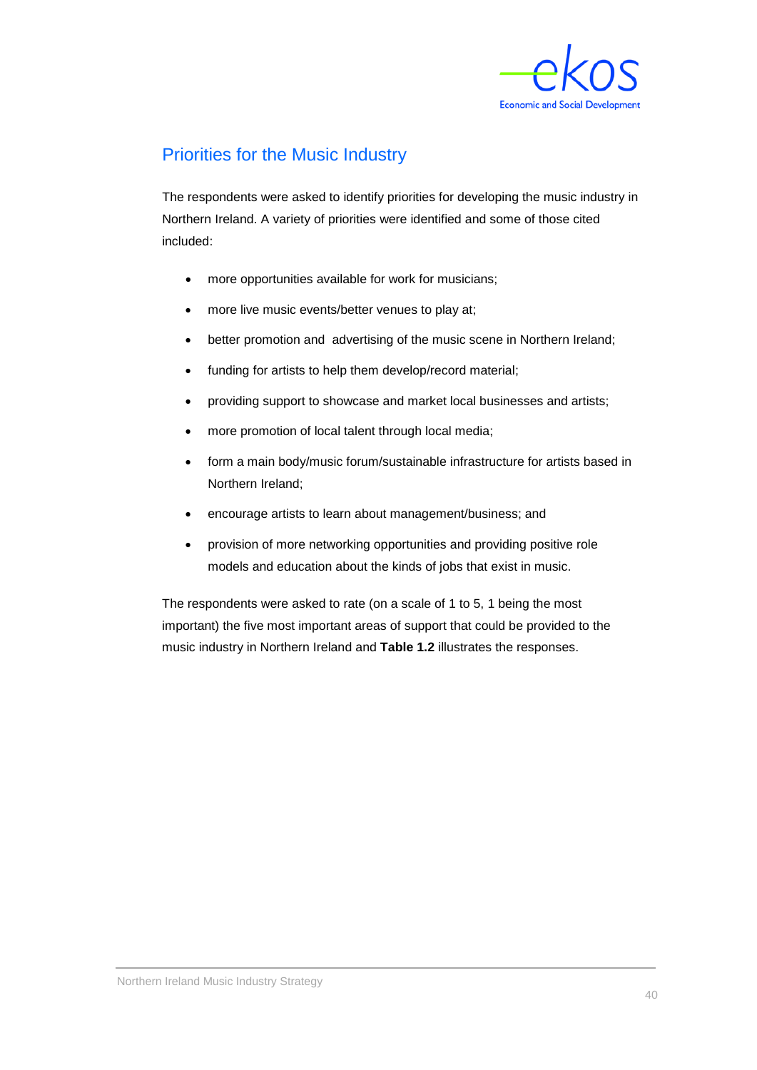## Priorities for the Music Industry

The respondents were asked to identify priorities for developing the music industry in Northern Ireland. A variety of priorities were identified and some of those cited included:

- more opportunities available for work for musicians;
- more live music events/better venues to play at;
- better promotion and advertising of the music scene in Northern Ireland;
- funding for artists to help them develop/record material;
- providing support to showcase and market local businesses and artists;
- more promotion of local talent through local media;
- form a main body/music forum/sustainable infrastructure for artists based in Northern Ireland;
- encourage artists to learn about management/business; and
- provision of more networking opportunities and providing positive role models and education about the kinds of jobs that exist in music.

The respondents were asked to rate (on a scale of 1 to 5, 1 being the most important) the five most important areas of support that could be provided to the music industry in Northern Ireland and **Table 1.2** illustrates the responses.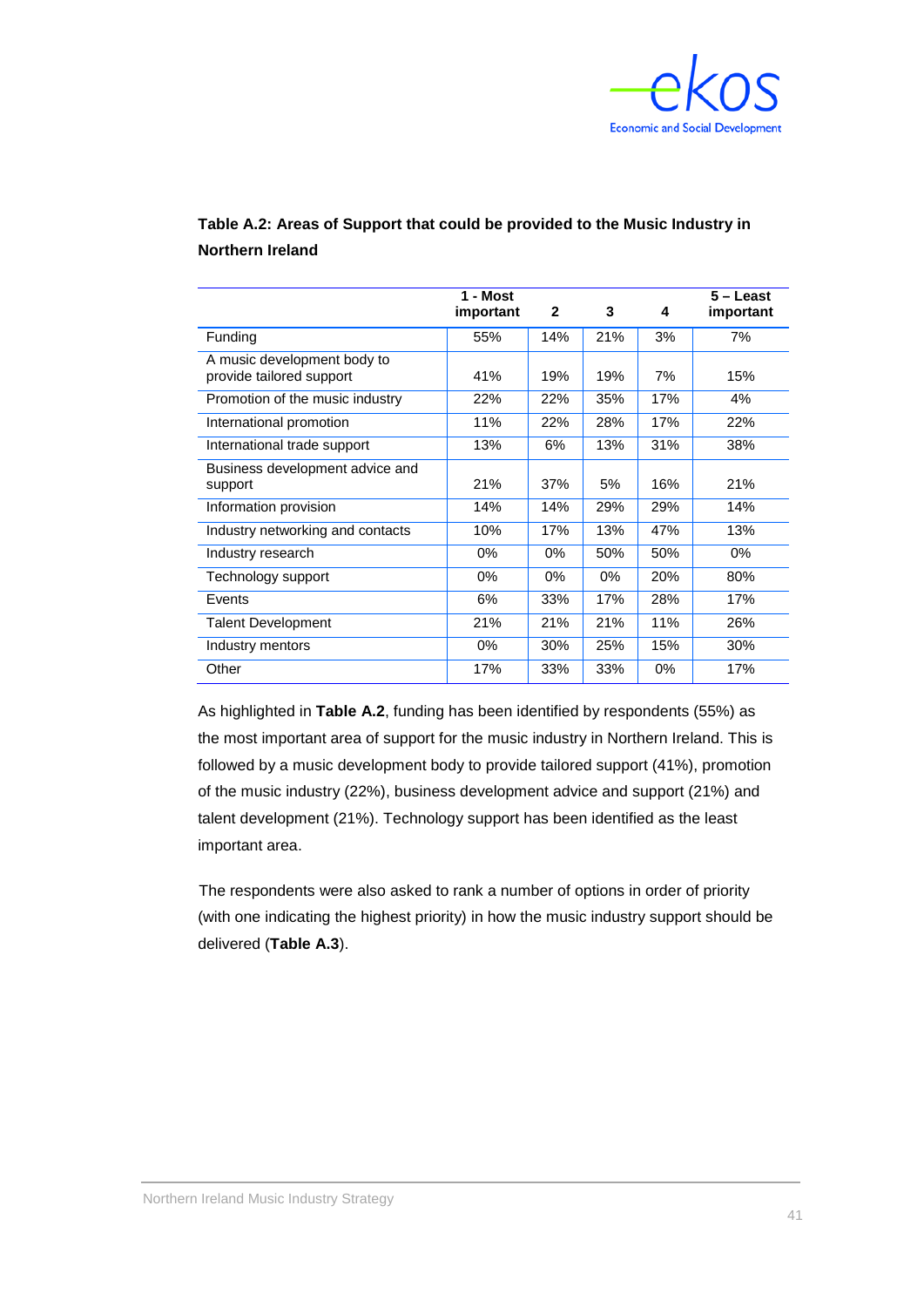**Table A.2: Areas of Support that could be provided to the Music Industry in Northern Ireland**

| | 1 - Most important | 2 | 3 | 4 | 5 – Least important |
|---|---|---|---|---|---|
| Funding | 55% | 14% | 21% | 3% | 7% |
| A music development body to provide tailored support | 41% | 19% | 19% | 7% | 15% |
| Promotion of the music industry | 22% | 22% | 35% | 17% | 4% |
| International promotion | 11% | 22% | 28% | 17% | 22% |
| International trade support | 13% | 6% | 13% | 31% | 38% |
| Business development advice and support | 21% | 37% | 5% | 16% | 21% |
| Information provision | 14% | 14% | 29% | 29% | 14% |
| Industry networking and contacts | 10% | 17% | 13% | 47% | 13% |
| Industry research | 0% | 0% | 50% | 50% | 0% |
| Technology support | 0% | 0% | 0% | 20% | 80% |
| Events | 6% | 33% | 17% | 28% | 17% |
| Talent Development | 21% | 21% | 21% | 11% | 26% |
| Industry mentors | 0% | 30% | 25% | 15% | 30% |
| Other | 17% | 33% | 33% | 0% | 17% |

As highlighted in **Table A.2**, funding has been identified by respondents (55%) as the most important area of support for the music industry in Northern Ireland. This is followed by a music development body to provide tailored support (41%), promotion of the music industry (22%), business development advice and support (21%) and talent development (21%). Technology support has been identified as the least important area.

The respondents were also asked to rank a number of options in order of priority (with one indicating the highest priority) in how the music industry support should be delivered (**Table A.3**).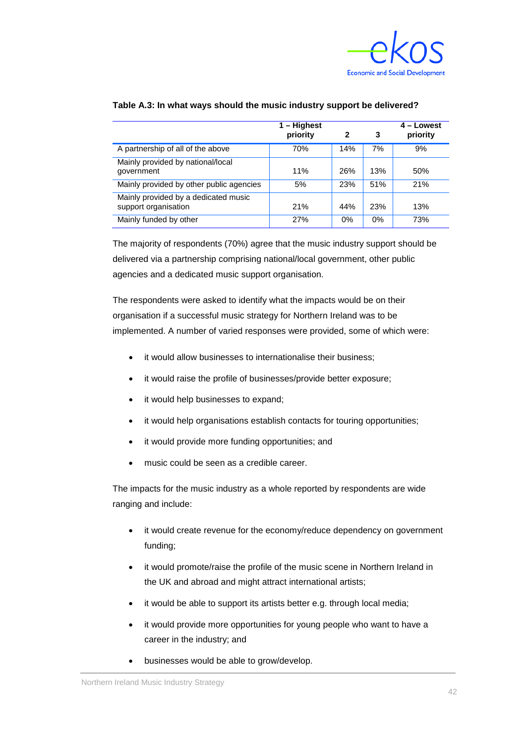**Table A.3: In what ways should the music industry support be delivered?**

| | 1 – Highest priority | 2 | 3 | 4 – Lowest priority |
|---|---|---|---|---|
| A partnership of all of the above | 70% | 14% | 7% | 9% |
| Mainly provided by national/local government | 11% | 26% | 13% | 50% |
| Mainly provided by other public agencies | 5% | 23% | 51% | 21% |
| Mainly provided by a dedicated music support organisation | 21% | 44% | 23% | 13% |
| Mainly funded by other | 27% | 0% | 0% | 73% |

The majority of respondents (70%) agree that the music industry support should be delivered via a partnership comprising national/local government, other public agencies and a dedicated music support organisation.

The respondents were asked to identify what the impacts would be on their organisation if a successful music strategy for Northern Ireland was to be implemented. A number of varied responses were provided, some of which were:

- it would allow businesses to internationalise their business;
- it would raise the profile of businesses/provide better exposure;
- it would help businesses to expand;
- it would help organisations establish contacts for touring opportunities;
- it would provide more funding opportunities; and
- music could be seen as a credible career.

The impacts for the music industry as a whole reported by respondents are wide ranging and include:

- it would create revenue for the economy/reduce dependency on government funding;
- it would promote/raise the profile of the music scene in Northern Ireland in the UK and abroad and might attract international artists;
- it would be able to support its artists better e.g. through local media;
- it would provide more opportunities for young people who want to have a career in the industry; and
- businesses would be able to grow/develop.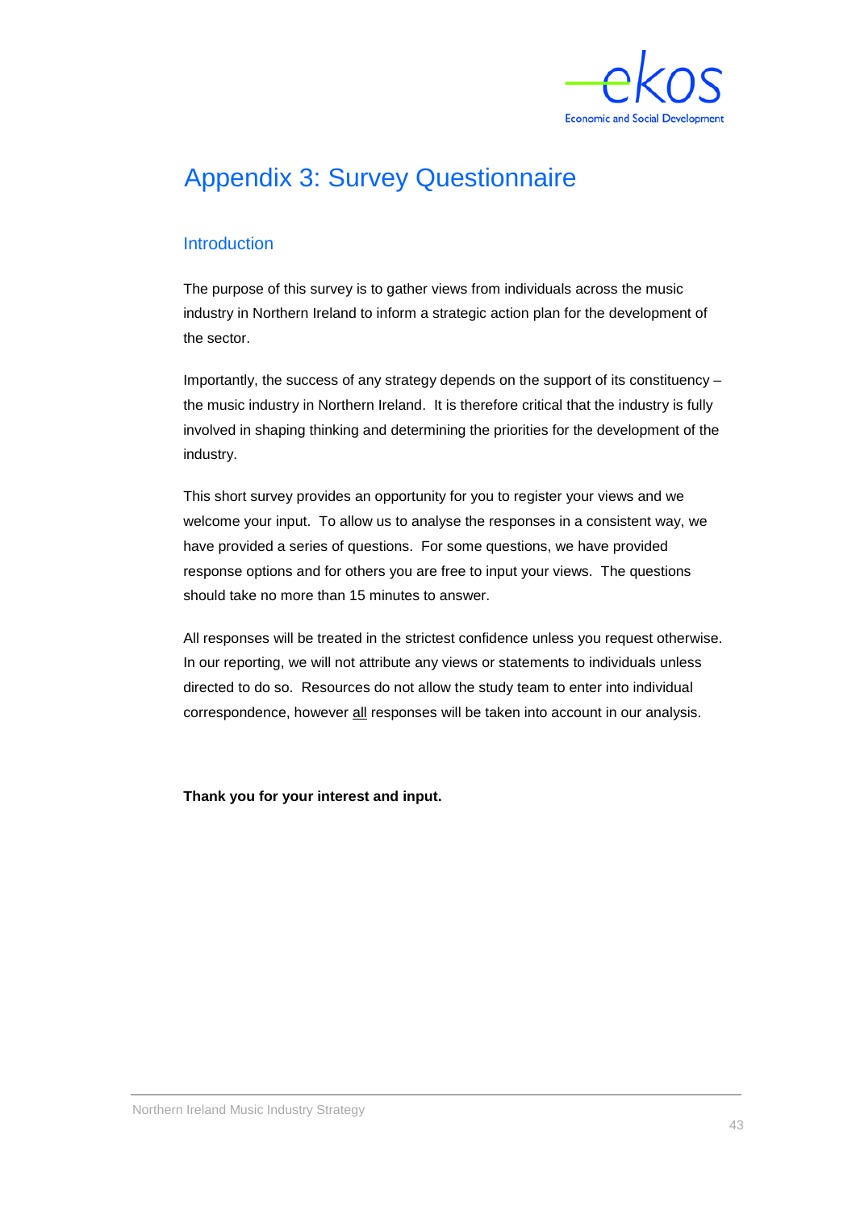# Appendix 3: Survey Questionnaire

## Introduction

The purpose of this survey is to gather views from individuals across the music industry in Northern Ireland to inform a strategic action plan for the development of the sector.

Importantly, the success of any strategy depends on the support of its constituency – the music industry in Northern Ireland. It is therefore critical that the industry is fully involved in shaping thinking and determining the priorities for the development of the industry.

This short survey provides an opportunity for you to register your views and we welcome your input. To allow us to analyse the responses in a consistent way, we have provided a series of questions. For some questions, we have provided response options and for others you are free to input your views. The questions should take no more than 15 minutes to answer.

All responses will be treated in the strictest confidence unless you request otherwise. In our reporting, we will not attribute any views or statements to individuals unless directed to do so. Resources do not allow the study team to enter into individual correspondence, however all responses will be taken into account in our analysis.

**Thank you for your interest and input.**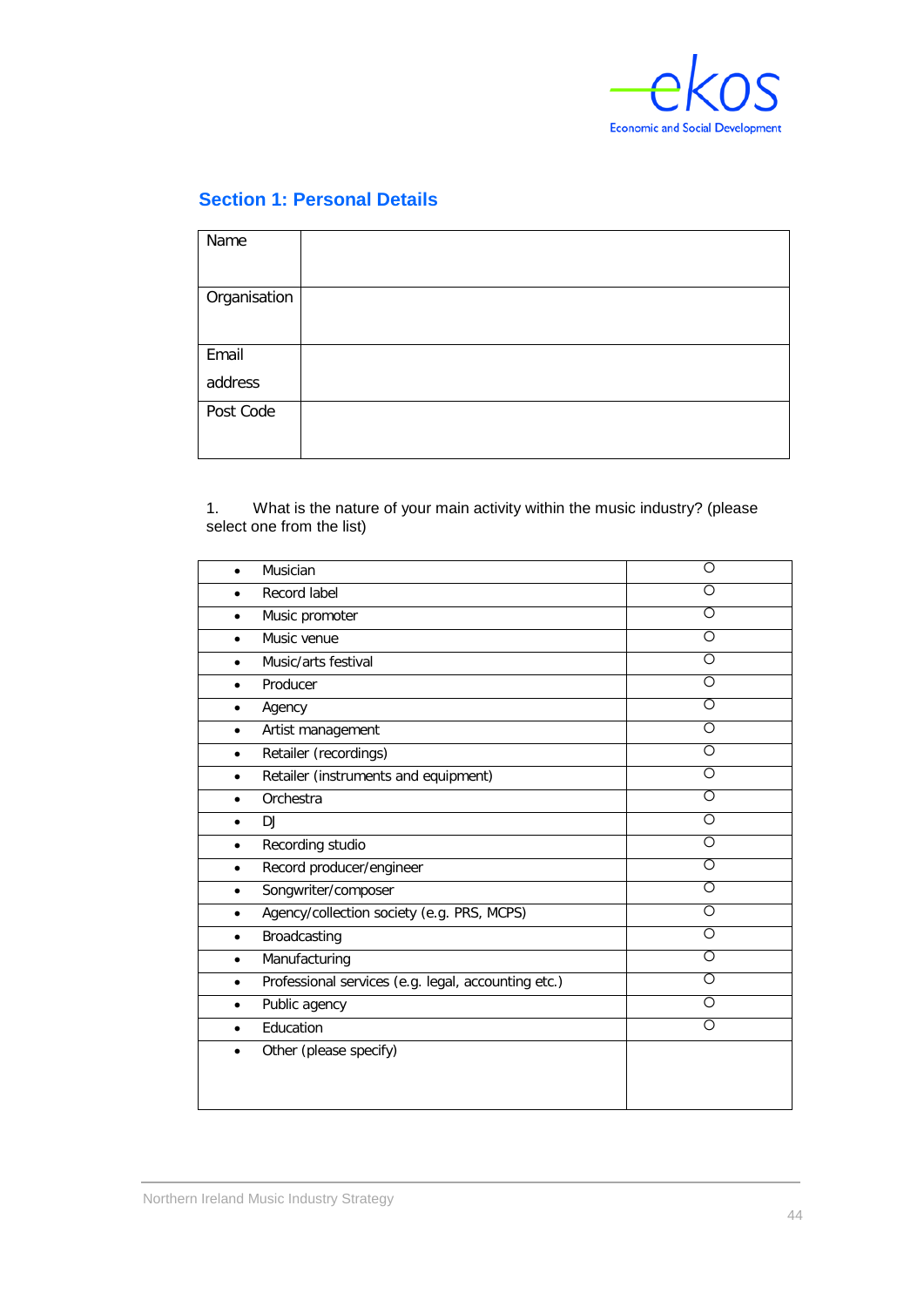## Section 1: Personal Details

| | |
|---|---|
| Name | |
| Organisation | |
| Email address | |
| Post Code | |

1. What is the nature of your main activity within the music industry? (please select one from the list)

| | |
|---|---|
| • Musician | ○ |
| • Record label | ○ |
| • Music promoter | ○ |
| • Music venue | ○ |
| • Music/arts festival | ○ |
| • Producer | ○ |
| • Agency | ○ |
| • Artist management | ○ |
| • Retailer (recordings) | ○ |
| • Retailer (instruments and equipment) | ○ |
| • Orchestra | ○ |
| • DJ | ○ |
| • Recording studio | ○ |
| • Record producer/engineer | ○ |
| • Songwriter/composer | ○ |
| • Agency/collection society (e.g. PRS, MCPS) | ○ |
| • Broadcasting | ○ |
| • Manufacturing | ○ |
| • Professional services (e.g. legal, accounting etc.) | ○ |
| • Public agency | ○ |
| • Education | ○ |
| • Other (please specify) | |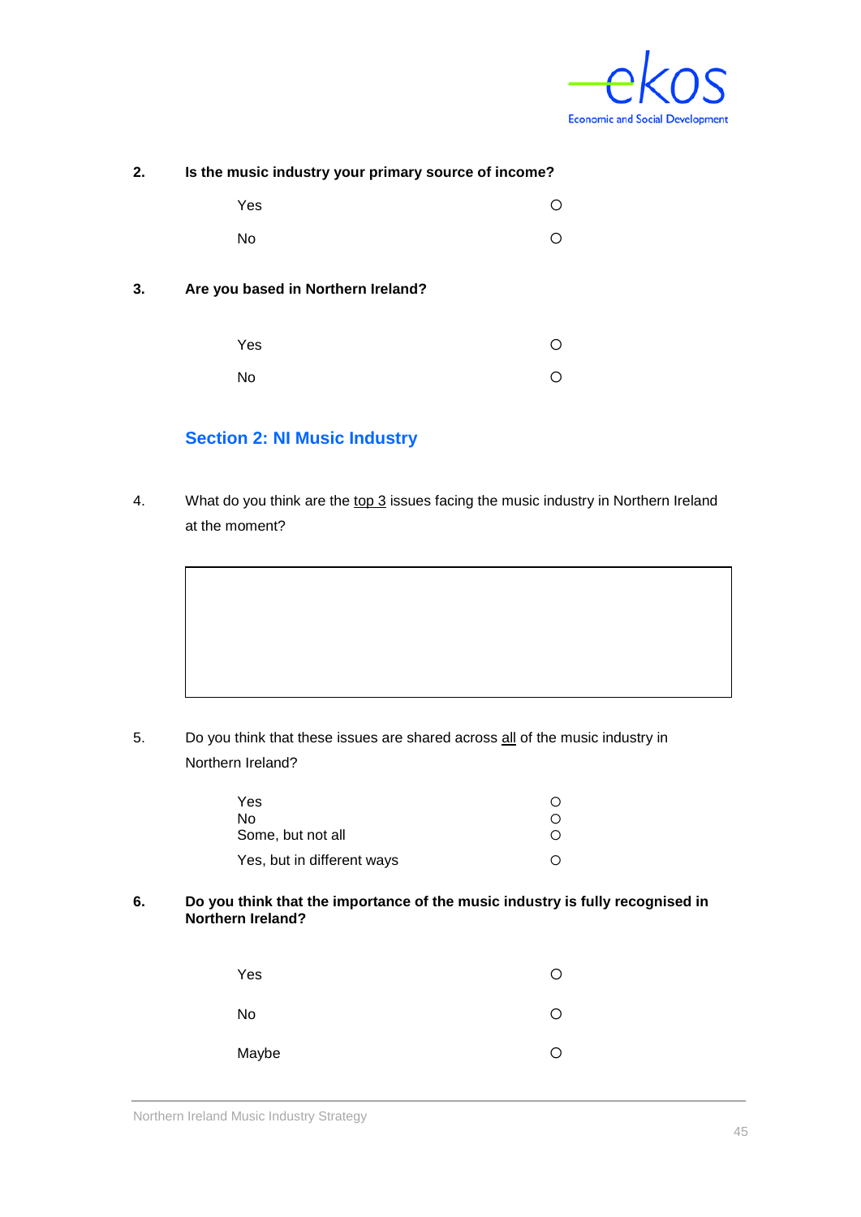**2. Is the music industry your primary source of income?**

| | |
|---|---|
| Yes | ○ |
| No | ○ |

**3. Are you based in Northern Ireland?**

| | |
|---|---|
| Yes | ○ |
| No | ○ |

## Section 2: NI Music Industry

4. What do you think are the top 3 issues facing the music industry in Northern Ireland at the moment?

| |
|---|
| |

5. Do you think that these issues are shared across all of the music industry in Northern Ireland?

| | |
|---|---|
| Yes | ○ |
| No | ○ |
| Some, but not all | ○ |
| Yes, but in different ways | ○ |

**6. Do you think that the importance of the music industry is fully recognised in Northern Ireland?**

| | |
|---|---|
| Yes | ○ |
| No | ○ |
| Maybe | ○ |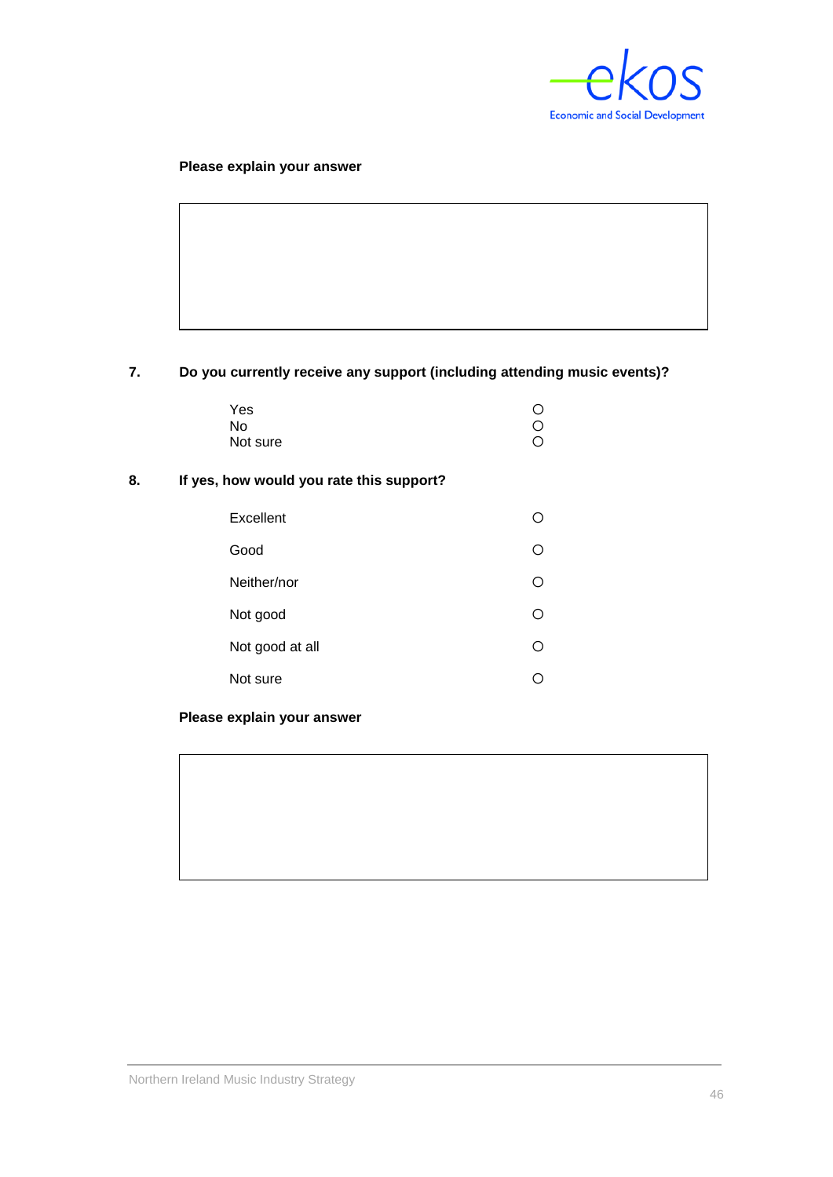**Please explain your answer**

| |
|---|
| |

**7. Do you currently receive any support (including attending music events)?**

| | |
|---|---|
| Yes | ○ |
| No | ○ |
| Not sure | ○ |

**8. If yes, how would you rate this support?**

| | |
|---|---|
| Excellent | ○ |
| Good | ○ |
| Neither/nor | ○ |
| Not good | ○ |
| Not good at all | ○ |
| Not sure | ○ |

**Please explain your answer**

| |
|---|
| |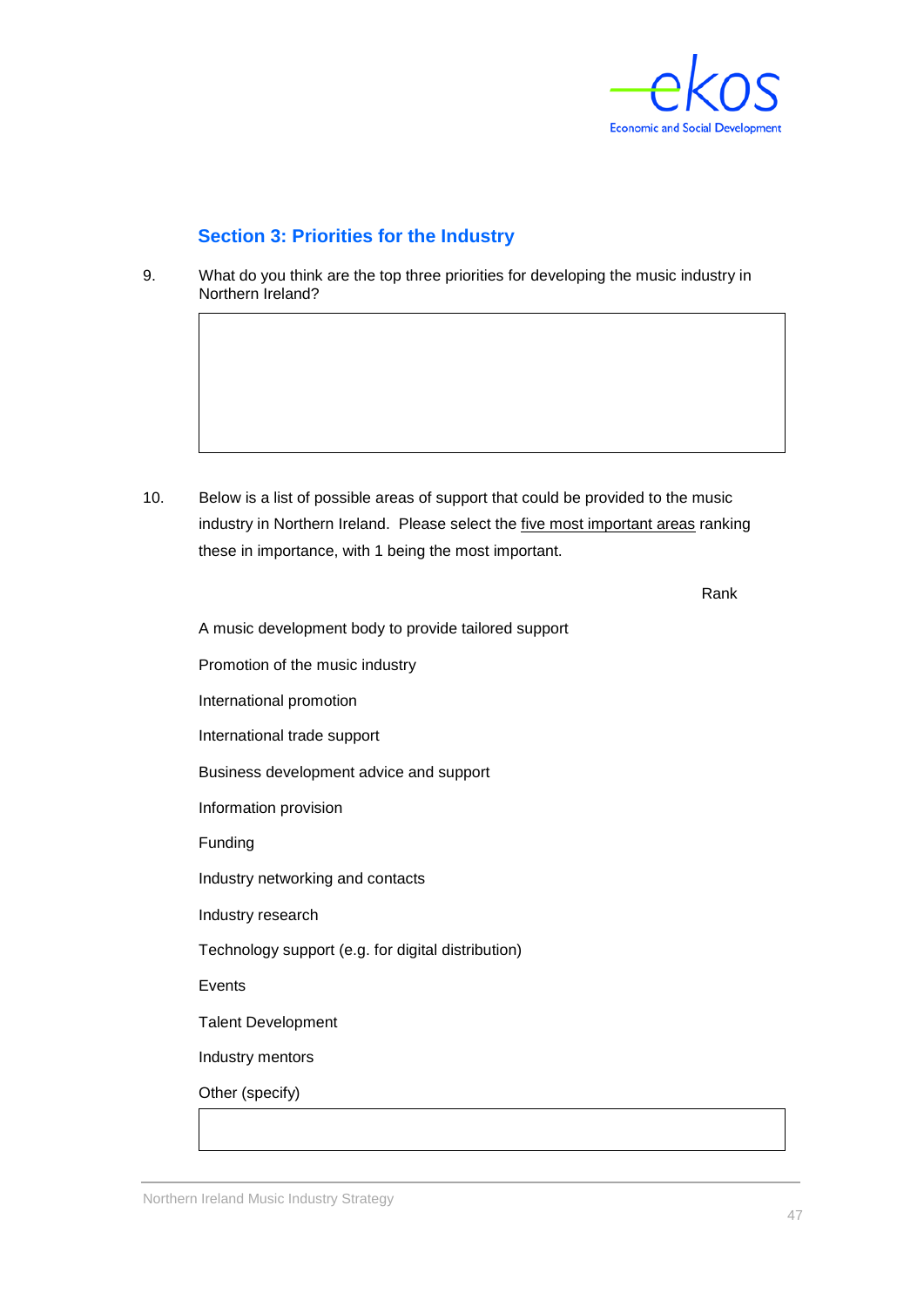## Section 3: Priorities for the Industry

9. What do you think are the top three priorities for developing the music industry in Northern Ireland?

| |
|---|
| |

10. Below is a list of possible areas of support that could be provided to the music industry in Northern Ireland. Please select the five most important areas ranking these in importance, with 1 being the most important.

| | Rank |
|---|---|
| A music development body to provide tailored support | |
| Promotion of the music industry | |
| International promotion | |
| International trade support | |
| Business development advice and support | |
| Information provision | |
| Funding | |
| Industry networking and contacts | |
| Industry research | |
| Technology support (e.g. for digital distribution) | |
| Events | |
| Talent Development | |
| Industry mentors | |
| Other (specify) | |

| |
|---|
| |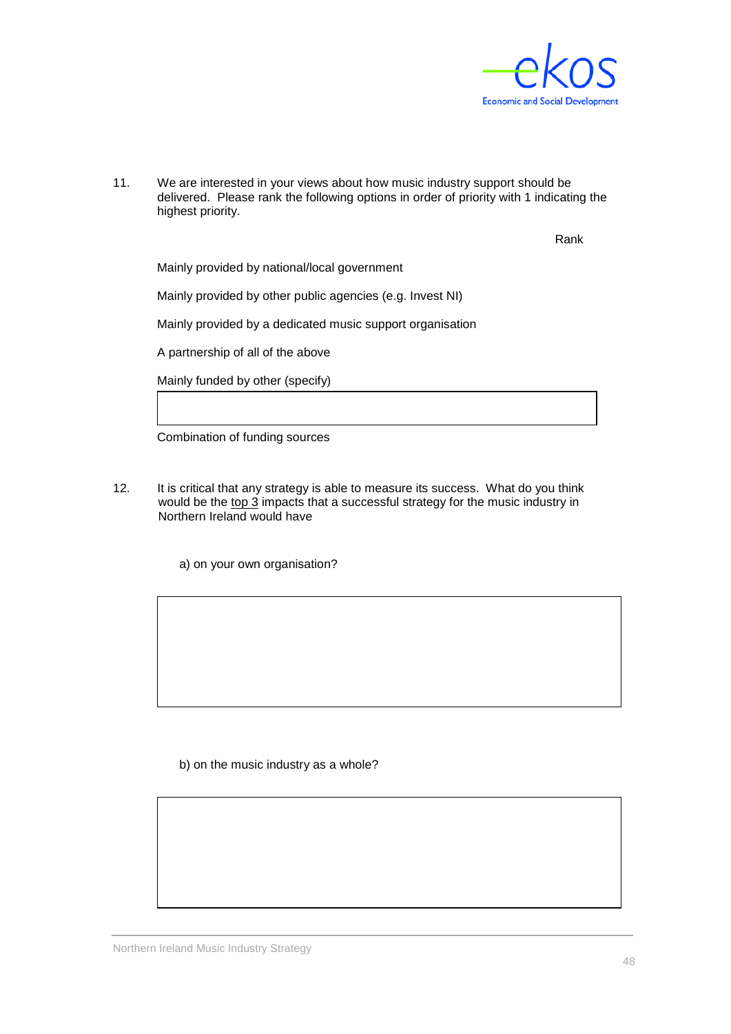11. We are interested in your views about how music industry support should be delivered. Please rank the following options in order of priority with 1 indicating the highest priority.

| | Rank |
|---|---|
| Mainly provided by national/local government | |
| Mainly provided by other public agencies (e.g. Invest NI) | |
| Mainly provided by a dedicated music support organisation | |
| A partnership of all of the above | |
| Mainly funded by other (specify) | |
| Combination of funding sources | |

12. It is critical that any strategy is able to measure its success. What do you think would be the top 3 impacts that a successful strategy for the music industry in Northern Ireland would have

a) on your own organisation?

b) on the music industry as a whole?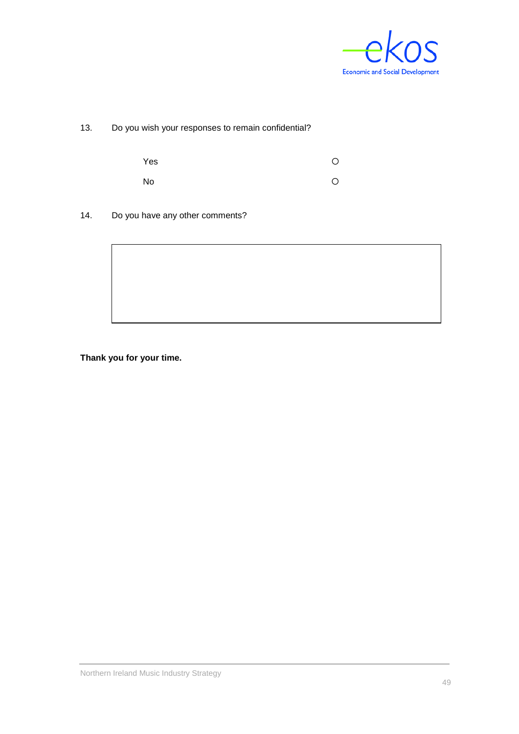13. Do you wish your responses to remain confidential?

| | |
|---|---|
| Yes | ○ |
| No | ○ |

14. Do you have any other comments?

| |
|---|
| |

**Thank you for your time.**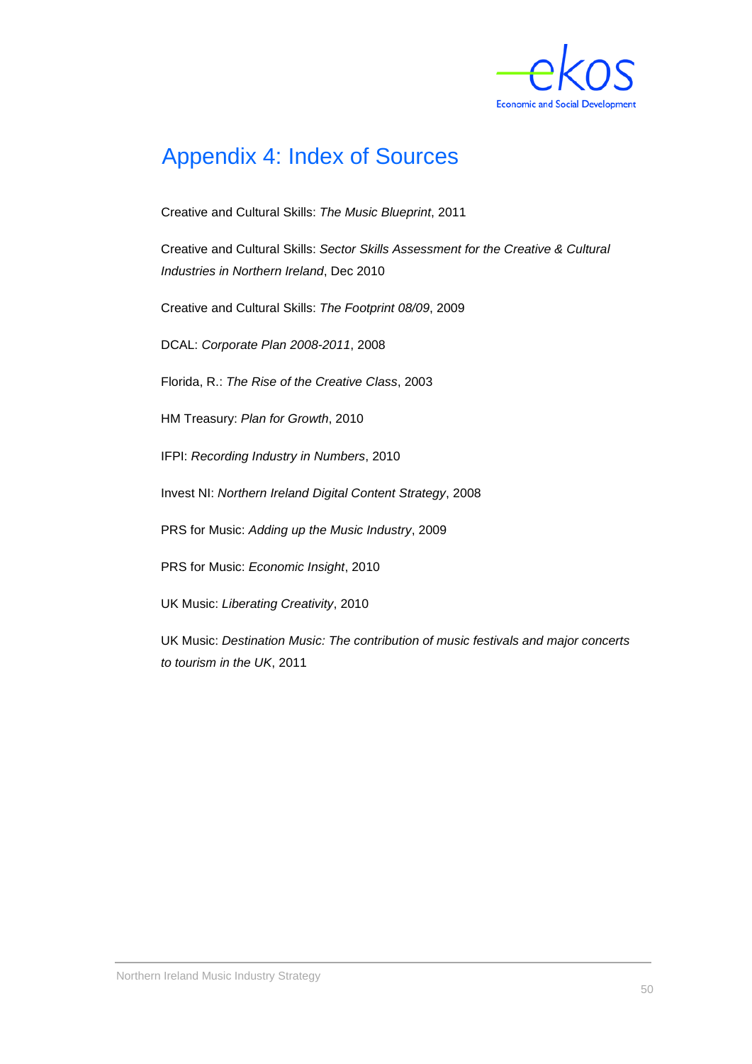# Appendix 4: Index of Sources

Creative and Cultural Skills: *The Music Blueprint*, 2011

Creative and Cultural Skills: *Sector Skills Assessment for the Creative & Cultural Industries in Northern Ireland*, Dec 2010

Creative and Cultural Skills: *The Footprint 08/09*, 2009

DCAL: *Corporate Plan 2008-2011*, 2008

Florida, R.: *The Rise of the Creative Class*, 2003

HM Treasury: *Plan for Growth*, 2010

IFPI: *Recording Industry in Numbers*, 2010

Invest NI: *Northern Ireland Digital Content Strategy*, 2008

PRS for Music: *Adding up the Music Industry*, 2009

PRS for Music: *Economic Insight*, 2010

UK Music: *Liberating Creativity*, 2010

UK Music: *Destination Music: The contribution of music festivals and major concerts to tourism in the UK*, 2011